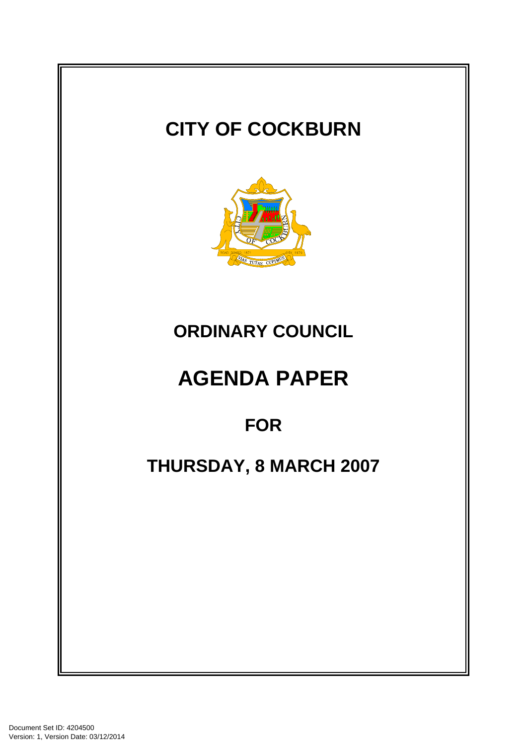# CITY OF COCKBURN

## ORDINARY COUNCIL

# AGENDA PAPER

## FOR

## THURSDAY, 8 MARCH 2007

Document Set ID: 4204500
Version: 1, Version Date: 03/12/2014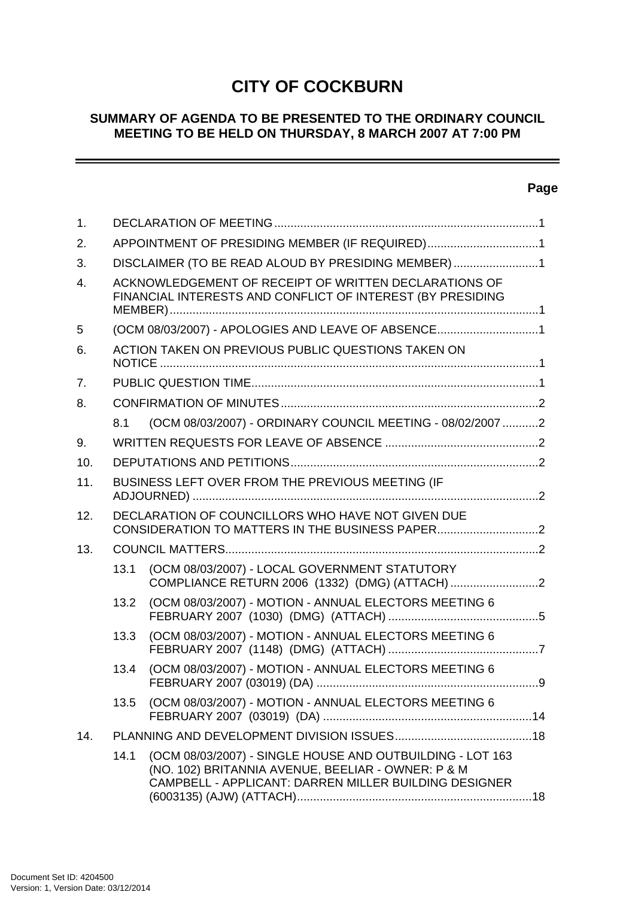# CITY OF COCKBURN

## SUMMARY OF AGENDA TO BE PRESENTED TO THE ORDINARY COUNCIL MEETING TO BE HELD ON THURSDAY, 8 MARCH 2007 AT 7:00 PM

---

**Page**

1. DECLARATION OF MEETING ....................................................................................1
2. APPOINTMENT OF PRESIDING MEMBER (IF REQUIRED)......................................1
3. DISCLAIMER (TO BE READ ALOUD BY PRESIDING MEMBER) ..............................1
4. ACKNOWLEDGEMENT OF RECEIPT OF WRITTEN DECLARATIONS OF FINANCIAL INTERESTS AND CONFLICT OF INTEREST (BY PRESIDING MEMBER).........................................................................................................................1
5 (OCM 08/03/2007) - APOLOGIES AND LEAVE OF ABSENCE...................................1
6. ACTION TAKEN ON PREVIOUS PUBLIC QUESTIONS TAKEN ON NOTICE ...........................................................................................................................1
7. PUBLIC QUESTION TIME..............................................................................................1
8. CONFIRMATION OF MINUTES .....................................................................................2
   - 8.1 (OCM 08/03/2007) - ORDINARY COUNCIL MEETING - 08/02/2007 ...........2
9. WRITTEN REQUESTS FOR LEAVE OF ABSENCE ...................................................2
10. DEPUTATIONS AND PETITIONS..................................................................................2
11. BUSINESS LEFT OVER FROM THE PREVIOUS MEETING (IF ADJOURNED) ..........................................................................................................................2
12. DECLARATION OF COUNCILLORS WHO HAVE NOT GIVEN DUE CONSIDERATION TO MATTERS IN THE BUSINESS PAPER..................................2
13. COUNCIL MATTERS.......................................................................................................2
   - 13.1 (OCM 08/03/2007) - LOCAL GOVERNMENT STATUTORY COMPLIANCE RETURN 2006 (1332) (DMG) (ATTACH) ...........................2
   - 13.2 (OCM 08/03/2007) - MOTION - ANNUAL ELECTORS MEETING 6 FEBRUARY 2007 (1030) (DMG) (ATTACH) .............................................5
   - 13.3 (OCM 08/03/2007) - MOTION - ANNUAL ELECTORS MEETING 6 FEBRUARY 2007 (1148) (DMG) (ATTACH) .............................................7
   - 13.4 (OCM 08/03/2007) - MOTION - ANNUAL ELECTORS MEETING 6 FEBRUARY 2007 (03019) (DA) ....................................................................9
   - 13.5 (OCM 08/03/2007) - MOTION - ANNUAL ELECTORS MEETING 6 FEBRUARY 2007 (03019) (DA) ................................................................14
14. PLANNING AND DEVELOPMENT DIVISION ISSUES..........................................18
   - 14.1 (OCM 08/03/2007) - SINGLE HOUSE AND OUTBUILDING - LOT 163 (NO. 102) BRITANNIA AVENUE, BEELIAR - OWNER: P & M CAMPBELL - APPLICANT: DARREN MILLER BUILDING DESIGNER (6003135) (AJW) (ATTACH).......................................................................18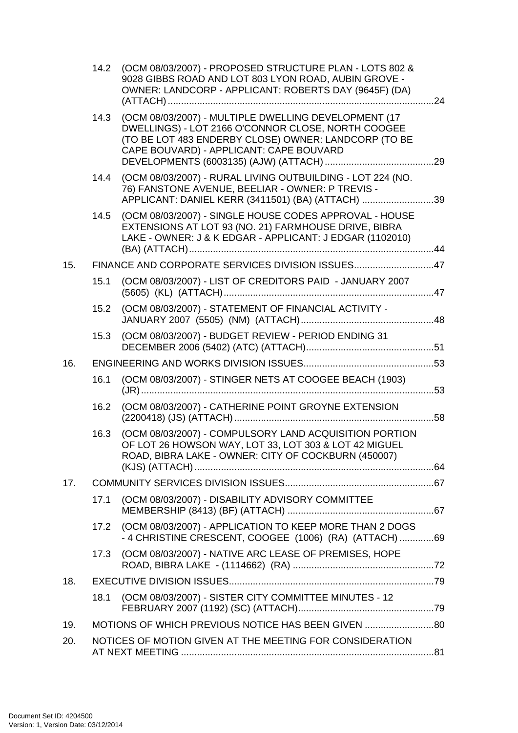14.2 (OCM 08/03/2007) - PROPOSED STRUCTURE PLAN - LOTS 802 & 9028 GIBBS ROAD AND LOT 803 LYON ROAD, AUBIN GROVE - OWNER: LANDCORP - APPLICANT: ROBERTS DAY (9645F) (DA) (ATTACH) ....................................................................................................24

14.3 (OCM 08/03/2007) - MULTIPLE DWELLING DEVELOPMENT (17 DWELLINGS) - LOT 2166 O'CONNOR CLOSE, NORTH COOGEE (TO BE LOT 483 ENDERBY CLOSE) OWNER: LANDCORP (TO BE CAPE BOUVARD) - APPLICANT: CAPE BOUVARD DEVELOPMENTS (6003135) (AJW) (ATTACH) .........................................29

14.4 (OCM 08/03/2007) - RURAL LIVING OUTBUILDING - LOT 224 (NO. 76) FANSTONE AVENUE, BEELIAR - OWNER: P TREVIS - APPLICANT: DANIEL KERR (3411501) (BA) (ATTACH) ...........................39

14.5 (OCM 08/03/2007) - SINGLE HOUSE CODES APPROVAL - HOUSE EXTENSIONS AT LOT 93 (NO. 21) FARMHOUSE DRIVE, BIBRA LAKE - OWNER: J & K EDGAR - APPLICANT: J EDGAR (1102010) (BA) (ATTACH) ............................................................................................44

15. FINANCE AND CORPORATE SERVICES DIVISION ISSUES..............................47

15.1 (OCM 08/03/2007) - LIST OF CREDITORS PAID - JANUARY 2007 (5605) (KL) (ATTACH)...............................................................................47

15.2 (OCM 08/03/2007) - STATEMENT OF FINANCIAL ACTIVITY - JANUARY 2007 (5505) (NM) (ATTACH)..................................................48

15.3 (OCM 08/03/2007) - BUDGET REVIEW - PERIOD ENDING 31 DECEMBER 2006 (5402) (ATC) (ATTACH)................................................51

16. ENGINEERING AND WORKS DIVISION ISSUES.................................................53

16.1 (OCM 08/03/2007) - STINGER NETS AT COOGEE BEACH (1903) (JR).............................................................................................................53

16.2 (OCM 08/03/2007) - CATHERINE POINT GROYNE EXTENSION (2200418) (JS) (ATTACH)...........................................................................58

16.3 (OCM 08/03/2007) - COMPULSORY LAND ACQUISITION PORTION OF LOT 26 HOWSON WAY, LOT 33, LOT 303 & LOT 42 MIGUEL ROAD, BIBRA LAKE - OWNER: CITY OF COCKBURN (450007) (KJS) (ATTACH)..........................................................................................64

17. COMMUNITY SERVICES DIVISION ISSUES........................................................67

17.1 (OCM 08/03/2007) - DISABILITY ADVISORY COMMITTEE MEMBERSHIP (8413) (BF) (ATTACH) .......................................................67

17.2 (OCM 08/03/2007) - APPLICATION TO KEEP MORE THAN 2 DOGS - 4 CHRISTINE CRESCENT, COOGEE (1006) (RA) (ATTACH).............69

17.3 (OCM 08/03/2007) - NATIVE ARC LEASE OF PREMISES, HOPE ROAD, BIBRA LAKE - (1114662) (RA) .....................................................72

18. EXECUTIVE DIVISION ISSUES.............................................................................79

18.1 (OCM 08/03/2007) - SISTER CITY COMMITTEE MINUTES - 12 FEBRUARY 2007 (1192) (SC) (ATTACH)...................................................79

19. MOTIONS OF WHICH PREVIOUS NOTICE HAS BEEN GIVEN ..........................80

20. NOTICES OF MOTION GIVEN AT THE MEETING FOR CONSIDERATION AT NEXT MEETING ...............................................................................................81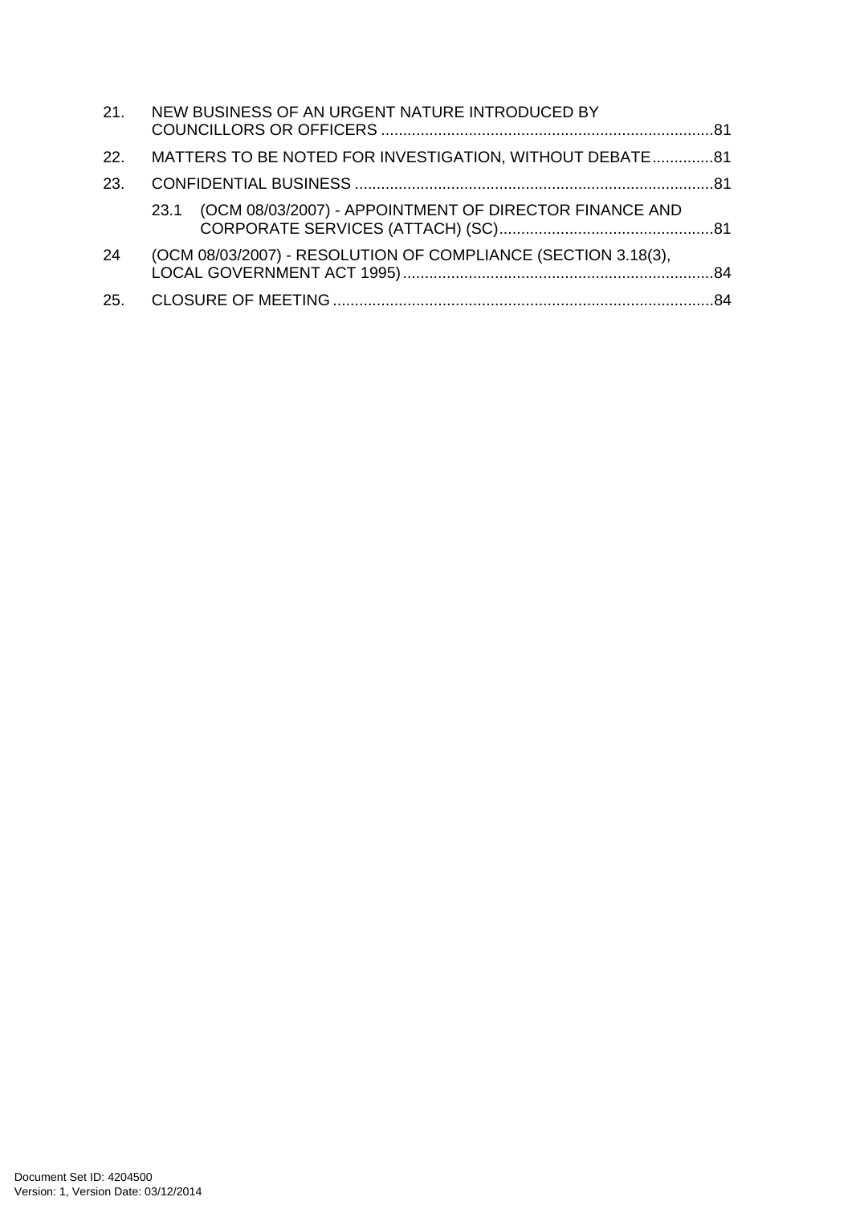21. NEW BUSINESS OF AN URGENT NATURE INTRODUCED BY COUNCILLORS OR OFFICERS ............................................................................81

22. MATTERS TO BE NOTED FOR INVESTIGATION, WITHOUT DEBATE..............81

23. CONFIDENTIAL BUSINESS ..................................................................................81

    23.1 (OCM 08/03/2007) - APPOINTMENT OF DIRECTOR FINANCE AND CORPORATE SERVICES (ATTACH) (SC).................................................81

24 (OCM 08/03/2007) - RESOLUTION OF COMPLIANCE (SECTION 3.18(3), LOCAL GOVERNMENT ACT 1995).......................................................................84

25. CLOSURE OF MEETING.......................................................................................84

Document Set ID: 4204500
Version: 1, Version Date: 03/12/2014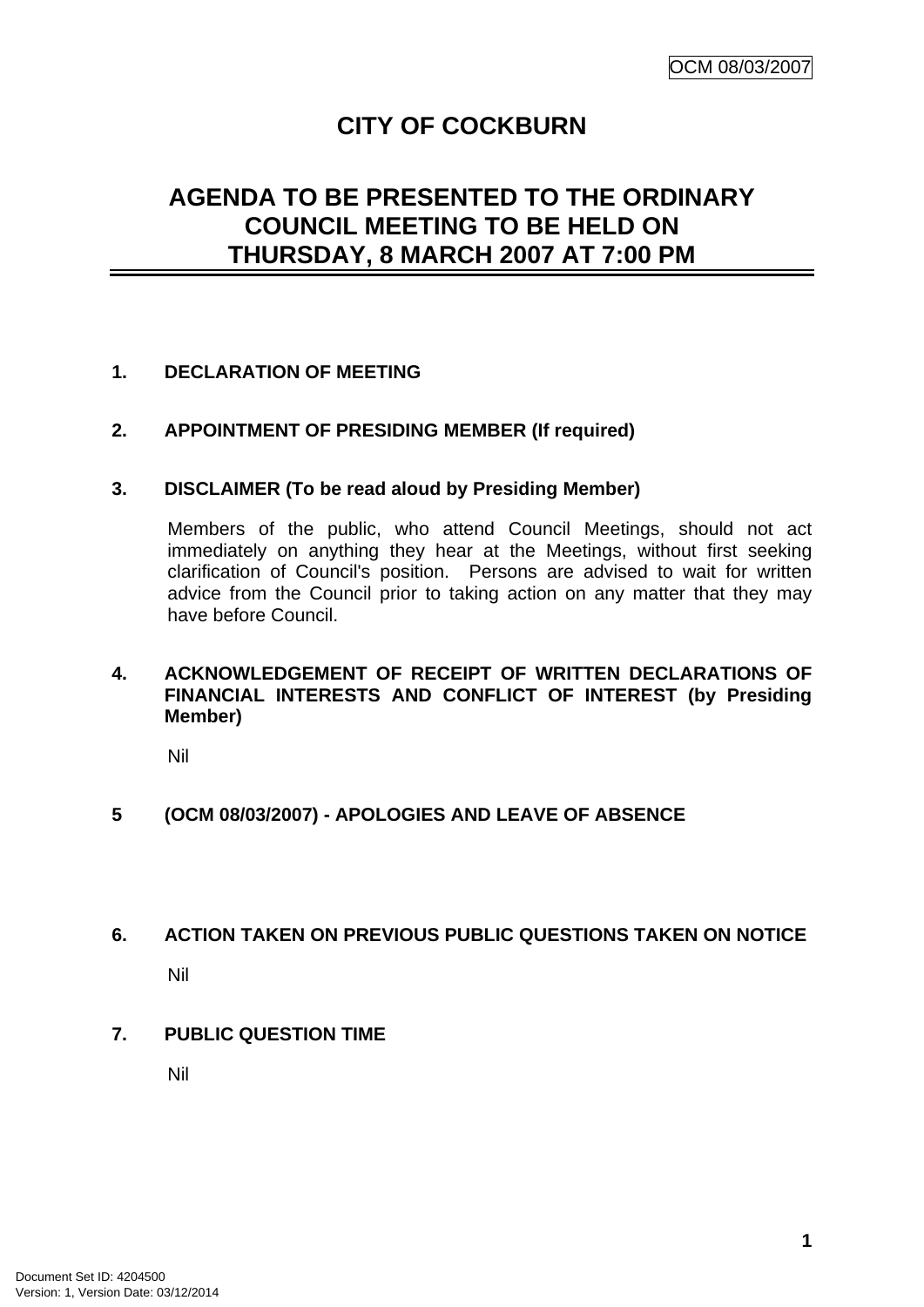# CITY OF COCKBURN

## AGENDA TO BE PRESENTED TO THE ORDINARY COUNCIL MEETING TO BE HELD ON THURSDAY, 8 MARCH 2007 AT 7:00 PM

**1. DECLARATION OF MEETING**

**2. APPOINTMENT OF PRESIDING MEMBER (If required)**

**3. DISCLAIMER (To be read aloud by Presiding Member)**

Members of the public, who attend Council Meetings, should not act immediately on anything they hear at the Meetings, without first seeking clarification of Council's position. Persons are advised to wait for written advice from the Council prior to taking action on any matter that they may have before Council.

**4. ACKNOWLEDGEMENT OF RECEIPT OF WRITTEN DECLARATIONS OF FINANCIAL INTERESTS AND CONFLICT OF INTEREST (by Presiding Member)**

Nil

**5 (OCM 08/03/2007) - APOLOGIES AND LEAVE OF ABSENCE**

**6. ACTION TAKEN ON PREVIOUS PUBLIC QUESTIONS TAKEN ON NOTICE**

Nil

**7. PUBLIC QUESTION TIME**

Nil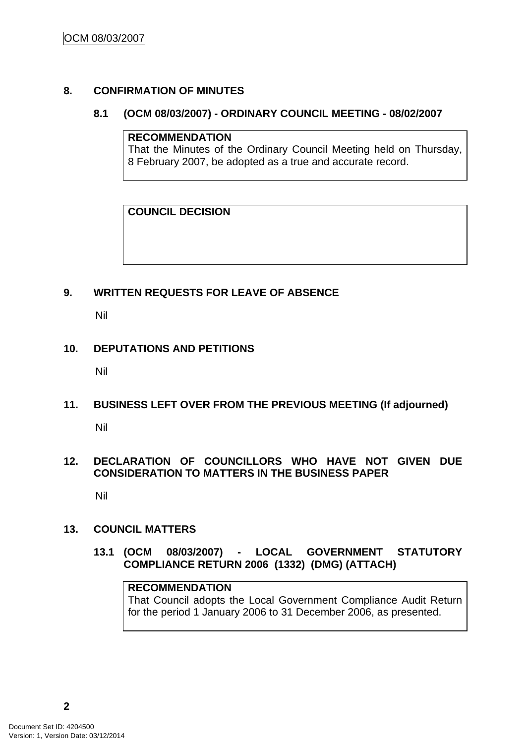## 8. CONFIRMATION OF MINUTES

### 8.1 (OCM 08/03/2007) - ORDINARY COUNCIL MEETING - 08/02/2007

**RECOMMENDATION**
That the Minutes of the Ordinary Council Meeting held on Thursday, 8 February 2007, be adopted as a true and accurate record.

**COUNCIL DECISION**

## 9. WRITTEN REQUESTS FOR LEAVE OF ABSENCE

Nil

## 10. DEPUTATIONS AND PETITIONS

Nil

## 11. BUSINESS LEFT OVER FROM THE PREVIOUS MEETING (If adjourned)

Nil

## 12. DECLARATION OF COUNCILLORS WHO HAVE NOT GIVEN DUE CONSIDERATION TO MATTERS IN THE BUSINESS PAPER

Nil

## 13. COUNCIL MATTERS

### 13.1 (OCM 08/03/2007) - LOCAL GOVERNMENT STATUTORY COMPLIANCE RETURN 2006 (1332) (DMG) (ATTACH)

**RECOMMENDATION**
That Council adopts the Local Government Compliance Audit Return for the period 1 January 2006 to 31 December 2006, as presented.

Document Set ID: 4204500
Version: 1, Version Date: 03/12/2014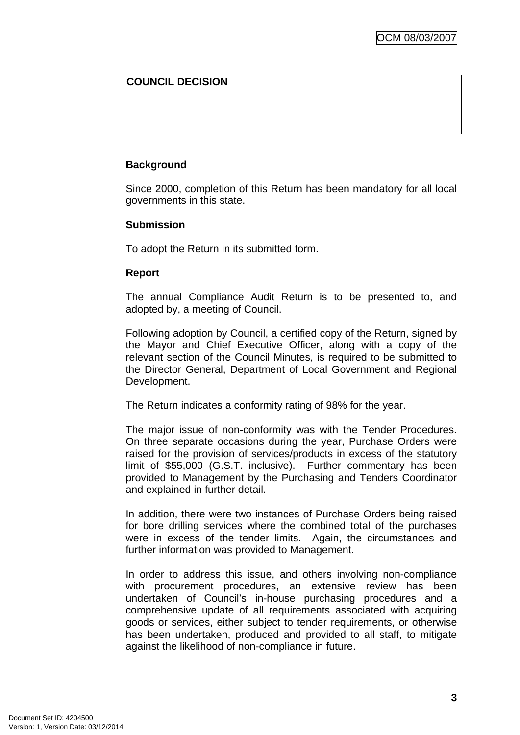| COUNCIL DECISION |
| --- |
| |

**Background**

Since 2000, completion of this Return has been mandatory for all local governments in this state.

**Submission**

To adopt the Return in its submitted form.

**Report**

The annual Compliance Audit Return is to be presented to, and adopted by, a meeting of Council.

Following adoption by Council, a certified copy of the Return, signed by the Mayor and Chief Executive Officer, along with a copy of the relevant section of the Council Minutes, is required to be submitted to the Director General, Department of Local Government and Regional Development.

The Return indicates a conformity rating of 98% for the year.

The major issue of non-conformity was with the Tender Procedures. On three separate occasions during the year, Purchase Orders were raised for the provision of services/products in excess of the statutory limit of $55,000 (G.S.T. inclusive). Further commentary has been provided to Management by the Purchasing and Tenders Coordinator and explained in further detail.

In addition, there were two instances of Purchase Orders being raised for bore drilling services where the combined total of the purchases were in excess of the tender limits. Again, the circumstances and further information was provided to Management.

In order to address this issue, and others involving non-compliance with procurement procedures, an extensive review has been undertaken of Council's in-house purchasing procedures and a comprehensive update of all requirements associated with acquiring goods or services, either subject to tender requirements, or otherwise has been undertaken, produced and provided to all staff, to mitigate against the likelihood of non-compliance in future.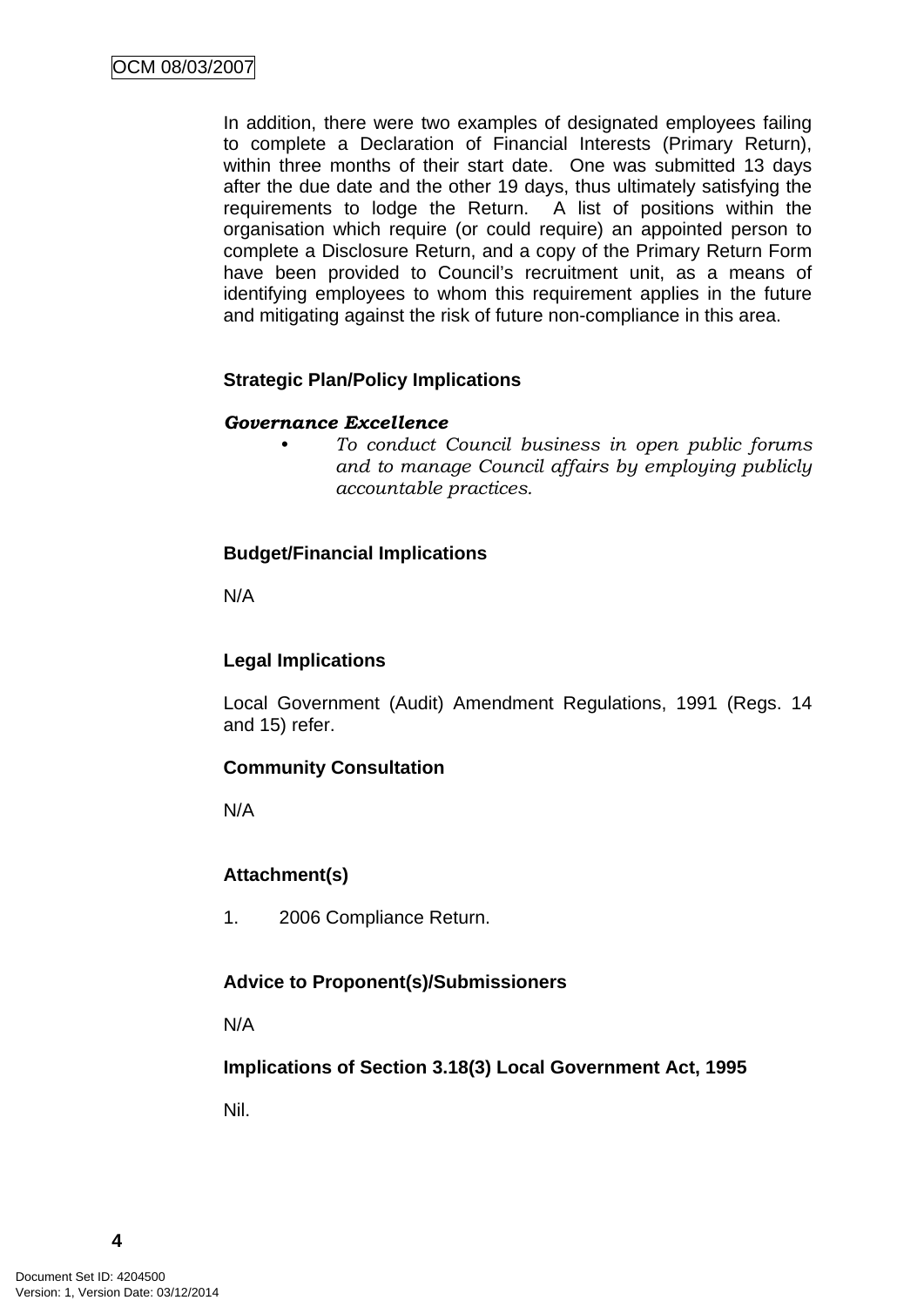In addition, there were two examples of designated employees failing to complete a Declaration of Financial Interests (Primary Return), within three months of their start date. One was submitted 13 days after the due date and the other 19 days, thus ultimately satisfying the requirements to lodge the Return. A list of positions within the organisation which require (or could require) an appointed person to complete a Disclosure Return, and a copy of the Primary Return Form have been provided to Council's recruitment unit, as a means of identifying employees to whom this requirement applies in the future and mitigating against the risk of future non-compliance in this area.

**Strategic Plan/Policy Implications**

***Governance Excellence***

- *To conduct Council business in open public forums and to manage Council affairs by employing publicly accountable practices.*

**Budget/Financial Implications**

N/A

**Legal Implications**

Local Government (Audit) Amendment Regulations, 1991 (Regs. 14 and 15) refer.

**Community Consultation**

N/A

**Attachment(s)**

1. 2006 Compliance Return.

**Advice to Proponent(s)/Submissioners**

N/A

**Implications of Section 3.18(3) Local Government Act, 1995**

Nil.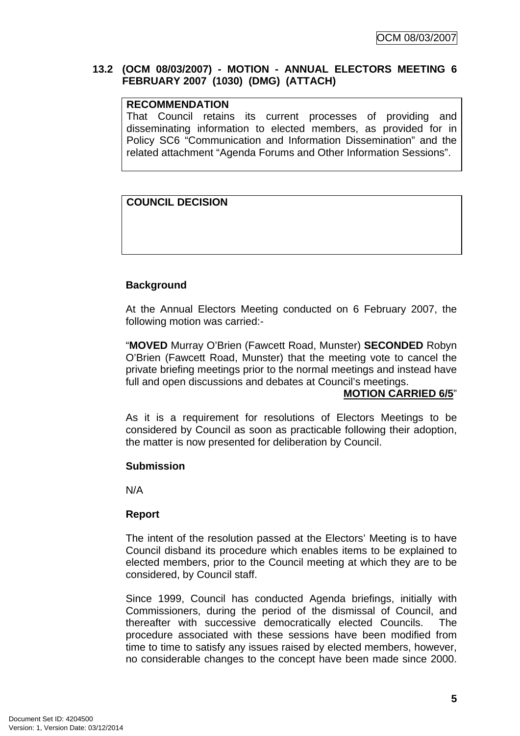### 13.2 (OCM 08/03/2007) - MOTION - ANNUAL ELECTORS MEETING 6 FEBRUARY 2007 (1030) (DMG) (ATTACH)

| **RECOMMENDATION** |
| --- |
| That Council retains its current processes of providing and disseminating information to elected members, as provided for in Policy SC6 "Communication and Information Dissemination" and the related attachment "Agenda Forums and Other Information Sessions". |

| **COUNCIL DECISION** |
| --- |
| |

**Background**

At the Annual Electors Meeting conducted on 6 February 2007, the following motion was carried:-

"**MOVED** Murray O'Brien (Fawcett Road, Munster) **SECONDED** Robyn O'Brien (Fawcett Road, Munster) that the meeting vote to cancel the private briefing meetings prior to the normal meetings and instead have full and open discussions and debates at Council's meetings.

**MOTION CARRIED 6/5**"

As it is a requirement for resolutions of Electors Meetings to be considered by Council as soon as practicable following their adoption, the matter is now presented for deliberation by Council.

**Submission**

N/A

**Report**

The intent of the resolution passed at the Electors' Meeting is to have Council disband its procedure which enables items to be explained to elected members, prior to the Council meeting at which they are to be considered, by Council staff.

Since 1999, Council has conducted Agenda briefings, initially with Commissioners, during the period of the dismissal of Council, and thereafter with successive democratically elected Councils. The procedure associated with these sessions have been modified from time to time to satisfy any issues raised by elected members, however, no considerable changes to the concept have been made since 2000.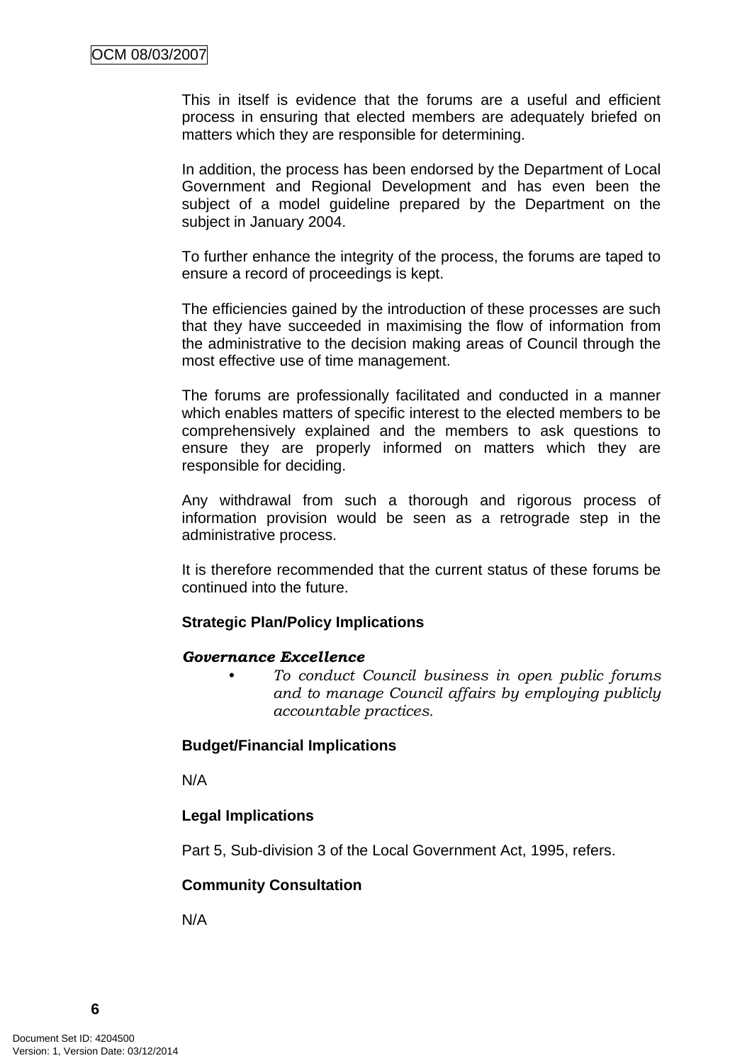This in itself is evidence that the forums are a useful and efficient process in ensuring that elected members are adequately briefed on matters which they are responsible for determining.

In addition, the process has been endorsed by the Department of Local Government and Regional Development and has even been the subject of a model guideline prepared by the Department on the subject in January 2004.

To further enhance the integrity of the process, the forums are taped to ensure a record of proceedings is kept.

The efficiencies gained by the introduction of these processes are such that they have succeeded in maximising the flow of information from the administrative to the decision making areas of Council through the most effective use of time management.

The forums are professionally facilitated and conducted in a manner which enables matters of specific interest to the elected members to be comprehensively explained and the members to ask questions to ensure they are properly informed on matters which they are responsible for deciding.

Any withdrawal from such a thorough and rigorous process of information provision would be seen as a retrograde step in the administrative process.

It is therefore recommended that the current status of these forums be continued into the future.

**Strategic Plan/Policy Implications**

***Governance Excellence***

- *To conduct Council business in open public forums and to manage Council affairs by employing publicly accountable practices.*

**Budget/Financial Implications**

N/A

**Legal Implications**

Part 5, Sub-division 3 of the Local Government Act, 1995, refers.

**Community Consultation**

N/A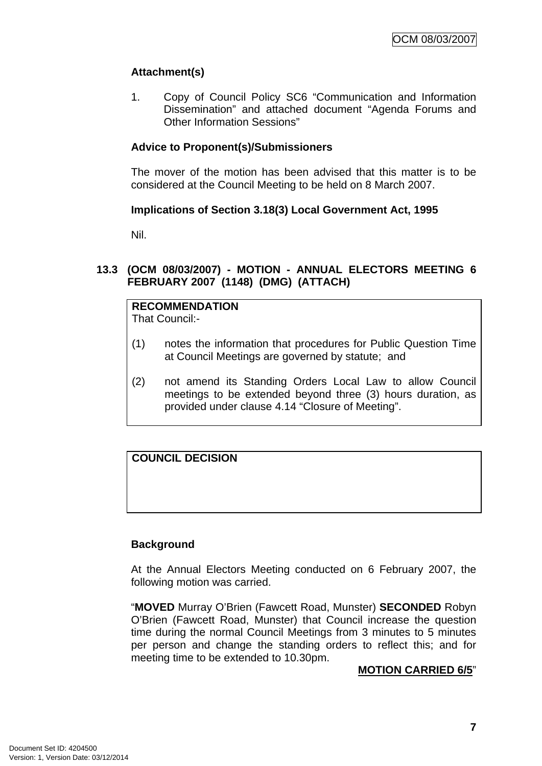**Attachment(s)**

1. Copy of Council Policy SC6 "Communication and Information Dissemination" and attached document "Agenda Forums and Other Information Sessions"

**Advice to Proponent(s)/Submissioners**

The mover of the motion has been advised that this matter is to be considered at the Council Meeting to be held on 8 March 2007.

**Implications of Section 3.18(3) Local Government Act, 1995**

Nil.

### 13.3 (OCM 08/03/2007) - MOTION - ANNUAL ELECTORS MEETING 6 FEBRUARY 2007 (1148) (DMG) (ATTACH)

**RECOMMENDATION**
That Council:-

(1) notes the information that procedures for Public Question Time at Council Meetings are governed by statute; and

(2) not amend its Standing Orders Local Law to allow Council meetings to be extended beyond three (3) hours duration, as provided under clause 4.14 "Closure of Meeting".

**COUNCIL DECISION**

**Background**

At the Annual Electors Meeting conducted on 6 February 2007, the following motion was carried.

"**MOVED** Murray O'Brien (Fawcett Road, Munster) **SECONDED** Robyn O'Brien (Fawcett Road, Munster) that Council increase the question time during the normal Council Meetings from 3 minutes to 5 minutes per person and change the standing orders to reflect this; and for meeting time to be extended to 10.30pm.

**MOTION CARRIED 6/5**"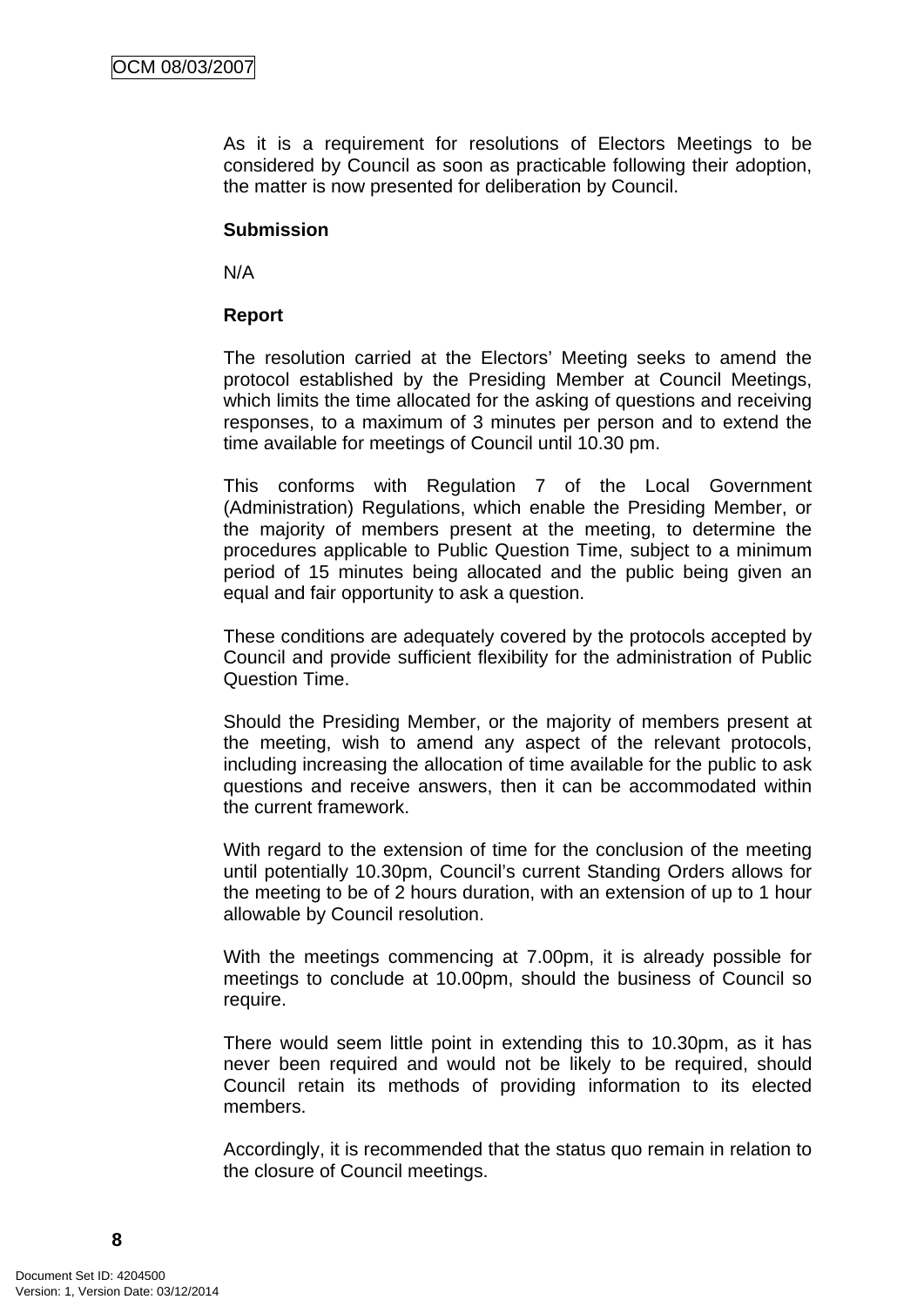As it is a requirement for resolutions of Electors Meetings to be considered by Council as soon as practicable following their adoption, the matter is now presented for deliberation by Council.

**Submission**

N/A

**Report**

The resolution carried at the Electors' Meeting seeks to amend the protocol established by the Presiding Member at Council Meetings, which limits the time allocated for the asking of questions and receiving responses, to a maximum of 3 minutes per person and to extend the time available for meetings of Council until 10.30 pm.

This conforms with Regulation 7 of the Local Government (Administration) Regulations, which enable the Presiding Member, or the majority of members present at the meeting, to determine the procedures applicable to Public Question Time, subject to a minimum period of 15 minutes being allocated and the public being given an equal and fair opportunity to ask a question.

These conditions are adequately covered by the protocols accepted by Council and provide sufficient flexibility for the administration of Public Question Time.

Should the Presiding Member, or the majority of members present at the meeting, wish to amend any aspect of the relevant protocols, including increasing the allocation of time available for the public to ask questions and receive answers, then it can be accommodated within the current framework.

With regard to the extension of time for the conclusion of the meeting until potentially 10.30pm, Council's current Standing Orders allows for the meeting to be of 2 hours duration, with an extension of up to 1 hour allowable by Council resolution.

With the meetings commencing at 7.00pm, it is already possible for meetings to conclude at 10.00pm, should the business of Council so require.

There would seem little point in extending this to 10.30pm, as it has never been required and would not be likely to be required, should Council retain its methods of providing information to its elected members.

Accordingly, it is recommended that the status quo remain in relation to the closure of Council meetings.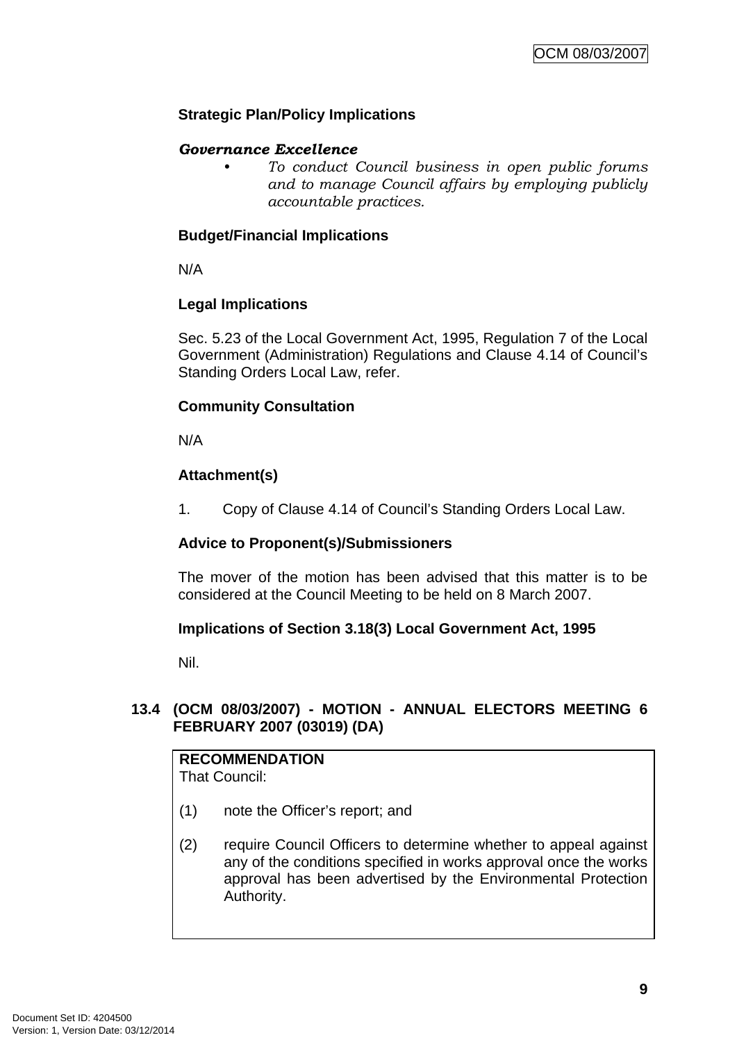**Strategic Plan/Policy Implications**

***Governance Excellence***

- *To conduct Council business in open public forums and to manage Council affairs by employing publicly accountable practices.*

**Budget/Financial Implications**

N/A

**Legal Implications**

Sec. 5.23 of the Local Government Act, 1995, Regulation 7 of the Local Government (Administration) Regulations and Clause 4.14 of Council's Standing Orders Local Law, refer.

**Community Consultation**

N/A

**Attachment(s)**

1. Copy of Clause 4.14 of Council's Standing Orders Local Law.

**Advice to Proponent(s)/Submissioners**

The mover of the motion has been advised that this matter is to be considered at the Council Meeting to be held on 8 March 2007.

**Implications of Section 3.18(3) Local Government Act, 1995**

Nil.

## 13.4 (OCM 08/03/2007) - MOTION - ANNUAL ELECTORS MEETING 6 FEBRUARY 2007 (03019) (DA)

**RECOMMENDATION**
That Council:

(1) note the Officer's report; and

(2) require Council Officers to determine whether to appeal against any of the conditions specified in works approval once the works approval has been advertised by the Environmental Protection Authority.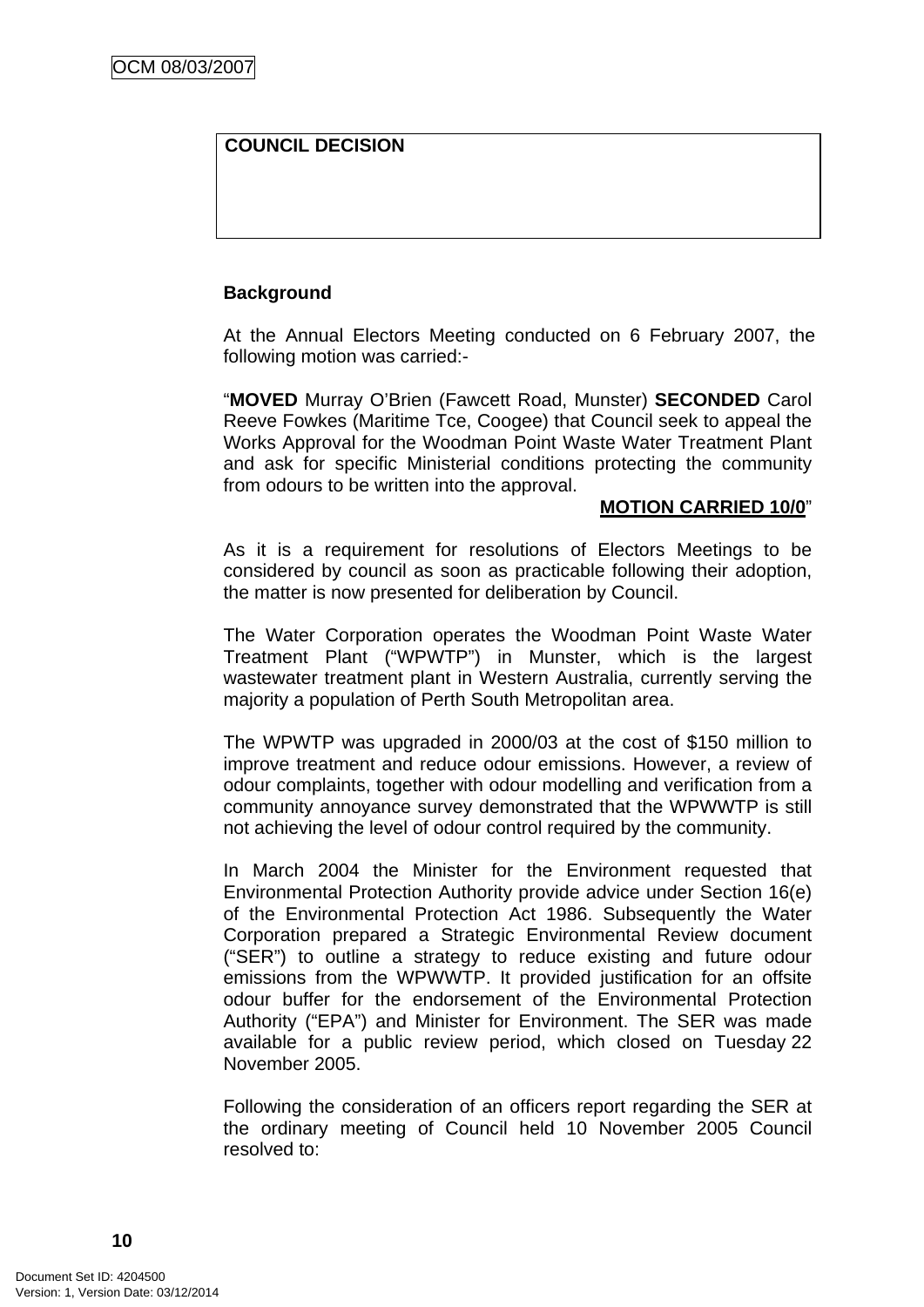| COUNCIL DECISION |
| --- |
| |

**Background**

At the Annual Electors Meeting conducted on 6 February 2007, the following motion was carried:-

"**MOVED** Murray O'Brien (Fawcett Road, Munster) **SECONDED** Carol Reeve Fowkes (Maritime Tce, Coogee) that Council seek to appeal the Works Approval for the Woodman Point Waste Water Treatment Plant and ask for specific Ministerial conditions protecting the community from odours to be written into the approval.

**MOTION CARRIED 10/0**"

As it is a requirement for resolutions of Electors Meetings to be considered by council as soon as practicable following their adoption, the matter is now presented for deliberation by Council.

The Water Corporation operates the Woodman Point Waste Water Treatment Plant ("WPWTP") in Munster, which is the largest wastewater treatment plant in Western Australia, currently serving the majority a population of Perth South Metropolitan area.

The WPWTP was upgraded in 2000/03 at the cost of $150 million to improve treatment and reduce odour emissions. However, a review of odour complaints, together with odour modelling and verification from a community annoyance survey demonstrated that the WPWWTP is still not achieving the level of odour control required by the community.

In March 2004 the Minister for the Environment requested that Environmental Protection Authority provide advice under Section 16(e) of the Environmental Protection Act 1986. Subsequently the Water Corporation prepared a Strategic Environmental Review document ("SER") to outline a strategy to reduce existing and future odour emissions from the WPWWTP. It provided justification for an offsite odour buffer for the endorsement of the Environmental Protection Authority ("EPA") and Minister for Environment. The SER was made available for a public review period, which closed on Tuesday 22 November 2005.

Following the consideration of an officers report regarding the SER at the ordinary meeting of Council held 10 November 2005 Council resolved to: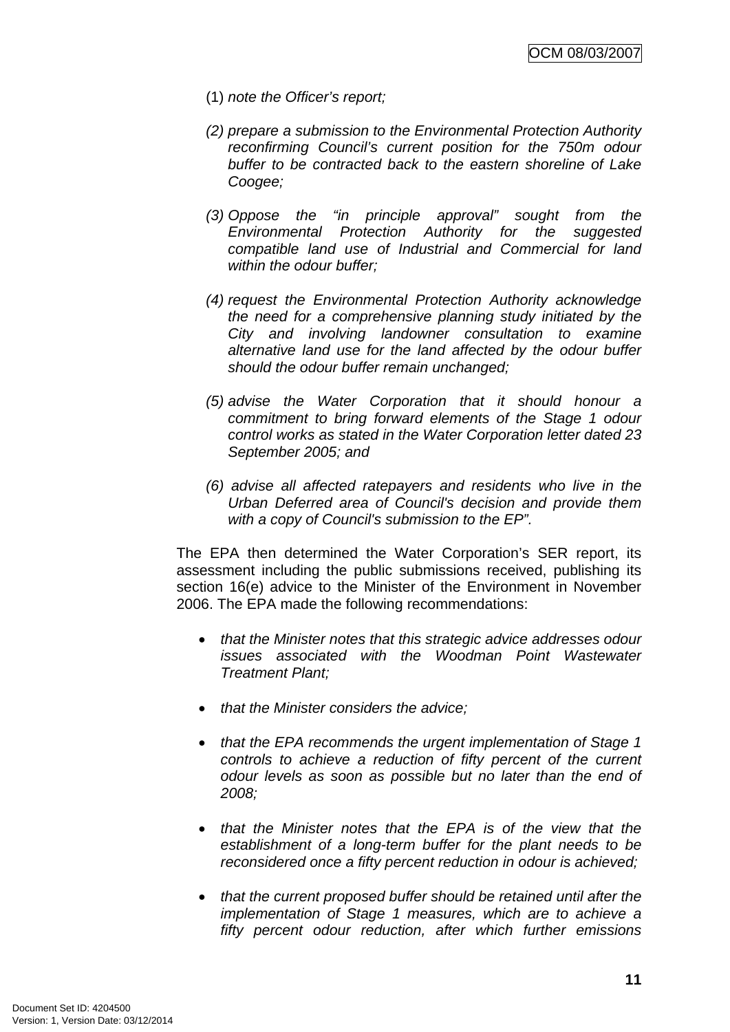(1) *note the Officer's report;*

*(2) prepare a submission to the Environmental Protection Authority reconfirming Council's current position for the 750m odour buffer to be contracted back to the eastern shoreline of Lake Coogee;*

*(3) Oppose the "in principle approval" sought from the Environmental Protection Authority for the suggested compatible land use of Industrial and Commercial for land within the odour buffer;*

*(4) request the Environmental Protection Authority acknowledge the need for a comprehensive planning study initiated by the City and involving landowner consultation to examine alternative land use for the land affected by the odour buffer should the odour buffer remain unchanged;*

*(5) advise the Water Corporation that it should honour a commitment to bring forward elements of the Stage 1 odour control works as stated in the Water Corporation letter dated 23 September 2005; and*

*(6) advise all affected ratepayers and residents who live in the Urban Deferred area of Council's decision and provide them with a copy of Council's submission to the EP".*

The EPA then determined the Water Corporation's SER report, its assessment including the public submissions received, publishing its section 16(e) advice to the Minister of the Environment in November 2006. The EPA made the following recommendations:

- *that the Minister notes that this strategic advice addresses odour issues associated with the Woodman Point Wastewater Treatment Plant;*
- *that the Minister considers the advice;*
- *that the EPA recommends the urgent implementation of Stage 1 controls to achieve a reduction of fifty percent of the current odour levels as soon as possible but no later than the end of 2008;*
- *that the Minister notes that the EPA is of the view that the establishment of a long-term buffer for the plant needs to be reconsidered once a fifty percent reduction in odour is achieved;*
- *that the current proposed buffer should be retained until after the implementation of Stage 1 measures, which are to achieve a fifty percent odour reduction, after which further emissions*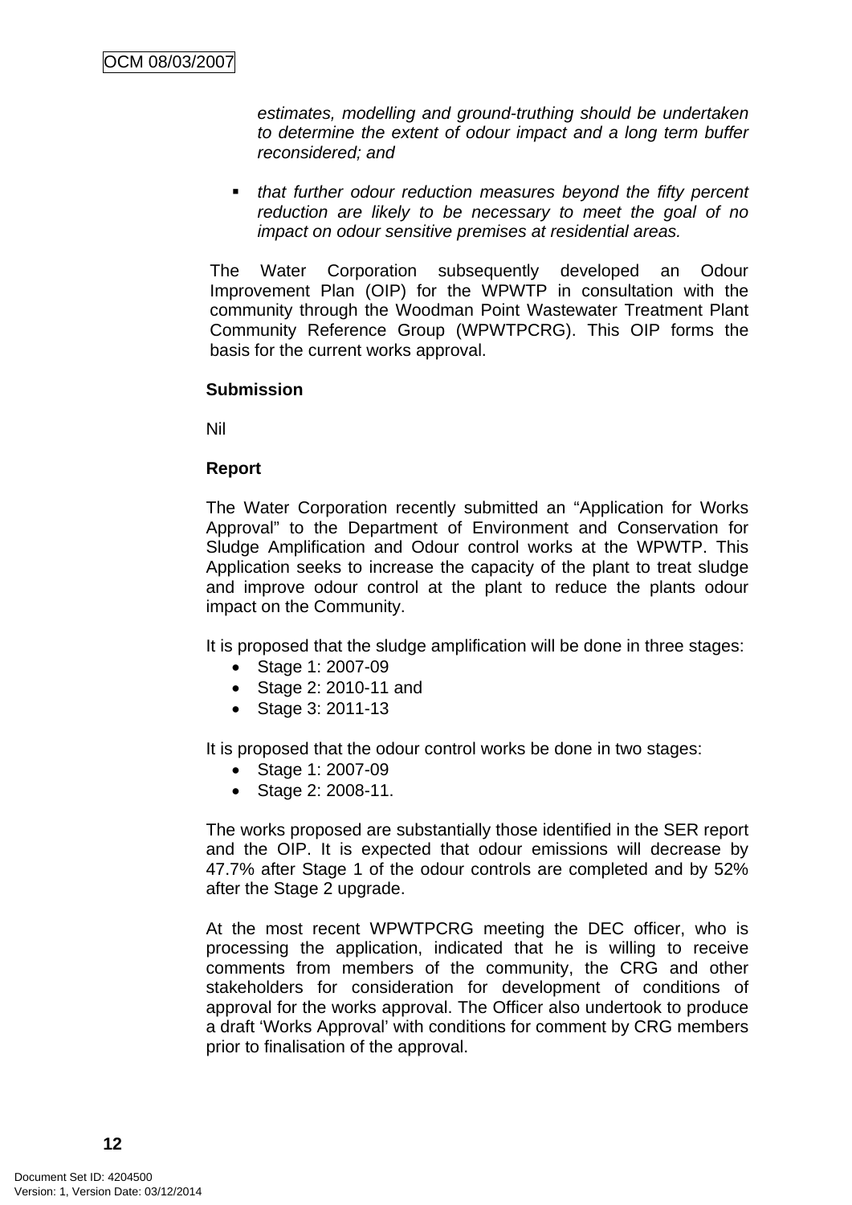*estimates, modelling and ground-truthing should be undertaken to determine the extent of odour impact and a long term buffer reconsidered; and*

- *that further odour reduction measures beyond the fifty percent reduction are likely to be necessary to meet the goal of no impact on odour sensitive premises at residential areas.*

The Water Corporation subsequently developed an Odour Improvement Plan (OIP) for the WPWTP in consultation with the community through the Woodman Point Wastewater Treatment Plant Community Reference Group (WPWTPCRG). This OIP forms the basis for the current works approval.

**Submission**

Nil

**Report**

The Water Corporation recently submitted an "Application for Works Approval" to the Department of Environment and Conservation for Sludge Amplification and Odour control works at the WPWTP. This Application seeks to increase the capacity of the plant to treat sludge and improve odour control at the plant to reduce the plants odour impact on the Community.

It is proposed that the sludge amplification will be done in three stages:

- Stage 1: 2007-09
- Stage 2: 2010-11 and
- Stage 3: 2011-13

It is proposed that the odour control works be done in two stages:

- Stage 1: 2007-09
- Stage 2: 2008-11.

The works proposed are substantially those identified in the SER report and the OIP. It is expected that odour emissions will decrease by 47.7% after Stage 1 of the odour controls are completed and by 52% after the Stage 2 upgrade.

At the most recent WPWTPCRG meeting the DEC officer, who is processing the application, indicated that he is willing to receive comments from members of the community, the CRG and other stakeholders for consideration for development of conditions of approval for the works approval. The Officer also undertook to produce a draft 'Works Approval' with conditions for comment by CRG members prior to finalisation of the approval.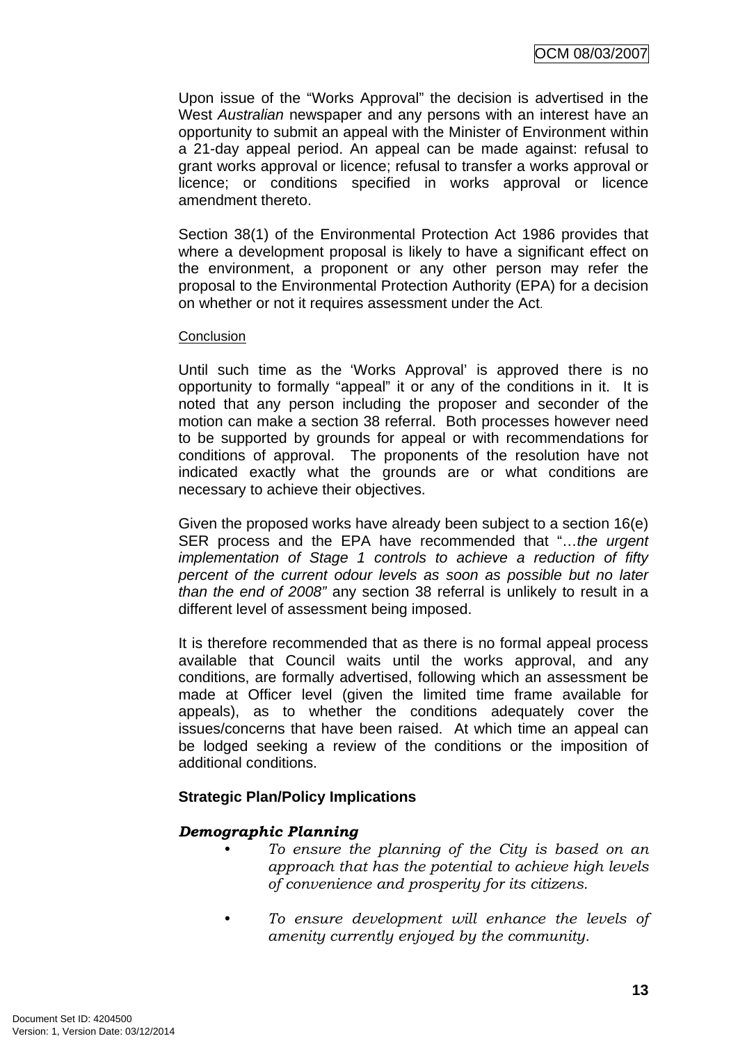Upon issue of the "Works Approval" the decision is advertised in the West *Australian* newspaper and any persons with an interest have an opportunity to submit an appeal with the Minister of Environment within a 21-day appeal period. An appeal can be made against: refusal to grant works approval or licence; refusal to transfer a works approval or licence; or conditions specified in works approval or licence amendment thereto.

Section 38(1) of the Environmental Protection Act 1986 provides that where a development proposal is likely to have a significant effect on the environment, a proponent or any other person may refer the proposal to the Environmental Protection Authority (EPA) for a decision on whether or not it requires assessment under the Act.

Conclusion

Until such time as the 'Works Approval' is approved there is no opportunity to formally "appeal" it or any of the conditions in it. It is noted that any person including the proposer and seconder of the motion can make a section 38 referral. Both processes however need to be supported by grounds for appeal or with recommendations for conditions of approval. The proponents of the resolution have not indicated exactly what the grounds are or what conditions are necessary to achieve their objectives.

Given the proposed works have already been subject to a section 16(e) SER process and the EPA have recommended that "…*the urgent implementation of Stage 1 controls to achieve a reduction of fifty percent of the current odour levels as soon as possible but no later than the end of 2008"* any section 38 referral is unlikely to result in a different level of assessment being imposed.

It is therefore recommended that as there is no formal appeal process available that Council waits until the works approval, and any conditions, are formally advertised, following which an assessment be made at Officer level (given the limited time frame available for appeals), as to whether the conditions adequately cover the issues/concerns that have been raised. At which time an appeal can be lodged seeking a review of the conditions or the imposition of additional conditions.

**Strategic Plan/Policy Implications**

***Demographic Planning***

- *To ensure the planning of the City is based on an approach that has the potential to achieve high levels of convenience and prosperity for its citizens.*
- *To ensure development will enhance the levels of amenity currently enjoyed by the community.*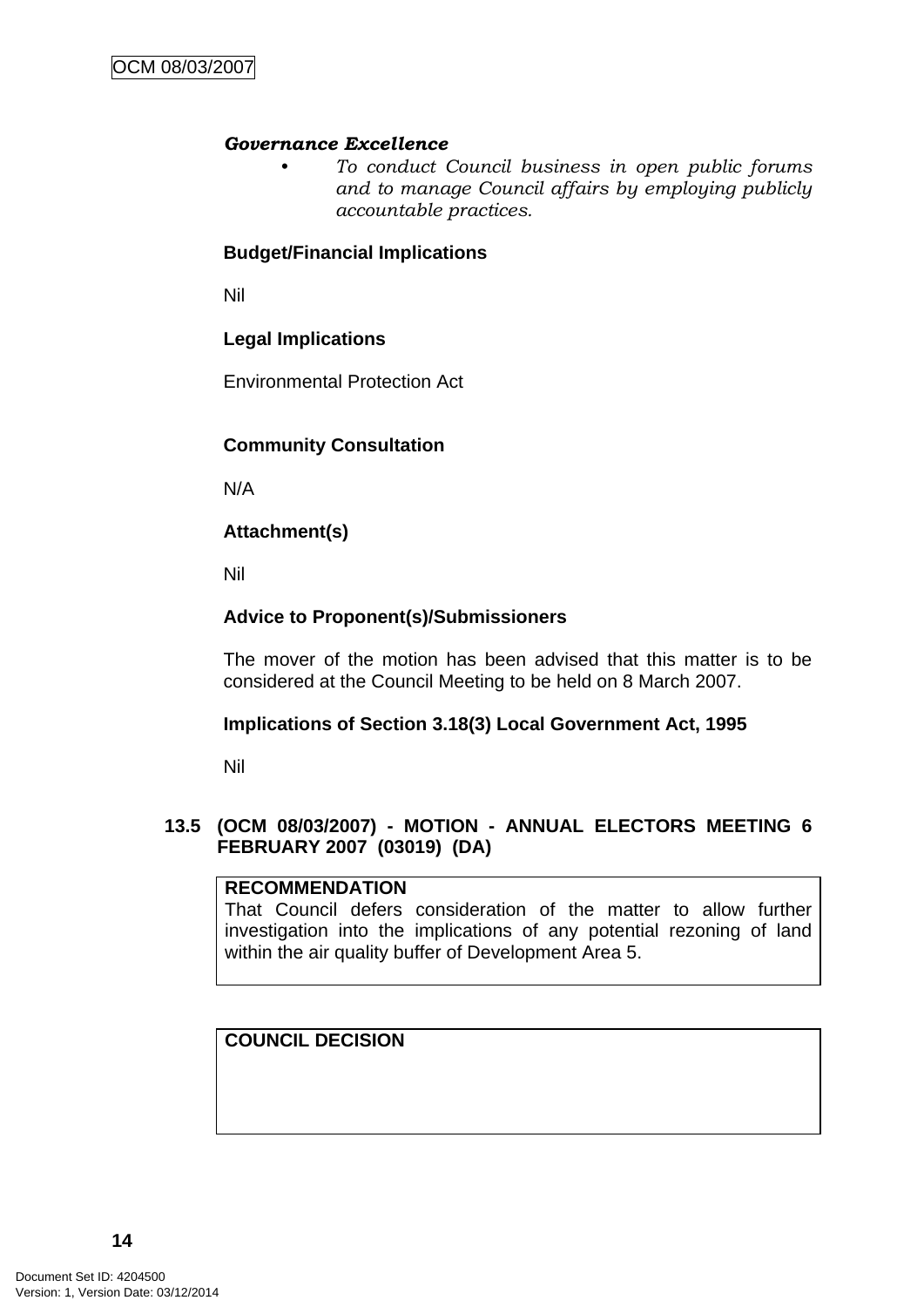***Governance Excellence***

- *To conduct Council business in open public forums and to manage Council affairs by employing publicly accountable practices.*

**Budget/Financial Implications**

Nil

**Legal Implications**

Environmental Protection Act

**Community Consultation**

N/A

**Attachment(s)**

Nil

**Advice to Proponent(s)/Submissioners**

The mover of the motion has been advised that this matter is to be considered at the Council Meeting to be held on 8 March 2007.

**Implications of Section 3.18(3) Local Government Act, 1995**

Nil

## 13.5 (OCM 08/03/2007) - MOTION - ANNUAL ELECTORS MEETING 6 FEBRUARY 2007 (03019) (DA)

**RECOMMENDATION**

That Council defers consideration of the matter to allow further investigation into the implications of any potential rezoning of land within the air quality buffer of Development Area 5.

**COUNCIL DECISION**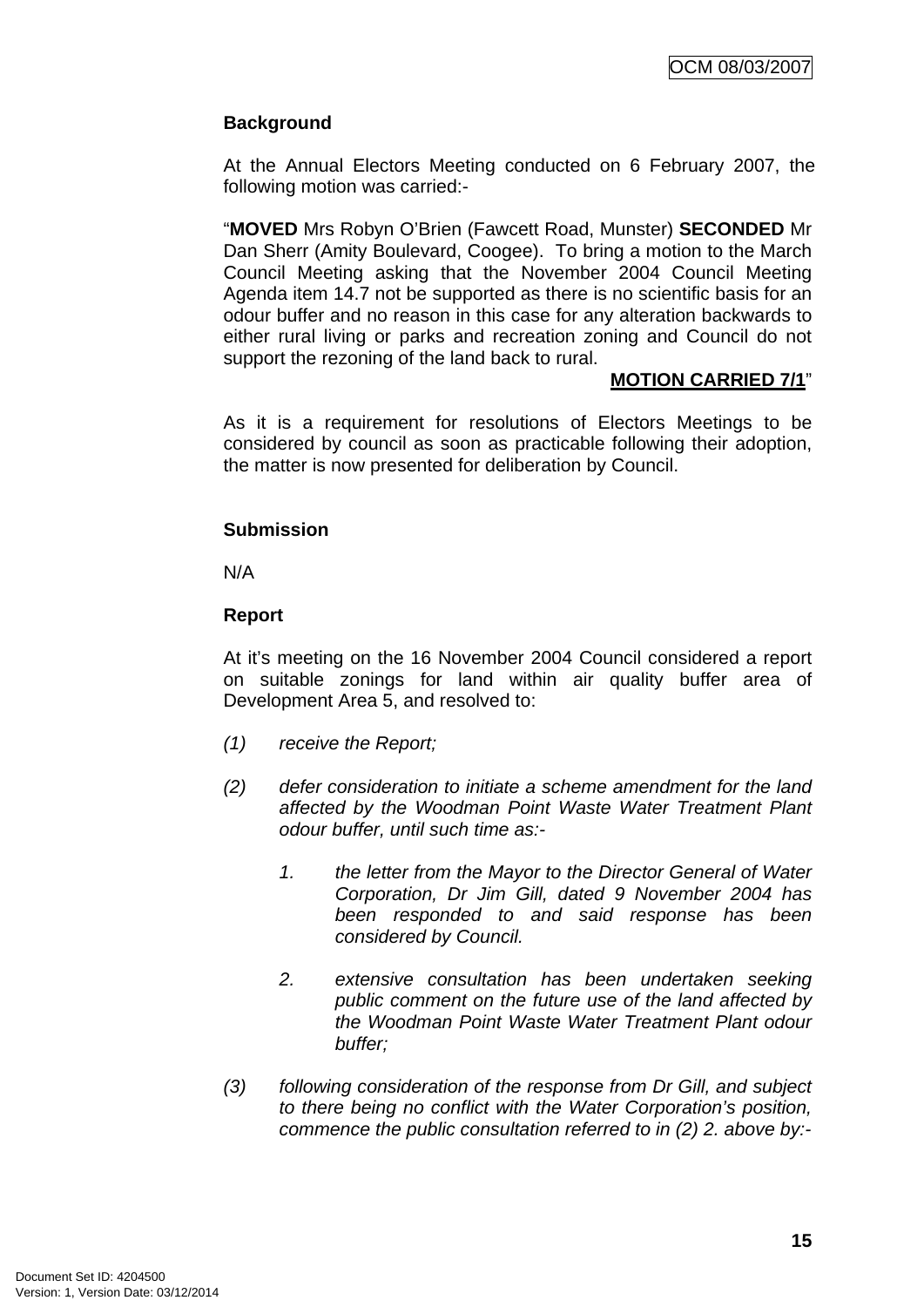**Background**

At the Annual Electors Meeting conducted on 6 February 2007, the following motion was carried:-

"**MOVED** Mrs Robyn O'Brien (Fawcett Road, Munster) **SECONDED** Mr Dan Sherr (Amity Boulevard, Coogee). To bring a motion to the March Council Meeting asking that the November 2004 Council Meeting Agenda item 14.7 not be supported as there is no scientific basis for an odour buffer and no reason in this case for any alteration backwards to either rural living or parks and recreation zoning and Council do not support the rezoning of the land back to rural.

**MOTION CARRIED 7/1**"

As it is a requirement for resolutions of Electors Meetings to be considered by council as soon as practicable following their adoption, the matter is now presented for deliberation by Council.

**Submission**

N/A

**Report**

At it's meeting on the 16 November 2004 Council considered a report on suitable zonings for land within air quality buffer area of Development Area 5, and resolved to:

*(1) receive the Report;*

*(2) defer consideration to initiate a scheme amendment for the land affected by the Woodman Point Waste Water Treatment Plant odour buffer, until such time as:-*

*1. the letter from the Mayor to the Director General of Water Corporation, Dr Jim Gill, dated 9 November 2004 has been responded to and said response has been considered by Council.*

*2. extensive consultation has been undertaken seeking public comment on the future use of the land affected by the Woodman Point Waste Water Treatment Plant odour buffer;*

*(3) following consideration of the response from Dr Gill, and subject to there being no conflict with the Water Corporation's position, commence the public consultation referred to in (2) 2. above by:-*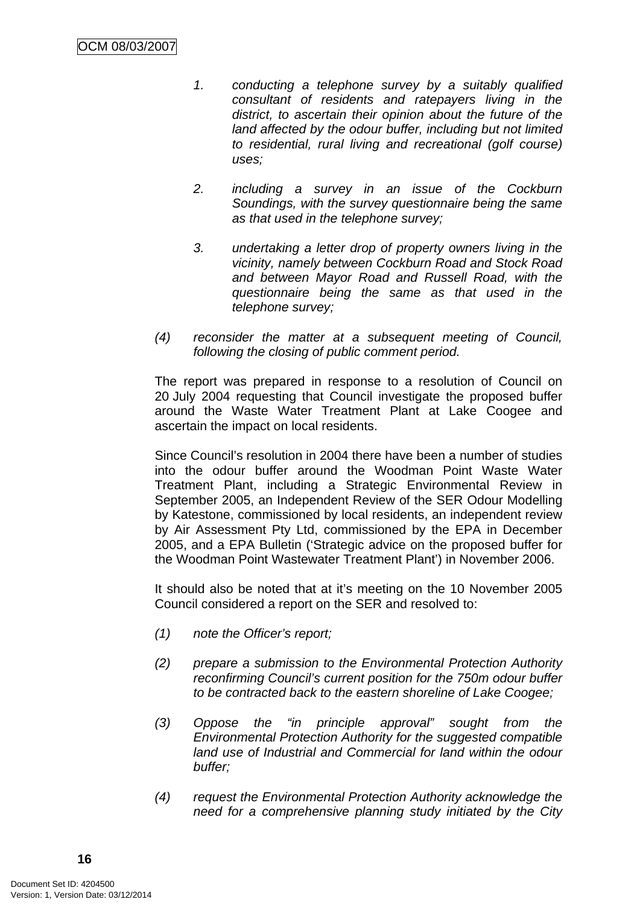1. *conducting a telephone survey by a suitably qualified consultant of residents and ratepayers living in the district, to ascertain their opinion about the future of the land affected by the odour buffer, including but not limited to residential, rural living and recreational (golf course) uses;*

2. *including a survey in an issue of the Cockburn Soundings, with the survey questionnaire being the same as that used in the telephone survey;*

3. *undertaking a letter drop of property owners living in the vicinity, namely between Cockburn Road and Stock Road and between Mayor Road and Russell Road, with the questionnaire being the same as that used in the telephone survey;*

(4) *reconsider the matter at a subsequent meeting of Council, following the closing of public comment period.*

The report was prepared in response to a resolution of Council on 20 July 2004 requesting that Council investigate the proposed buffer around the Waste Water Treatment Plant at Lake Coogee and ascertain the impact on local residents.

Since Council's resolution in 2004 there have been a number of studies into the odour buffer around the Woodman Point Waste Water Treatment Plant, including a Strategic Environmental Review in September 2005, an Independent Review of the SER Odour Modelling by Katestone, commissioned by local residents, an independent review by Air Assessment Pty Ltd, commissioned by the EPA in December 2005, and a EPA Bulletin ('Strategic advice on the proposed buffer for the Woodman Point Wastewater Treatment Plant') in November 2006.

It should also be noted that at it's meeting on the 10 November 2005 Council considered a report on the SER and resolved to:

(1) *note the Officer's report;*

(2) *prepare a submission to the Environmental Protection Authority reconfirming Council's current position for the 750m odour buffer to be contracted back to the eastern shoreline of Lake Coogee;*

(3) *Oppose the "in principle approval" sought from the Environmental Protection Authority for the suggested compatible land use of Industrial and Commercial for land within the odour buffer;*

(4) *request the Environmental Protection Authority acknowledge the need for a comprehensive planning study initiated by the City*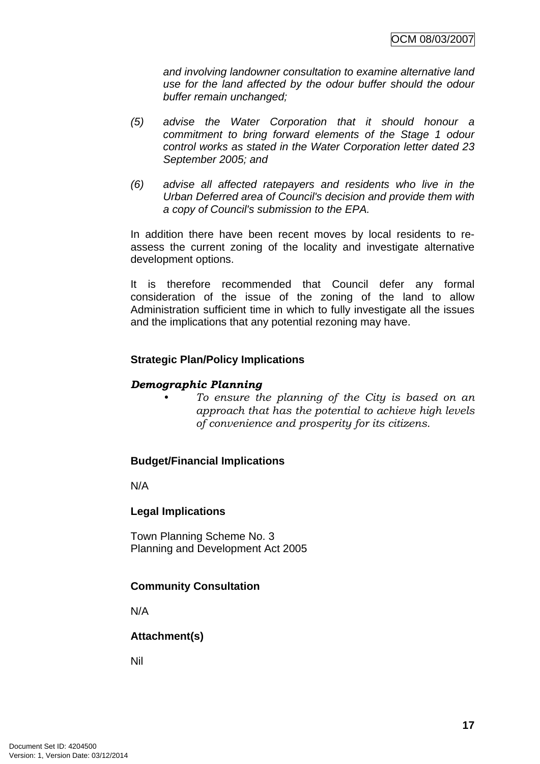*and involving landowner consultation to examine alternative land use for the land affected by the odour buffer should the odour buffer remain unchanged;*

*(5) advise the Water Corporation that it should honour a commitment to bring forward elements of the Stage 1 odour control works as stated in the Water Corporation letter dated 23 September 2005; and*

*(6) advise all affected ratepayers and residents who live in the Urban Deferred area of Council's decision and provide them with a copy of Council's submission to the EPA.*

In addition there have been recent moves by local residents to re-assess the current zoning of the locality and investigate alternative development options.

It is therefore recommended that Council defer any formal consideration of the issue of the zoning of the land to allow Administration sufficient time in which to fully investigate all the issues and the implications that any potential rezoning may have.

**Strategic Plan/Policy Implications**

***Demographic Planning***

- *To ensure the planning of the City is based on an approach that has the potential to achieve high levels of convenience and prosperity for its citizens.*

**Budget/Financial Implications**

N/A

**Legal Implications**

Town Planning Scheme No. 3
Planning and Development Act 2005

**Community Consultation**

N/A

**Attachment(s)**

Nil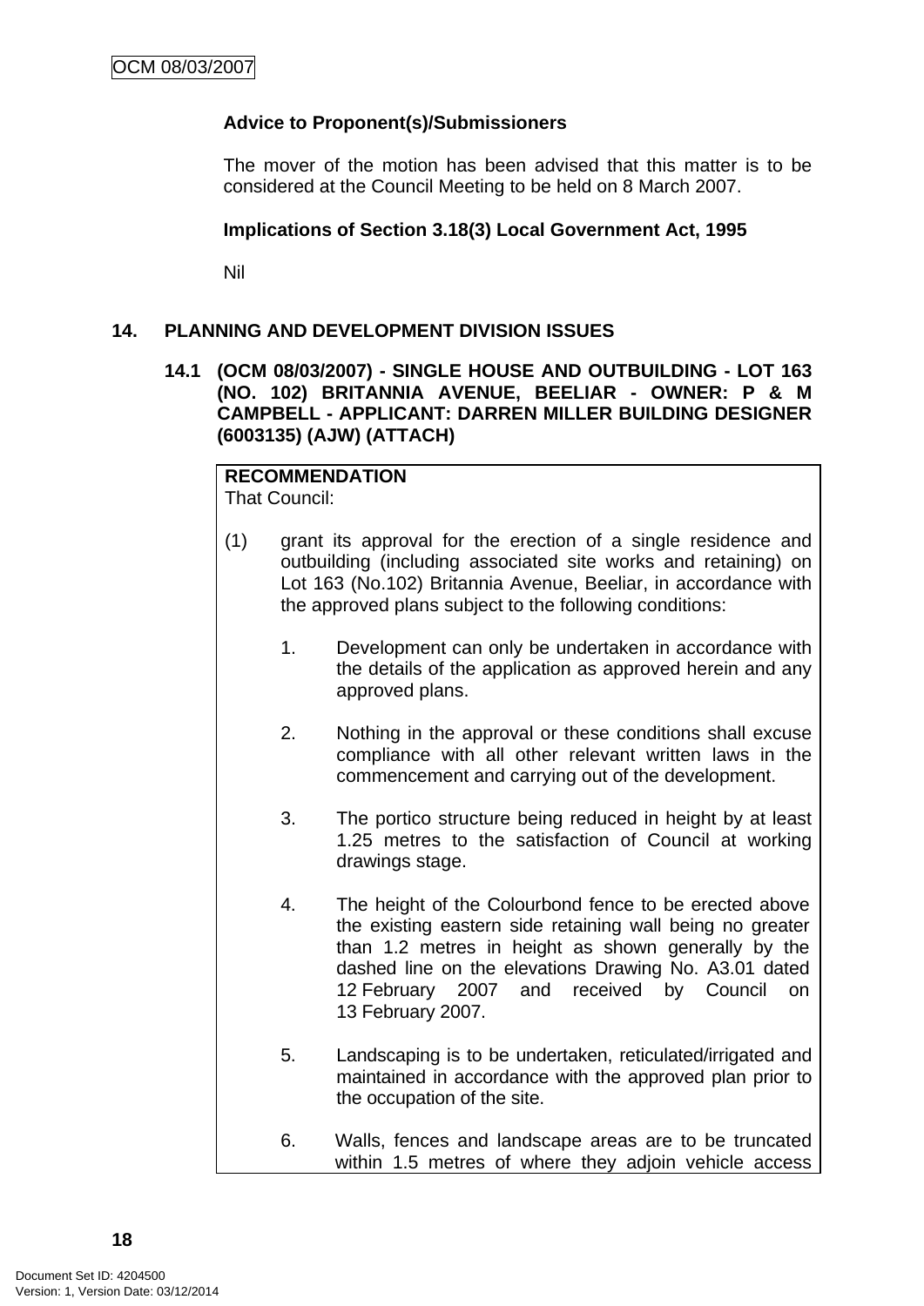**Advice to Proponent(s)/Submissioners**

The mover of the motion has been advised that this matter is to be considered at the Council Meeting to be held on 8 March 2007.

**Implications of Section 3.18(3) Local Government Act, 1995**

Nil

## 14. PLANNING AND DEVELOPMENT DIVISION ISSUES

### 14.1 (OCM 08/03/2007) - SINGLE HOUSE AND OUTBUILDING - LOT 163 (NO. 102) BRITANNIA AVENUE, BEELIAR - OWNER: P & M CAMPBELL - APPLICANT: DARREN MILLER BUILDING DESIGNER (6003135) (AJW) (ATTACH)

**RECOMMENDATION**
That Council:

(1) grant its approval for the erection of a single residence and outbuilding (including associated site works and retaining) on Lot 163 (No.102) Britannia Avenue, Beeliar, in accordance with the approved plans subject to the following conditions:

1. Development can only be undertaken in accordance with the details of the application as approved herein and any approved plans.

2. Nothing in the approval or these conditions shall excuse compliance with all other relevant written laws in the commencement and carrying out of the development.

3. The portico structure being reduced in height by at least 1.25 metres to the satisfaction of Council at working drawings stage.

4. The height of the Colourbond fence to be erected above the existing eastern side retaining wall being no greater than 1.2 metres in height as shown generally by the dashed line on the elevations Drawing No. A3.01 dated 12 February 2007 and received by Council on 13 February 2007.

5. Landscaping is to be undertaken, reticulated/irrigated and maintained in accordance with the approved plan prior to the occupation of the site.

6. Walls, fences and landscape areas are to be truncated within 1.5 metres of where they adjoin vehicle access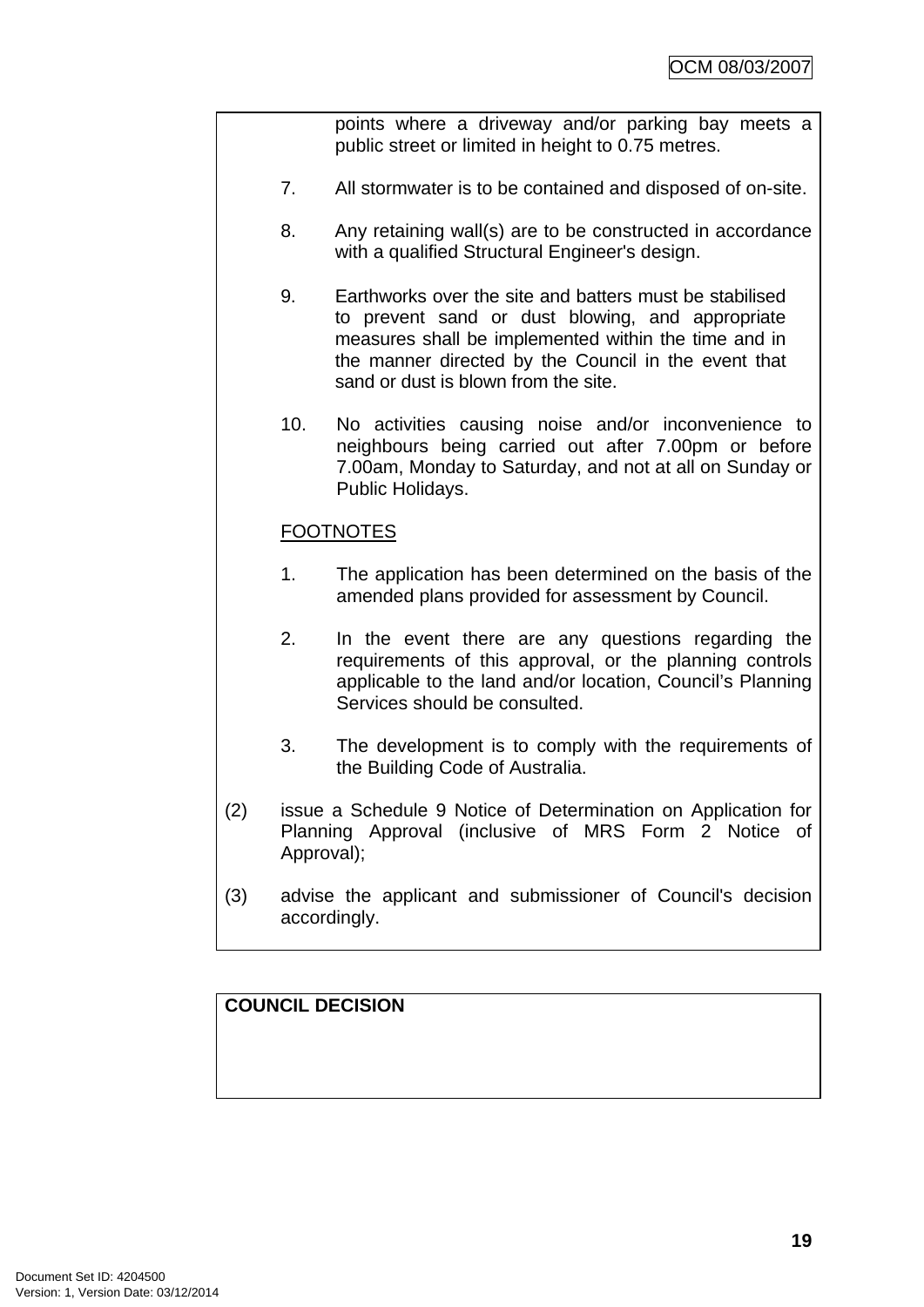points where a driveway and/or parking bay meets a public street or limited in height to 0.75 metres.

7. All stormwater is to be contained and disposed of on-site.

8. Any retaining wall(s) are to be constructed in accordance with a qualified Structural Engineer's design.

9. Earthworks over the site and batters must be stabilised to prevent sand or dust blowing, and appropriate measures shall be implemented within the time and in the manner directed by the Council in the event that sand or dust is blown from the site.

10. No activities causing noise and/or inconvenience to neighbours being carried out after 7.00pm or before 7.00am, Monday to Saturday, and not at all on Sunday or Public Holidays.

FOOTNOTES

1. The application has been determined on the basis of the amended plans provided for assessment by Council.

2. In the event there are any questions regarding the requirements of this approval, or the planning controls applicable to the land and/or location, Council's Planning Services should be consulted.

3. The development is to comply with the requirements of the Building Code of Australia.

(2) issue a Schedule 9 Notice of Determination on Application for Planning Approval (inclusive of MRS Form 2 Notice of Approval);

(3) advise the applicant and submissioner of Council's decision accordingly.

**COUNCIL DECISION**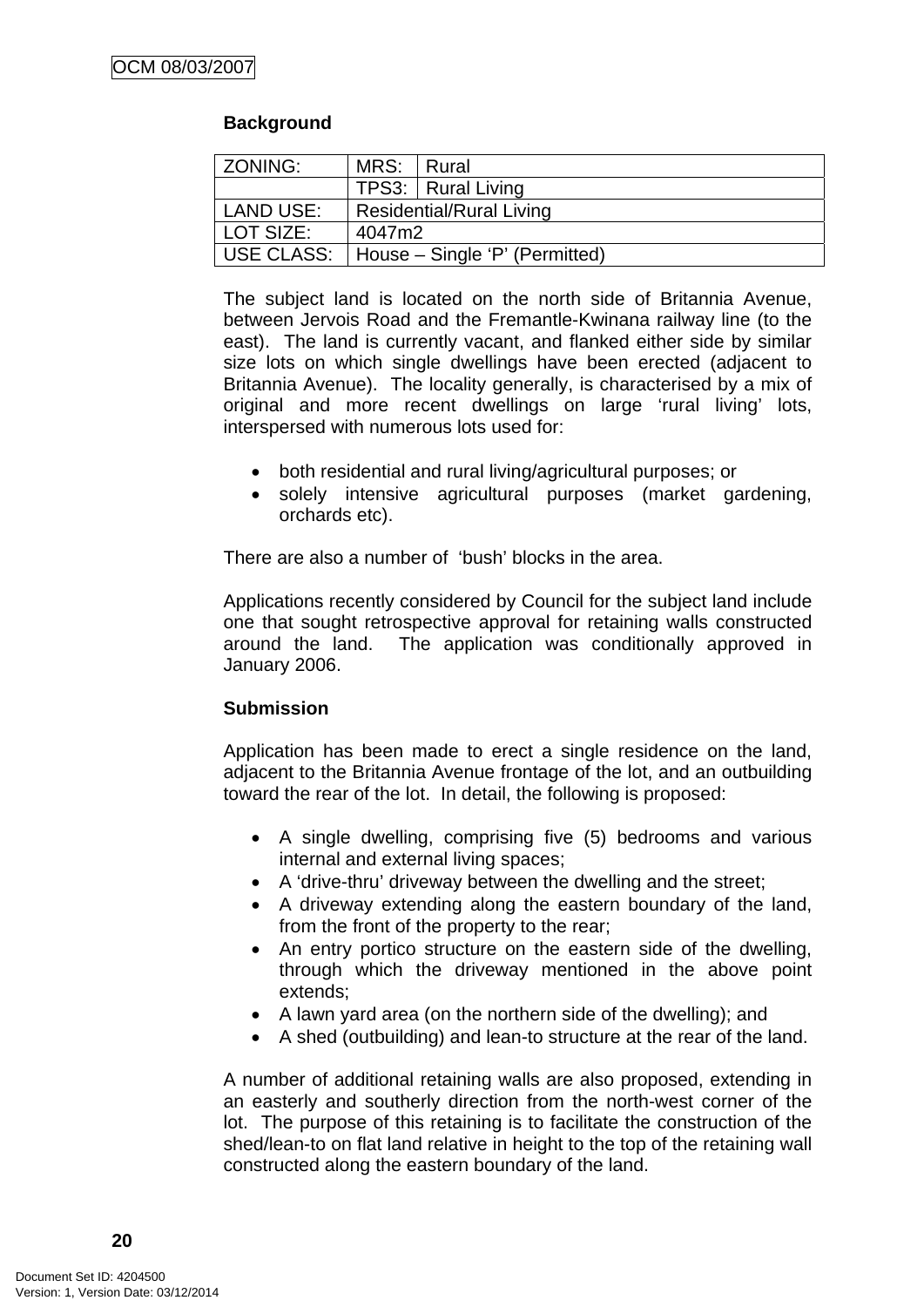**Background**

| ZONING: | MRS: | Rural |
|---|---|---|
| | TPS3: | Rural Living |
| LAND USE: | Residential/Rural Living | |
| LOT SIZE: | 4047m2 | |
| USE CLASS: | House – Single 'P' (Permitted) | |

The subject land is located on the north side of Britannia Avenue, between Jervois Road and the Fremantle-Kwinana railway line (to the east). The land is currently vacant, and flanked either side by similar size lots on which single dwellings have been erected (adjacent to Britannia Avenue). The locality generally, is characterised by a mix of original and more recent dwellings on large 'rural living' lots, interspersed with numerous lots used for:

- both residential and rural living/agricultural purposes; or
- solely intensive agricultural purposes (market gardening, orchards etc).

There are also a number of 'bush' blocks in the area.

Applications recently considered by Council for the subject land include one that sought retrospective approval for retaining walls constructed around the land. The application was conditionally approved in January 2006.

**Submission**

Application has been made to erect a single residence on the land, adjacent to the Britannia Avenue frontage of the lot, and an outbuilding toward the rear of the lot. In detail, the following is proposed:

- A single dwelling, comprising five (5) bedrooms and various internal and external living spaces;
- A 'drive-thru' driveway between the dwelling and the street;
- A driveway extending along the eastern boundary of the land, from the front of the property to the rear;
- An entry portico structure on the eastern side of the dwelling, through which the driveway mentioned in the above point extends;
- A lawn yard area (on the northern side of the dwelling); and
- A shed (outbuilding) and lean-to structure at the rear of the land.

A number of additional retaining walls are also proposed, extending in an easterly and southerly direction from the north-west corner of the lot. The purpose of this retaining is to facilitate the construction of the shed/lean-to on flat land relative in height to the top of the retaining wall constructed along the eastern boundary of the land.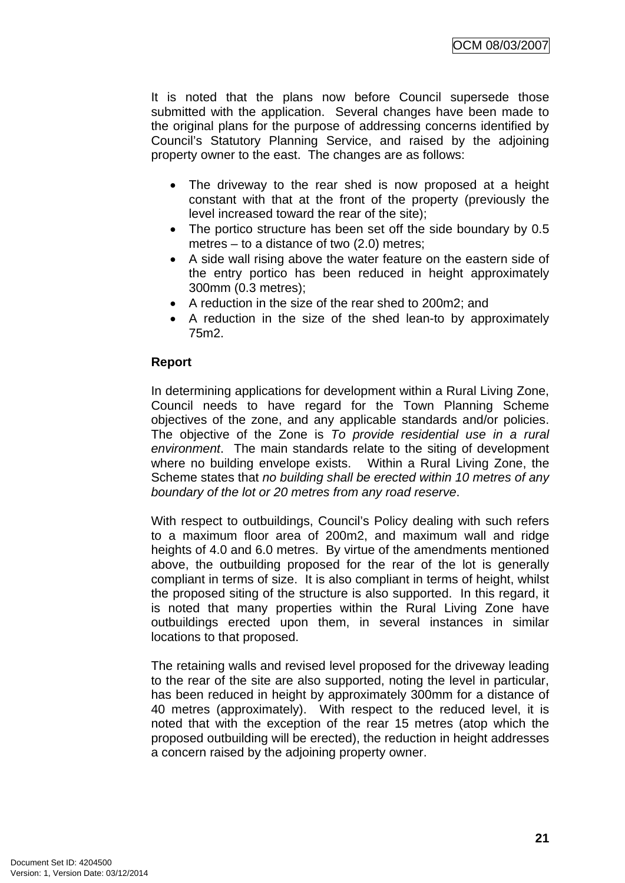It is noted that the plans now before Council supersede those submitted with the application. Several changes have been made to the original plans for the purpose of addressing concerns identified by Council's Statutory Planning Service, and raised by the adjoining property owner to the east. The changes are as follows:

- The driveway to the rear shed is now proposed at a height constant with that at the front of the property (previously the level increased toward the rear of the site);
- The portico structure has been set off the side boundary by 0.5 metres – to a distance of two (2.0) metres;
- A side wall rising above the water feature on the eastern side of the entry portico has been reduced in height approximately 300mm (0.3 metres);
- A reduction in the size of the rear shed to 200m2; and
- A reduction in the size of the shed lean-to by approximately 75m2.

**Report**

In determining applications for development within a Rural Living Zone, Council needs to have regard for the Town Planning Scheme objectives of the zone, and any applicable standards and/or policies. The objective of the Zone is *To provide residential use in a rural environment*. The main standards relate to the siting of development where no building envelope exists. Within a Rural Living Zone, the Scheme states that *no building shall be erected within 10 metres of any boundary of the lot or 20 metres from any road reserve*.

With respect to outbuildings, Council's Policy dealing with such refers to a maximum floor area of 200m2, and maximum wall and ridge heights of 4.0 and 6.0 metres. By virtue of the amendments mentioned above, the outbuilding proposed for the rear of the lot is generally compliant in terms of size. It is also compliant in terms of height, whilst the proposed siting of the structure is also supported. In this regard, it is noted that many properties within the Rural Living Zone have outbuildings erected upon them, in several instances in similar locations to that proposed.

The retaining walls and revised level proposed for the driveway leading to the rear of the site are also supported, noting the level in particular, has been reduced in height by approximately 300mm for a distance of 40 metres (approximately). With respect to the reduced level, it is noted that with the exception of the rear 15 metres (atop which the proposed outbuilding will be erected), the reduction in height addresses a concern raised by the adjoining property owner.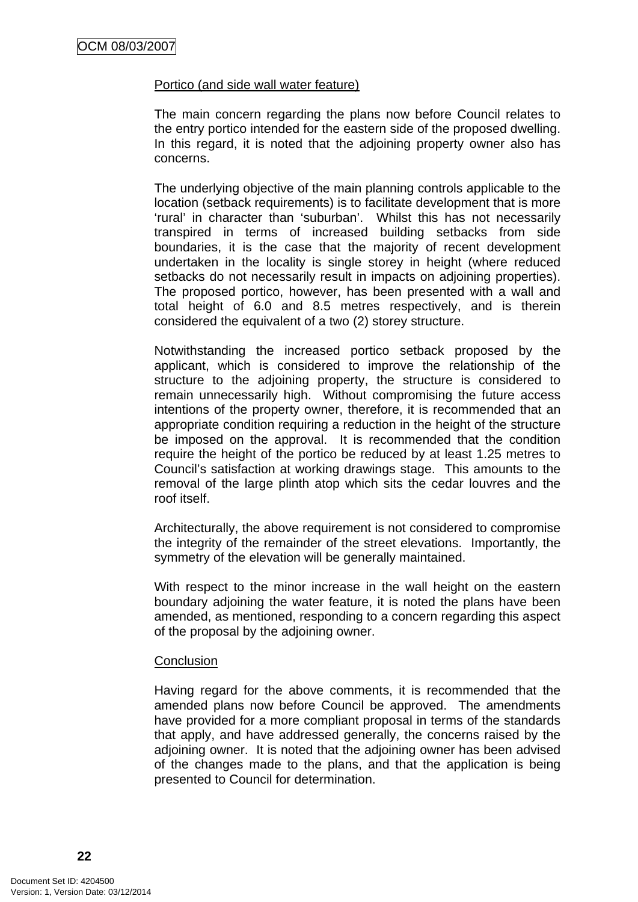Portico (and side wall water feature)

The main concern regarding the plans now before Council relates to the entry portico intended for the eastern side of the proposed dwelling. In this regard, it is noted that the adjoining property owner also has concerns.

The underlying objective of the main planning controls applicable to the location (setback requirements) is to facilitate development that is more 'rural' in character than 'suburban'. Whilst this has not necessarily transpired in terms of increased building setbacks from side boundaries, it is the case that the majority of recent development undertaken in the locality is single storey in height (where reduced setbacks do not necessarily result in impacts on adjoining properties). The proposed portico, however, has been presented with a wall and total height of 6.0 and 8.5 metres respectively, and is therein considered the equivalent of a two (2) storey structure.

Notwithstanding the increased portico setback proposed by the applicant, which is considered to improve the relationship of the structure to the adjoining property, the structure is considered to remain unnecessarily high. Without compromising the future access intentions of the property owner, therefore, it is recommended that an appropriate condition requiring a reduction in the height of the structure be imposed on the approval. It is recommended that the condition require the height of the portico be reduced by at least 1.25 metres to Council's satisfaction at working drawings stage. This amounts to the removal of the large plinth atop which sits the cedar louvres and the roof itself.

Architecturally, the above requirement is not considered to compromise the integrity of the remainder of the street elevations. Importantly, the symmetry of the elevation will be generally maintained.

With respect to the minor increase in the wall height on the eastern boundary adjoining the water feature, it is noted the plans have been amended, as mentioned, responding to a concern regarding this aspect of the proposal by the adjoining owner.

Conclusion

Having regard for the above comments, it is recommended that the amended plans now before Council be approved. The amendments have provided for a more compliant proposal in terms of the standards that apply, and have addressed generally, the concerns raised by the adjoining owner. It is noted that the adjoining owner has been advised of the changes made to the plans, and that the application is being presented to Council for determination.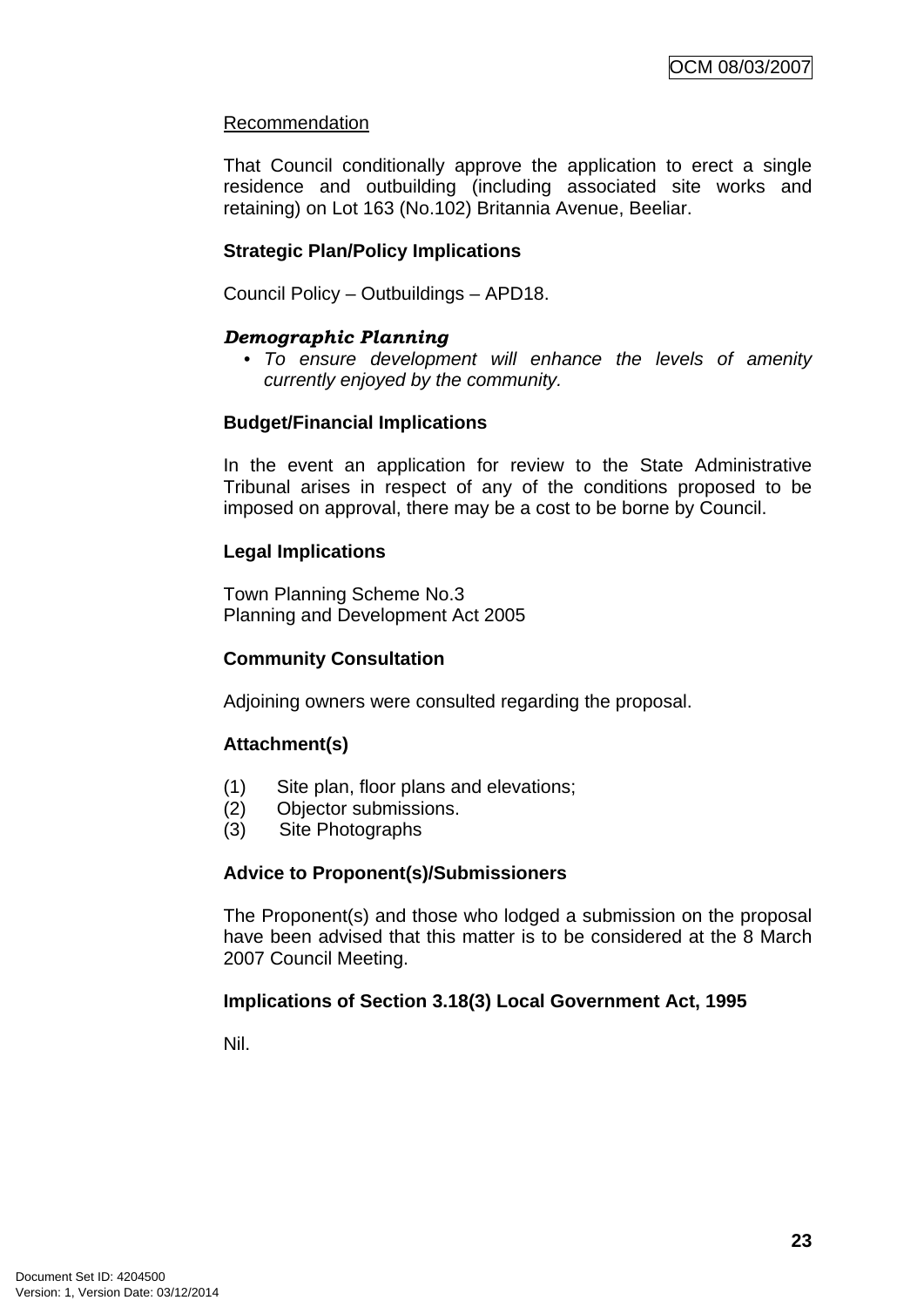Recommendation

That Council conditionally approve the application to erect a single residence and outbuilding (including associated site works and retaining) on Lot 163 (No.102) Britannia Avenue, Beeliar.

**Strategic Plan/Policy Implications**

Council Policy – Outbuildings – APD18.

***Demographic Planning***

- *To ensure development will enhance the levels of amenity currently enjoyed by the community.*

**Budget/Financial Implications**

In the event an application for review to the State Administrative Tribunal arises in respect of any of the conditions proposed to be imposed on approval, there may be a cost to be borne by Council.

**Legal Implications**

Town Planning Scheme No.3
Planning and Development Act 2005

**Community Consultation**

Adjoining owners were consulted regarding the proposal.

**Attachment(s)**

(1) Site plan, floor plans and elevations;
(2) Objector submissions.
(3) Site Photographs

**Advice to Proponent(s)/Submissioners**

The Proponent(s) and those who lodged a submission on the proposal have been advised that this matter is to be considered at the 8 March 2007 Council Meeting.

**Implications of Section 3.18(3) Local Government Act, 1995**

Nil.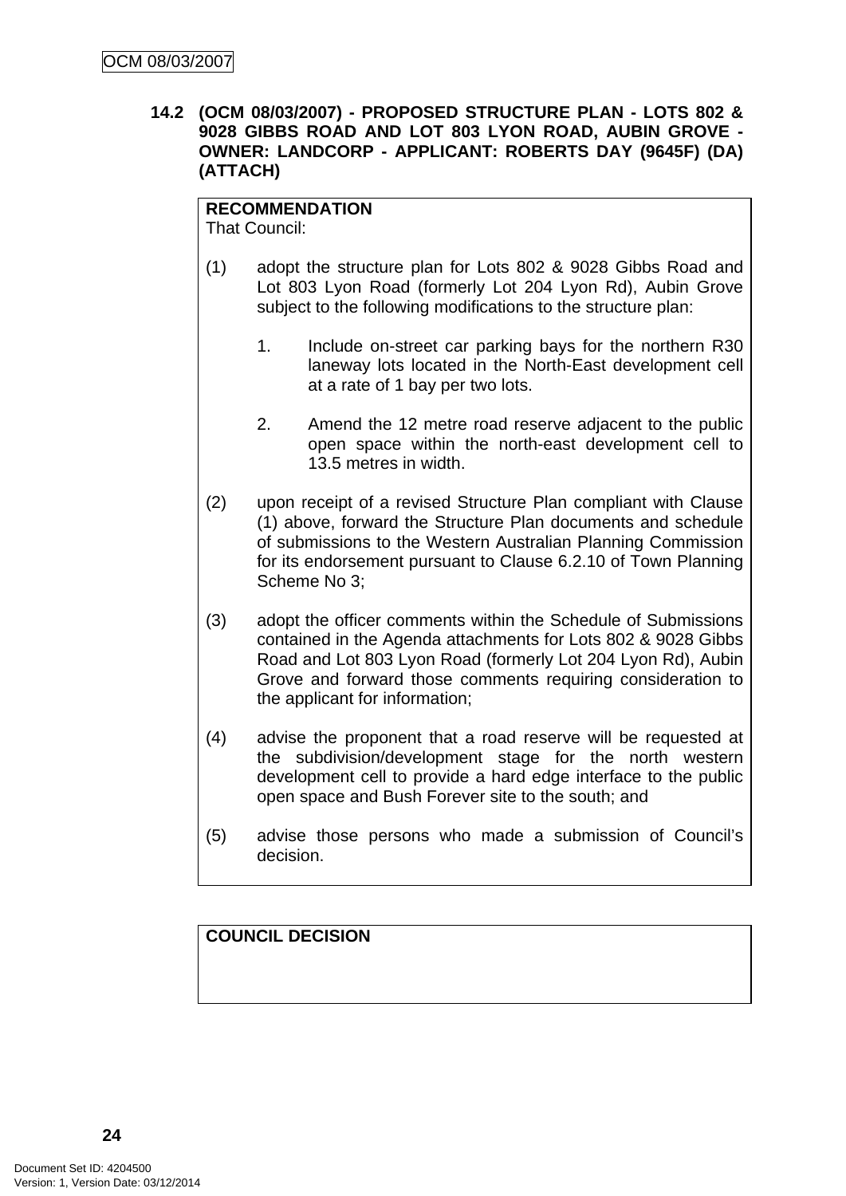### 14.2 (OCM 08/03/2007) - PROPOSED STRUCTURE PLAN - LOTS 802 & 9028 GIBBS ROAD AND LOT 803 LYON ROAD, AUBIN GROVE - OWNER: LANDCORP - APPLICANT: ROBERTS DAY (9645F) (DA) (ATTACH)

**RECOMMENDATION**
That Council:

(1) adopt the structure plan for Lots 802 & 9028 Gibbs Road and Lot 803 Lyon Road (formerly Lot 204 Lyon Rd), Aubin Grove subject to the following modifications to the structure plan:

1. Include on-street car parking bays for the northern R30 laneway lots located in the North-East development cell at a rate of 1 bay per two lots.

2. Amend the 12 metre road reserve adjacent to the public open space within the north-east development cell to 13.5 metres in width.

(2) upon receipt of a revised Structure Plan compliant with Clause (1) above, forward the Structure Plan documents and schedule of submissions to the Western Australian Planning Commission for its endorsement pursuant to Clause 6.2.10 of Town Planning Scheme No 3;

(3) adopt the officer comments within the Schedule of Submissions contained in the Agenda attachments for Lots 802 & 9028 Gibbs Road and Lot 803 Lyon Road (formerly Lot 204 Lyon Rd), Aubin Grove and forward those comments requiring consideration to the applicant for information;

(4) advise the proponent that a road reserve will be requested at the subdivision/development stage for the north western development cell to provide a hard edge interface to the public open space and Bush Forever site to the south; and

(5) advise those persons who made a submission of Council's decision.

**COUNCIL DECISION**

Document Set ID: 4204500
Version: 1, Version Date: 03/12/2014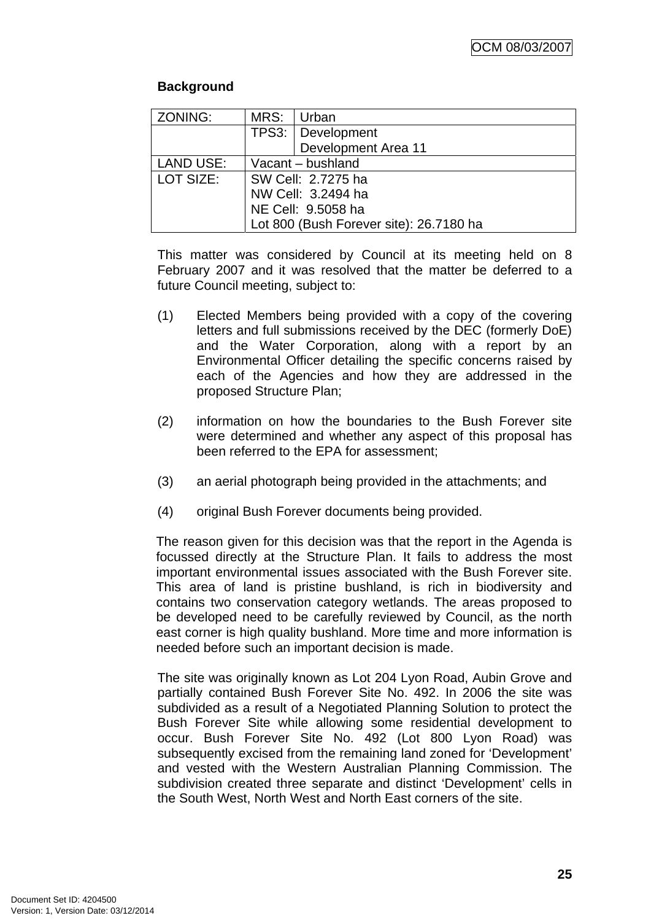**Background**

| ZONING: | MRS: | Urban |
|---|---|---|
| | TPS3: | Development<br>Development Area 11 |
| LAND USE: | Vacant – bushland | |
| LOT SIZE: | SW Cell: 2.7275 ha<br>NW Cell: 3.2494 ha<br>NE Cell: 9.5058 ha<br>Lot 800 (Bush Forever site): 26.7180 ha | |

This matter was considered by Council at its meeting held on 8 February 2007 and it was resolved that the matter be deferred to a future Council meeting, subject to:

(1) Elected Members being provided with a copy of the covering letters and full submissions received by the DEC (formerly DoE) and the Water Corporation, along with a report by an Environmental Officer detailing the specific concerns raised by each of the Agencies and how they are addressed in the proposed Structure Plan;

(2) information on how the boundaries to the Bush Forever site were determined and whether any aspect of this proposal has been referred to the EPA for assessment;

(3) an aerial photograph being provided in the attachments; and

(4) original Bush Forever documents being provided.

The reason given for this decision was that the report in the Agenda is focussed directly at the Structure Plan. It fails to address the most important environmental issues associated with the Bush Forever site. This area of land is pristine bushland, is rich in biodiversity and contains two conservation category wetlands. The areas proposed to be developed need to be carefully reviewed by Council, as the north east corner is high quality bushland. More time and more information is needed before such an important decision is made.

The site was originally known as Lot 204 Lyon Road, Aubin Grove and partially contained Bush Forever Site No. 492. In 2006 the site was subdivided as a result of a Negotiated Planning Solution to protect the Bush Forever Site while allowing some residential development to occur. Bush Forever Site No. 492 (Lot 800 Lyon Road) was subsequently excised from the remaining land zoned for 'Development' and vested with the Western Australian Planning Commission. The subdivision created three separate and distinct 'Development' cells in the South West, North West and North East corners of the site.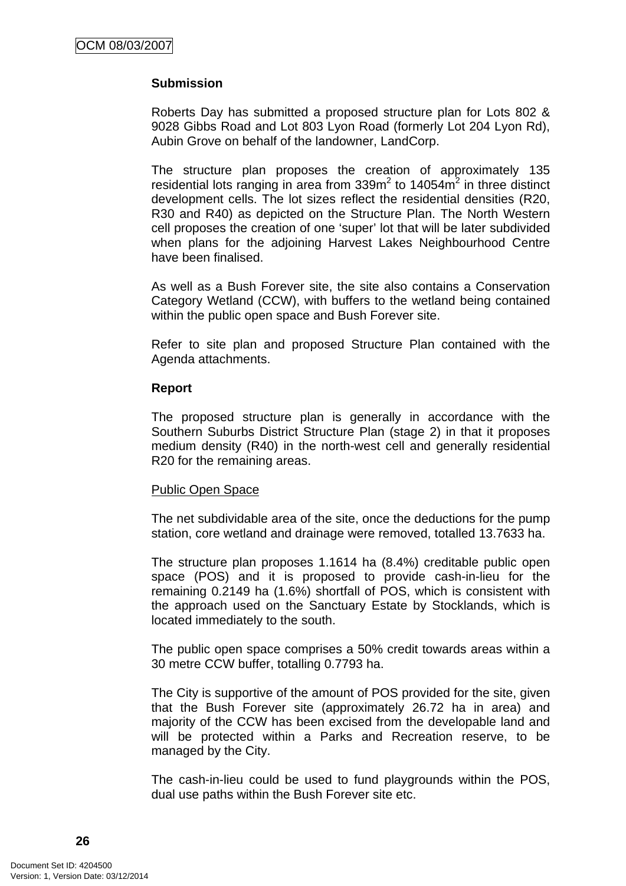**Submission**

Roberts Day has submitted a proposed structure plan for Lots 802 & 9028 Gibbs Road and Lot 803 Lyon Road (formerly Lot 204 Lyon Rd), Aubin Grove on behalf of the landowner, LandCorp.

The structure plan proposes the creation of approximately 135 residential lots ranging in area from 339m$^2$ to 14054m$^2$ in three distinct development cells. The lot sizes reflect the residential densities (R20, R30 and R40) as depicted on the Structure Plan. The North Western cell proposes the creation of one 'super' lot that will be later subdivided when plans for the adjoining Harvest Lakes Neighbourhood Centre have been finalised.

As well as a Bush Forever site, the site also contains a Conservation Category Wetland (CCW), with buffers to the wetland being contained within the public open space and Bush Forever site.

Refer to site plan and proposed Structure Plan contained with the Agenda attachments.

**Report**

The proposed structure plan is generally in accordance with the Southern Suburbs District Structure Plan (stage 2) in that it proposes medium density (R40) in the north-west cell and generally residential R20 for the remaining areas.

Public Open Space

The net subdividable area of the site, once the deductions for the pump station, core wetland and drainage were removed, totalled 13.7633 ha.

The structure plan proposes 1.1614 ha (8.4%) creditable public open space (POS) and it is proposed to provide cash-in-lieu for the remaining 0.2149 ha (1.6%) shortfall of POS, which is consistent with the approach used on the Sanctuary Estate by Stocklands, which is located immediately to the south.

The public open space comprises a 50% credit towards areas within a 30 metre CCW buffer, totalling 0.7793 ha.

The City is supportive of the amount of POS provided for the site, given that the Bush Forever site (approximately 26.72 ha in area) and majority of the CCW has been excised from the developable land and will be protected within a Parks and Recreation reserve, to be managed by the City.

The cash-in-lieu could be used to fund playgrounds within the POS, dual use paths within the Bush Forever site etc.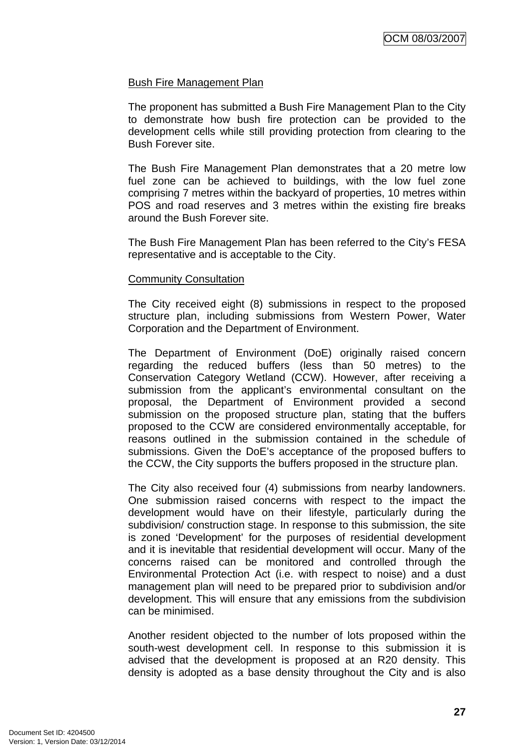Bush Fire Management Plan

The proponent has submitted a Bush Fire Management Plan to the City to demonstrate how bush fire protection can be provided to the development cells while still providing protection from clearing to the Bush Forever site.

The Bush Fire Management Plan demonstrates that a 20 metre low fuel zone can be achieved to buildings, with the low fuel zone comprising 7 metres within the backyard of properties, 10 metres within POS and road reserves and 3 metres within the existing fire breaks around the Bush Forever site.

The Bush Fire Management Plan has been referred to the City's FESA representative and is acceptable to the City.

Community Consultation

The City received eight (8) submissions in respect to the proposed structure plan, including submissions from Western Power, Water Corporation and the Department of Environment.

The Department of Environment (DoE) originally raised concern regarding the reduced buffers (less than 50 metres) to the Conservation Category Wetland (CCW). However, after receiving a submission from the applicant's environmental consultant on the proposal, the Department of Environment provided a second submission on the proposed structure plan, stating that the buffers proposed to the CCW are considered environmentally acceptable, for reasons outlined in the submission contained in the schedule of submissions. Given the DoE's acceptance of the proposed buffers to the CCW, the City supports the buffers proposed in the structure plan.

The City also received four (4) submissions from nearby landowners. One submission raised concerns with respect to the impact the development would have on their lifestyle, particularly during the subdivision/ construction stage. In response to this submission, the site is zoned 'Development' for the purposes of residential development and it is inevitable that residential development will occur. Many of the concerns raised can be monitored and controlled through the Environmental Protection Act (i.e. with respect to noise) and a dust management plan will need to be prepared prior to subdivision and/or development. This will ensure that any emissions from the subdivision can be minimised.

Another resident objected to the number of lots proposed within the south-west development cell. In response to this submission it is advised that the development is proposed at an R20 density. This density is adopted as a base density throughout the City and is also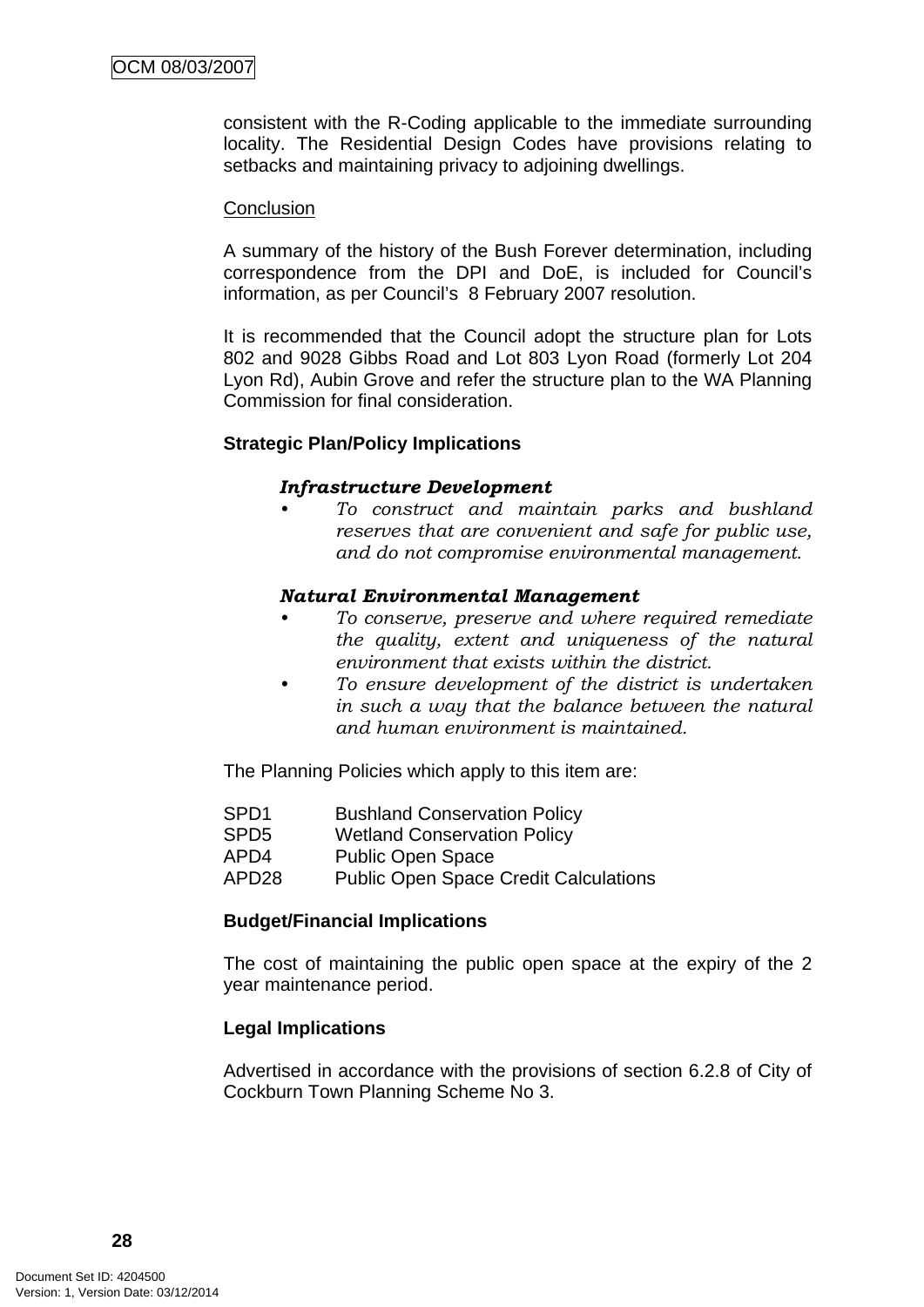consistent with the R-Coding applicable to the immediate surrounding locality. The Residential Design Codes have provisions relating to setbacks and maintaining privacy to adjoining dwellings.

Conclusion

A summary of the history of the Bush Forever determination, including correspondence from the DPI and DoE, is included for Council's information, as per Council's 8 February 2007 resolution.

It is recommended that the Council adopt the structure plan for Lots 802 and 9028 Gibbs Road and Lot 803 Lyon Road (formerly Lot 204 Lyon Rd), Aubin Grove and refer the structure plan to the WA Planning Commission for final consideration.

**Strategic Plan/Policy Implications**

***Infrastructure Development***

- *To construct and maintain parks and bushland reserves that are convenient and safe for public use, and do not compromise environmental management.*

***Natural Environmental Management***

- *To conserve, preserve and where required remediate the quality, extent and uniqueness of the natural environment that exists within the district.*
- *To ensure development of the district is undertaken in such a way that the balance between the natural and human environment is maintained.*

The Planning Policies which apply to this item are:

| | |
|---|---|
| SPD1 | Bushland Conservation Policy |
| SPD5 | Wetland Conservation Policy |
| APD4 | Public Open Space |
| APD28 | Public Open Space Credit Calculations |

**Budget/Financial Implications**

The cost of maintaining the public open space at the expiry of the 2 year maintenance period.

**Legal Implications**

Advertised in accordance with the provisions of section 6.2.8 of City of Cockburn Town Planning Scheme No 3.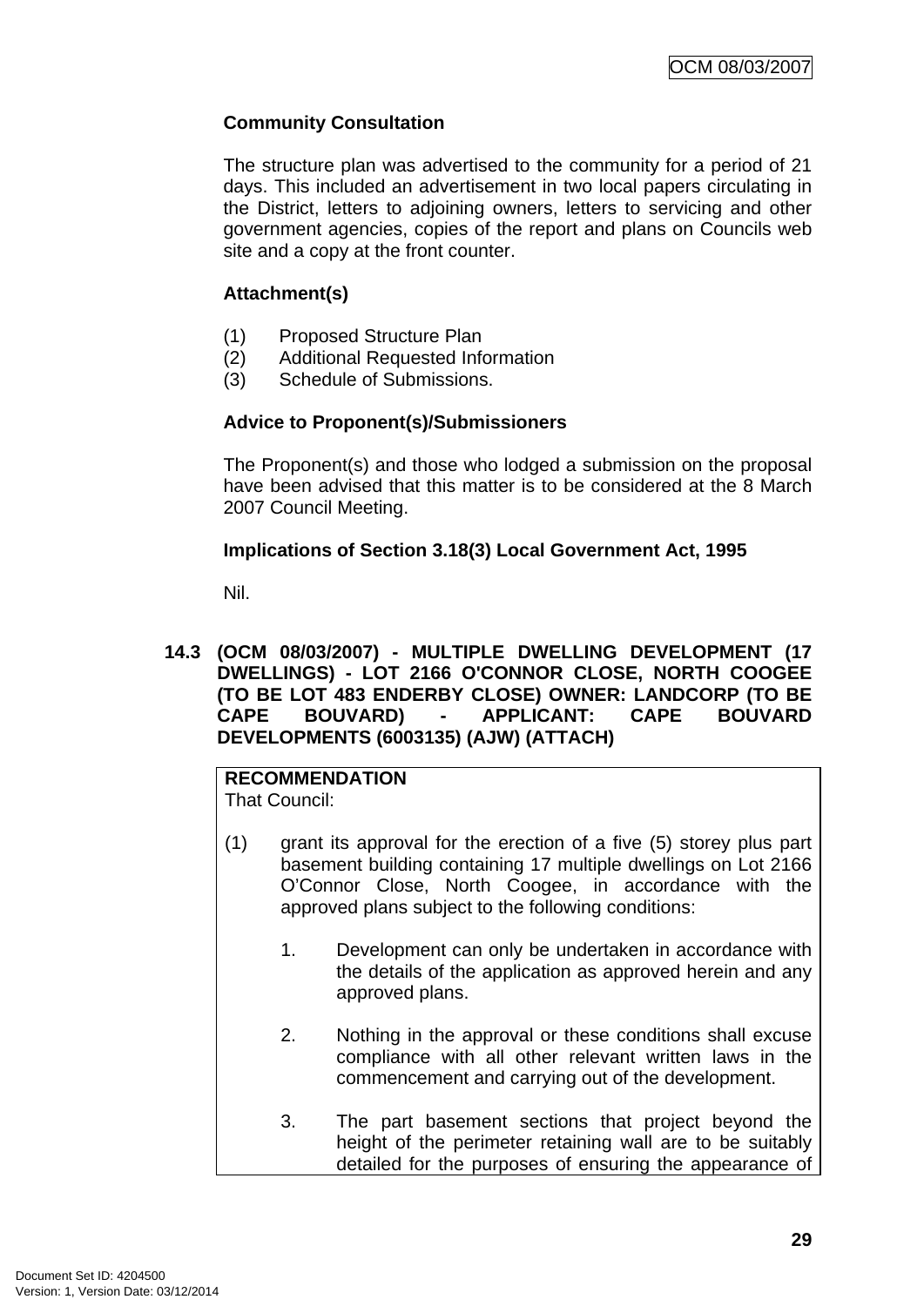**Community Consultation**

The structure plan was advertised to the community for a period of 21 days. This included an advertisement in two local papers circulating in the District, letters to adjoining owners, letters to servicing and other government agencies, copies of the report and plans on Councils web site and a copy at the front counter.

**Attachment(s)**

(1) Proposed Structure Plan
(2) Additional Requested Information
(3) Schedule of Submissions.

**Advice to Proponent(s)/Submissioners**

The Proponent(s) and those who lodged a submission on the proposal have been advised that this matter is to be considered at the 8 March 2007 Council Meeting.

**Implications of Section 3.18(3) Local Government Act, 1995**

Nil.

## 14.3 (OCM 08/03/2007) - MULTIPLE DWELLING DEVELOPMENT (17 DWELLINGS) - LOT 2166 O'CONNOR CLOSE, NORTH COOGEE (TO BE LOT 483 ENDERBY CLOSE) OWNER: LANDCORP (TO BE CAPE BOUVARD) - APPLICANT: CAPE BOUVARD DEVELOPMENTS (6003135) (AJW) (ATTACH)

**RECOMMENDATION**
That Council:

(1) grant its approval for the erection of a five (5) storey plus part basement building containing 17 multiple dwellings on Lot 2166 O'Connor Close, North Coogee, in accordance with the approved plans subject to the following conditions:

1. Development can only be undertaken in accordance with the details of the application as approved herein and any approved plans.

2. Nothing in the approval or these conditions shall excuse compliance with all other relevant written laws in the commencement and carrying out of the development.

3. The part basement sections that project beyond the height of the perimeter retaining wall are to be suitably detailed for the purposes of ensuring the appearance of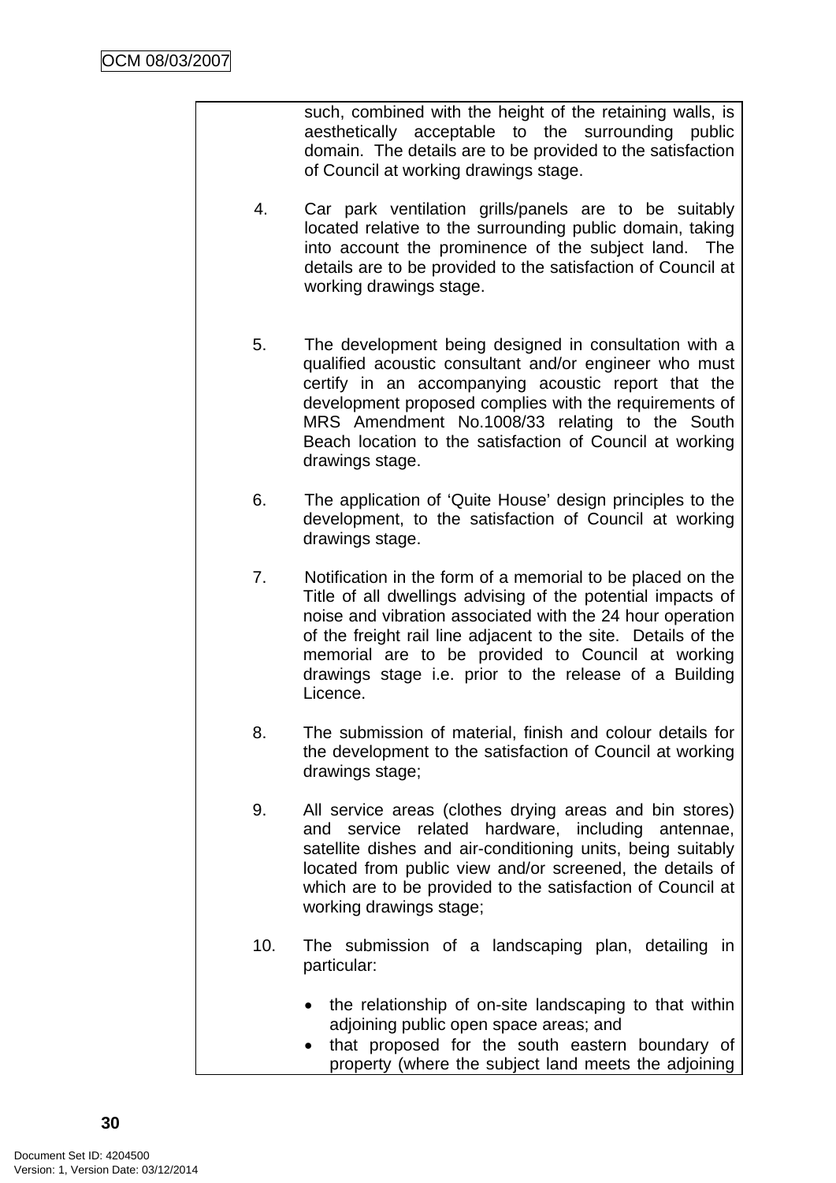such, combined with the height of the retaining walls, is aesthetically acceptable to the surrounding public domain. The details are to be provided to the satisfaction of Council at working drawings stage.

4. Car park ventilation grills/panels are to be suitably located relative to the surrounding public domain, taking into account the prominence of the subject land. The details are to be provided to the satisfaction of Council at working drawings stage.

5. The development being designed in consultation with a qualified acoustic consultant and/or engineer who must certify in an accompanying acoustic report that the development proposed complies with the requirements of MRS Amendment No.1008/33 relating to the South Beach location to the satisfaction of Council at working drawings stage.

6. The application of 'Quite House' design principles to the development, to the satisfaction of Council at working drawings stage.

7. Notification in the form of a memorial to be placed on the Title of all dwellings advising of the potential impacts of noise and vibration associated with the 24 hour operation of the freight rail line adjacent to the site. Details of the memorial are to be provided to Council at working drawings stage i.e. prior to the release of a Building Licence.

8. The submission of material, finish and colour details for the development to the satisfaction of Council at working drawings stage;

9. All service areas (clothes drying areas and bin stores) and service related hardware, including antennae, satellite dishes and air-conditioning units, being suitably located from public view and/or screened, the details of which are to be provided to the satisfaction of Council at working drawings stage;

10. The submission of a landscaping plan, detailing in particular:

   - the relationship of on-site landscaping to that within adjoining public open space areas; and
   - that proposed for the south eastern boundary of property (where the subject land meets the adjoining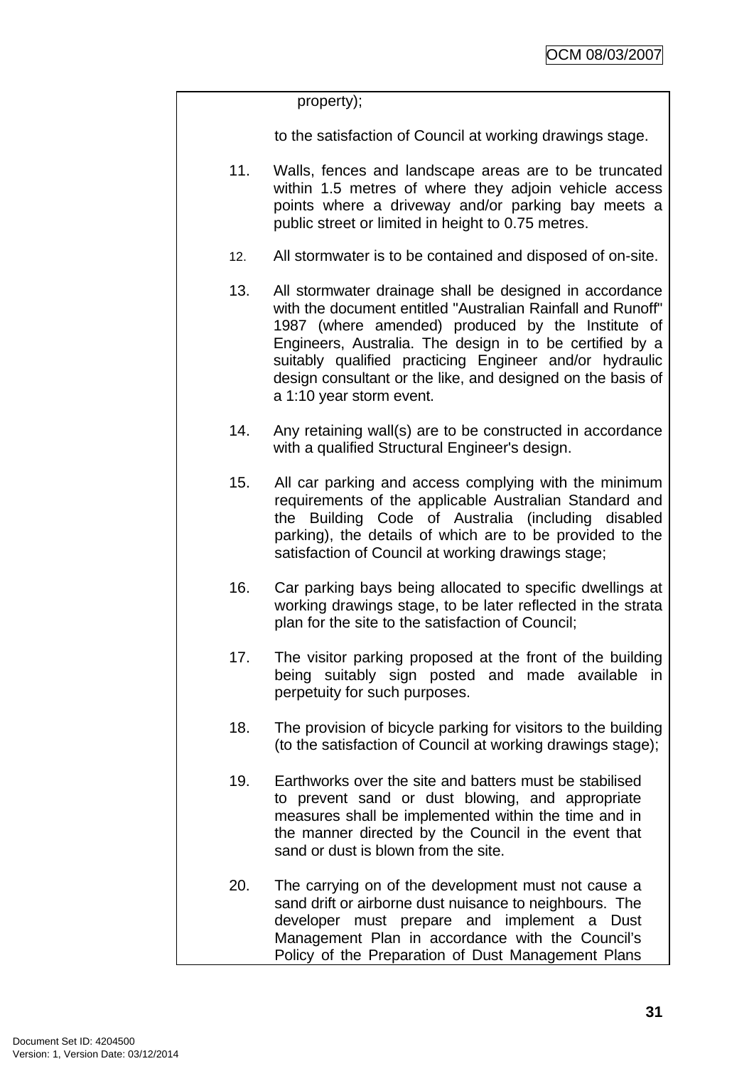property);

to the satisfaction of Council at working drawings stage.

11. Walls, fences and landscape areas are to be truncated within 1.5 metres of where they adjoin vehicle access points where a driveway and/or parking bay meets a public street or limited in height to 0.75 metres.

12. All stormwater is to be contained and disposed of on-site.

13. All stormwater drainage shall be designed in accordance with the document entitled "Australian Rainfall and Runoff" 1987 (where amended) produced by the Institute of Engineers, Australia. The design in to be certified by a suitably qualified practicing Engineer and/or hydraulic design consultant or the like, and designed on the basis of a 1:10 year storm event.

14. Any retaining wall(s) are to be constructed in accordance with a qualified Structural Engineer's design.

15. All car parking and access complying with the minimum requirements of the applicable Australian Standard and the Building Code of Australia (including disabled parking), the details of which are to be provided to the satisfaction of Council at working drawings stage;

16. Car parking bays being allocated to specific dwellings at working drawings stage, to be later reflected in the strata plan for the site to the satisfaction of Council;

17. The visitor parking proposed at the front of the building being suitably sign posted and made available in perpetuity for such purposes.

18. The provision of bicycle parking for visitors to the building (to the satisfaction of Council at working drawings stage);

19. Earthworks over the site and batters must be stabilised to prevent sand or dust blowing, and appropriate measures shall be implemented within the time and in the manner directed by the Council in the event that sand or dust is blown from the site.

20. The carrying on of the development must not cause a sand drift or airborne dust nuisance to neighbours. The developer must prepare and implement a Dust Management Plan in accordance with the Council's Policy of the Preparation of Dust Management Plans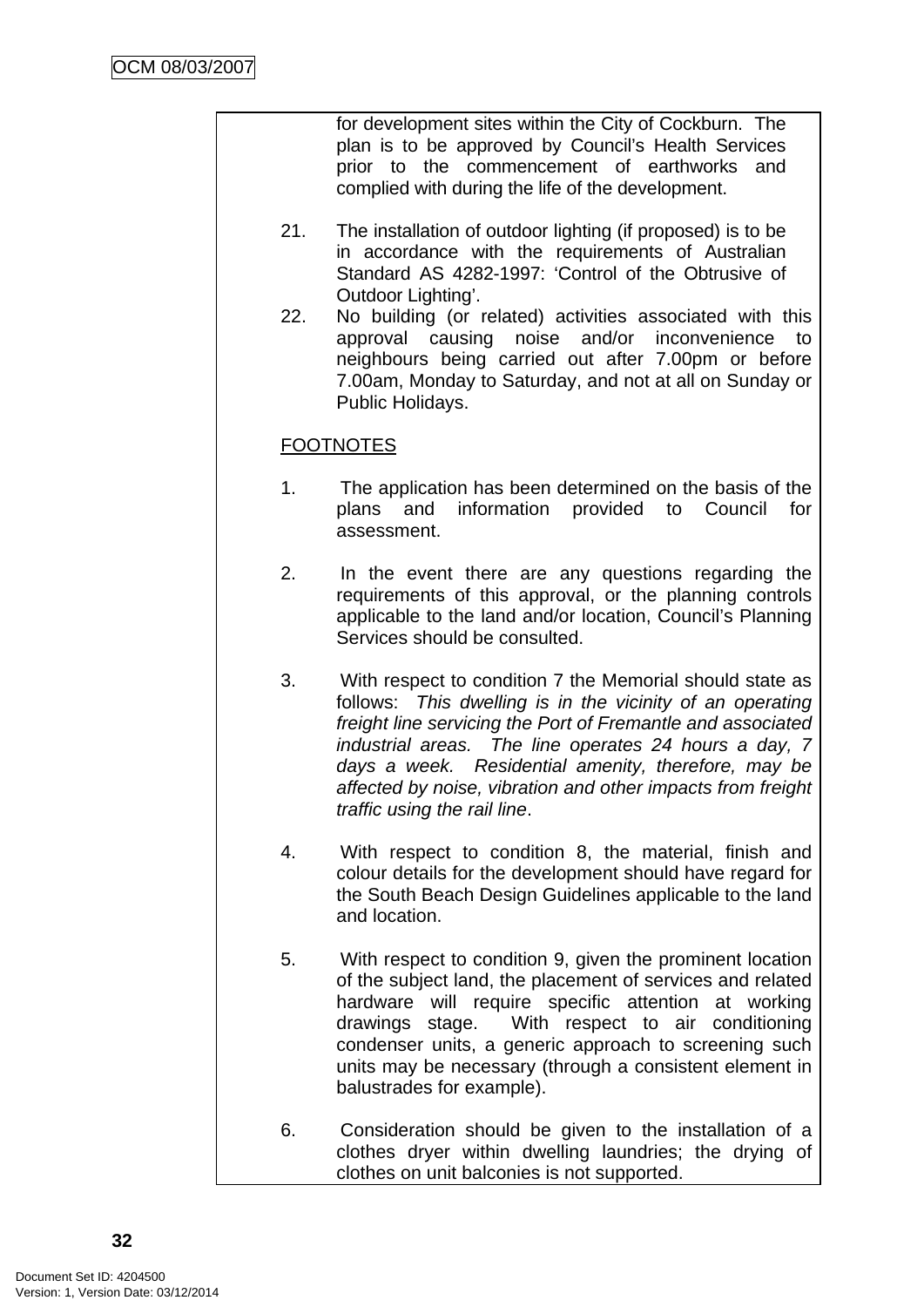for development sites within the City of Cockburn. The plan is to be approved by Council's Health Services prior to the commencement of earthworks and complied with during the life of the development.

21. The installation of outdoor lighting (if proposed) is to be in accordance with the requirements of Australian Standard AS 4282-1997: 'Control of the Obtrusive of Outdoor Lighting'.
22. No building (or related) activities associated with this approval causing noise and/or inconvenience to neighbours being carried out after 7.00pm or before 7.00am, Monday to Saturday, and not at all on Sunday or Public Holidays.

FOOTNOTES

1. The application has been determined on the basis of the plans and information provided to Council for assessment.

2. In the event there are any questions regarding the requirements of this approval, or the planning controls applicable to the land and/or location, Council's Planning Services should be consulted.

3. With respect to condition 7 the Memorial should state as follows: *This dwelling is in the vicinity of an operating freight line servicing the Port of Fremantle and associated industrial areas. The line operates 24 hours a day, 7 days a week. Residential amenity, therefore, may be affected by noise, vibration and other impacts from freight traffic using the rail line*.

4. With respect to condition 8, the material, finish and colour details for the development should have regard for the South Beach Design Guidelines applicable to the land and location.

5. With respect to condition 9, given the prominent location of the subject land, the placement of services and related hardware will require specific attention at working drawings stage. With respect to air conditioning condenser units, a generic approach to screening such units may be necessary (through a consistent element in balustrades for example).

6. Consideration should be given to the installation of a clothes dryer within dwelling laundries; the drying of clothes on unit balconies is not supported.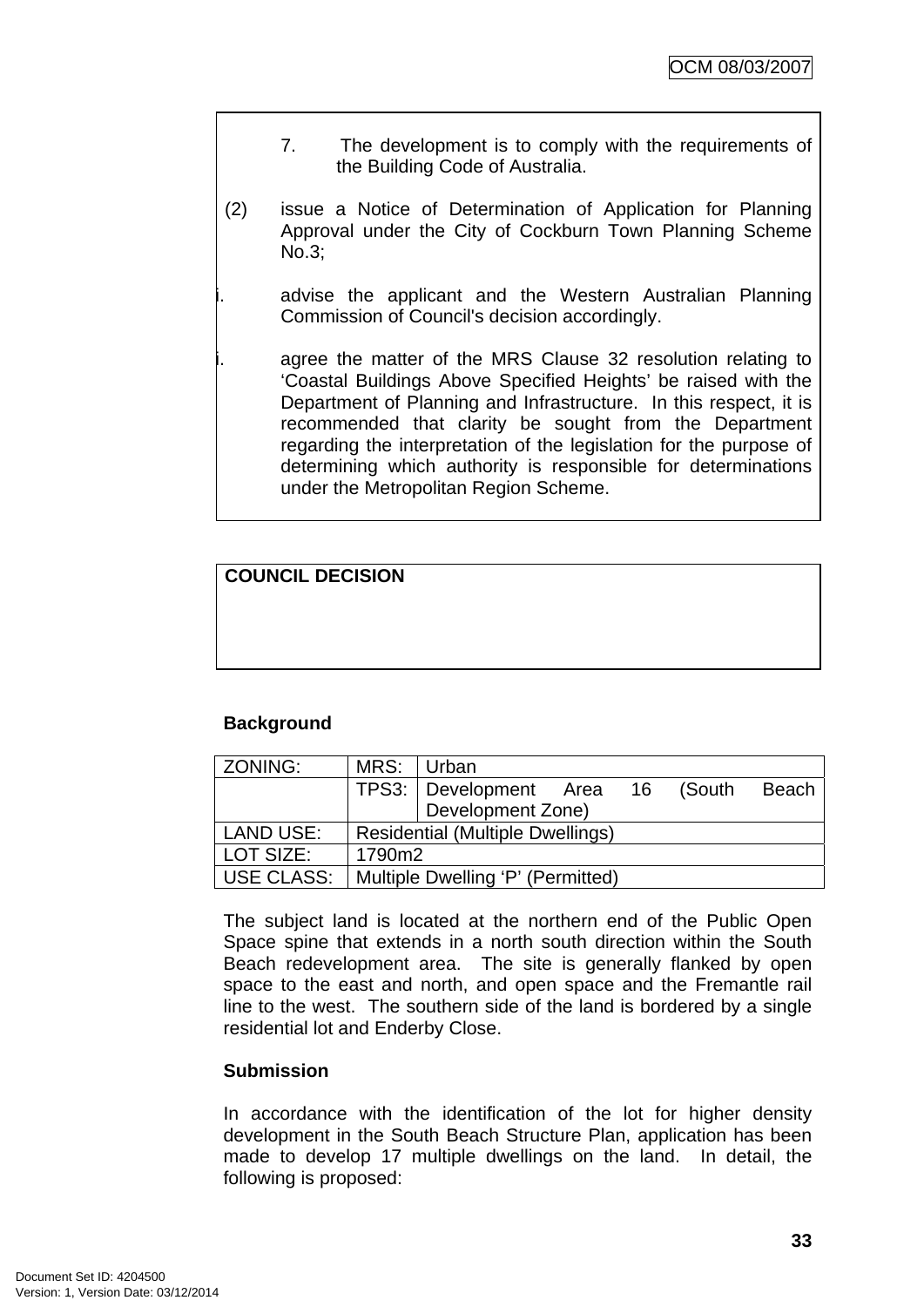7. The development is to comply with the requirements of the Building Code of Australia.

(2) issue a Notice of Determination of Application for Planning Approval under the City of Cockburn Town Planning Scheme No.3;

i. advise the applicant and the Western Australian Planning Commission of Council's decision accordingly.

i. agree the matter of the MRS Clause 32 resolution relating to 'Coastal Buildings Above Specified Heights' be raised with the Department of Planning and Infrastructure. In this respect, it is recommended that clarity be sought from the Department regarding the interpretation of the legislation for the purpose of determining which authority is responsible for determinations under the Metropolitan Region Scheme.

**COUNCIL DECISION**

**Background**

| ZONING: | MRS: | Urban |
|---|---|---|
| | TPS3: | Development Area 16 (South Beach Development Zone) |
| LAND USE: | Residential (Multiple Dwellings) | |
| LOT SIZE: | 1790m2 | |
| USE CLASS: | Multiple Dwelling 'P' (Permitted) | |

The subject land is located at the northern end of the Public Open Space spine that extends in a north south direction within the South Beach redevelopment area. The site is generally flanked by open space to the east and north, and open space and the Fremantle rail line to the west. The southern side of the land is bordered by a single residential lot and Enderby Close.

**Submission**

In accordance with the identification of the lot for higher density development in the South Beach Structure Plan, application has been made to develop 17 multiple dwellings on the land. In detail, the following is proposed: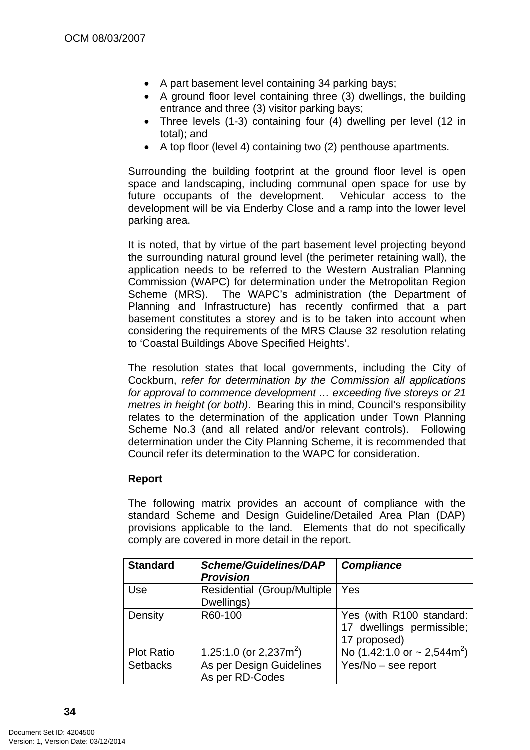- A part basement level containing 34 parking bays;
- A ground floor level containing three (3) dwellings, the building entrance and three (3) visitor parking bays;
- Three levels (1-3) containing four (4) dwelling per level (12 in total); and
- A top floor (level 4) containing two (2) penthouse apartments.

Surrounding the building footprint at the ground floor level is open space and landscaping, including communal open space for use by future occupants of the development. Vehicular access to the development will be via Enderby Close and a ramp into the lower level parking area.

It is noted, that by virtue of the part basement level projecting beyond the surrounding natural ground level (the perimeter retaining wall), the application needs to be referred to the Western Australian Planning Commission (WAPC) for determination under the Metropolitan Region Scheme (MRS). The WAPC's administration (the Department of Planning and Infrastructure) has recently confirmed that a part basement constitutes a storey and is to be taken into account when considering the requirements of the MRS Clause 32 resolution relating to 'Coastal Buildings Above Specified Heights'.

The resolution states that local governments, including the City of Cockburn, *refer for determination by the Commission all applications for approval to commence development … exceeding five storeys or 21 metres in height (or both)*. Bearing this in mind, Council's responsibility relates to the determination of the application under Town Planning Scheme No.3 (and all related and/or relevant controls). Following determination under the City Planning Scheme, it is recommended that Council refer its determination to the WAPC for consideration.

**Report**

The following matrix provides an account of compliance with the standard Scheme and Design Guideline/Detailed Area Plan (DAP) provisions applicable to the land. Elements that do not specifically comply are covered in more detail in the report.

| **Standard** | ***Scheme/Guidelines/DAP Provision*** | ***Compliance*** |
|---|---|---|
| Use | Residential (Group/Multiple Dwellings) | Yes |
| Density | R60-100 | Yes (with R100 standard: 17 dwellings permissible; 17 proposed) |
| Plot Ratio | 1.25:1.0 (or 2,237m$^2$) | No (1.42:1.0 or ~ 2,544m$^2$) |
| Setbacks | As per Design Guidelines<br>As per RD-Codes | Yes/No – see report |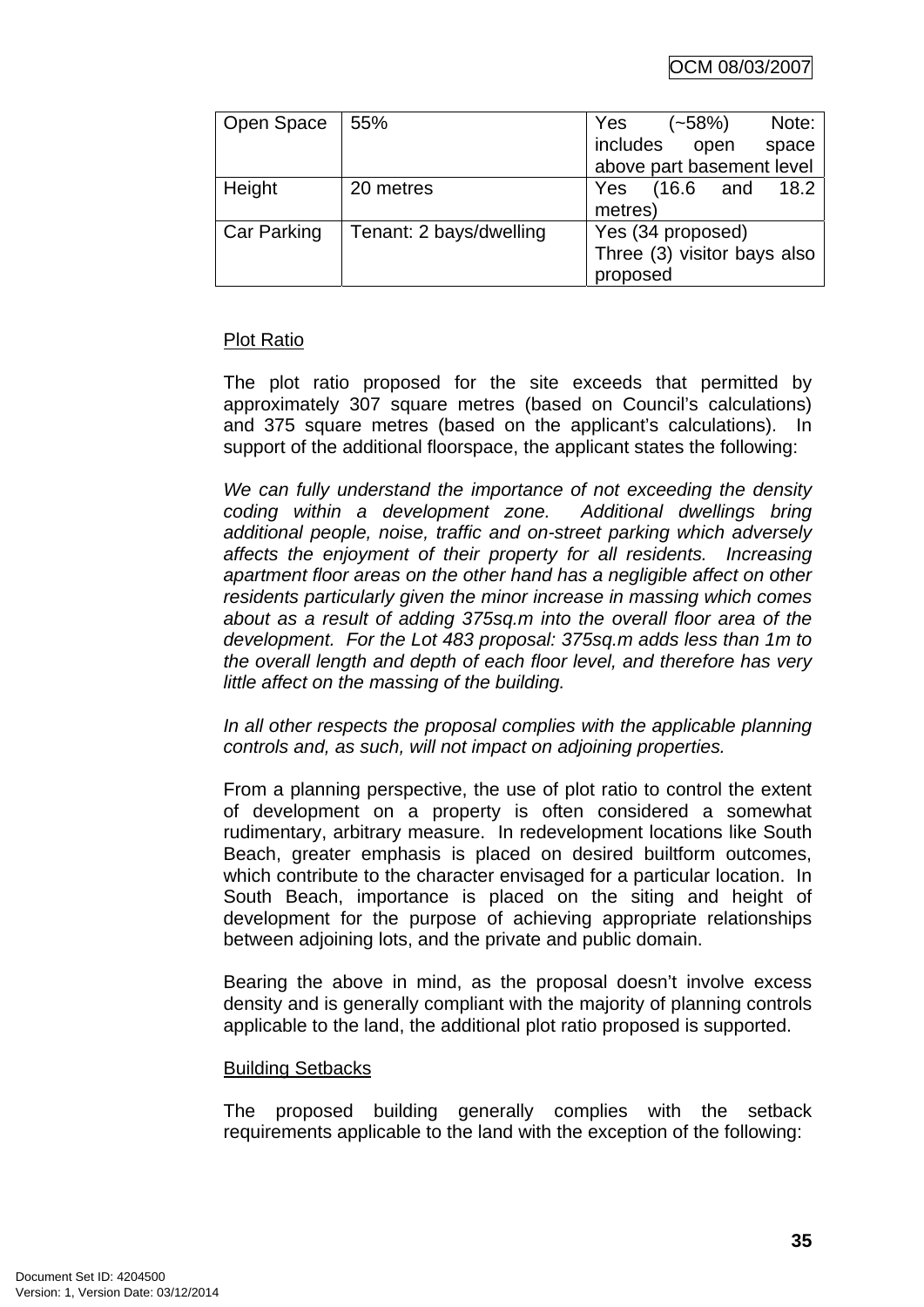| Open Space | 55% | Yes (~58%) Note: includes open space above part basement level |
| --- | --- | --- |
| Height | 20 metres | Yes (16.6 and 18.2 metres) |
| Car Parking | Tenant: 2 bays/dwelling | Yes (34 proposed) Three (3) visitor bays also proposed |

Plot Ratio

The plot ratio proposed for the site exceeds that permitted by approximately 307 square metres (based on Council's calculations) and 375 square metres (based on the applicant's calculations). In support of the additional floorspace, the applicant states the following:

*We can fully understand the importance of not exceeding the density coding within a development zone. Additional dwellings bring additional people, noise, traffic and on-street parking which adversely affects the enjoyment of their property for all residents. Increasing apartment floor areas on the other hand has a negligible affect on other residents particularly given the minor increase in massing which comes about as a result of adding 375sq.m into the overall floor area of the development. For the Lot 483 proposal: 375sq.m adds less than 1m to the overall length and depth of each floor level, and therefore has very little affect on the massing of the building.*

*In all other respects the proposal complies with the applicable planning controls and, as such, will not impact on adjoining properties.*

From a planning perspective, the use of plot ratio to control the extent of development on a property is often considered a somewhat rudimentary, arbitrary measure. In redevelopment locations like South Beach, greater emphasis is placed on desired builtform outcomes, which contribute to the character envisaged for a particular location. In South Beach, importance is placed on the siting and height of development for the purpose of achieving appropriate relationships between adjoining lots, and the private and public domain.

Bearing the above in mind, as the proposal doesn't involve excess density and is generally compliant with the majority of planning controls applicable to the land, the additional plot ratio proposed is supported.

Building Setbacks

The proposed building generally complies with the setback requirements applicable to the land with the exception of the following: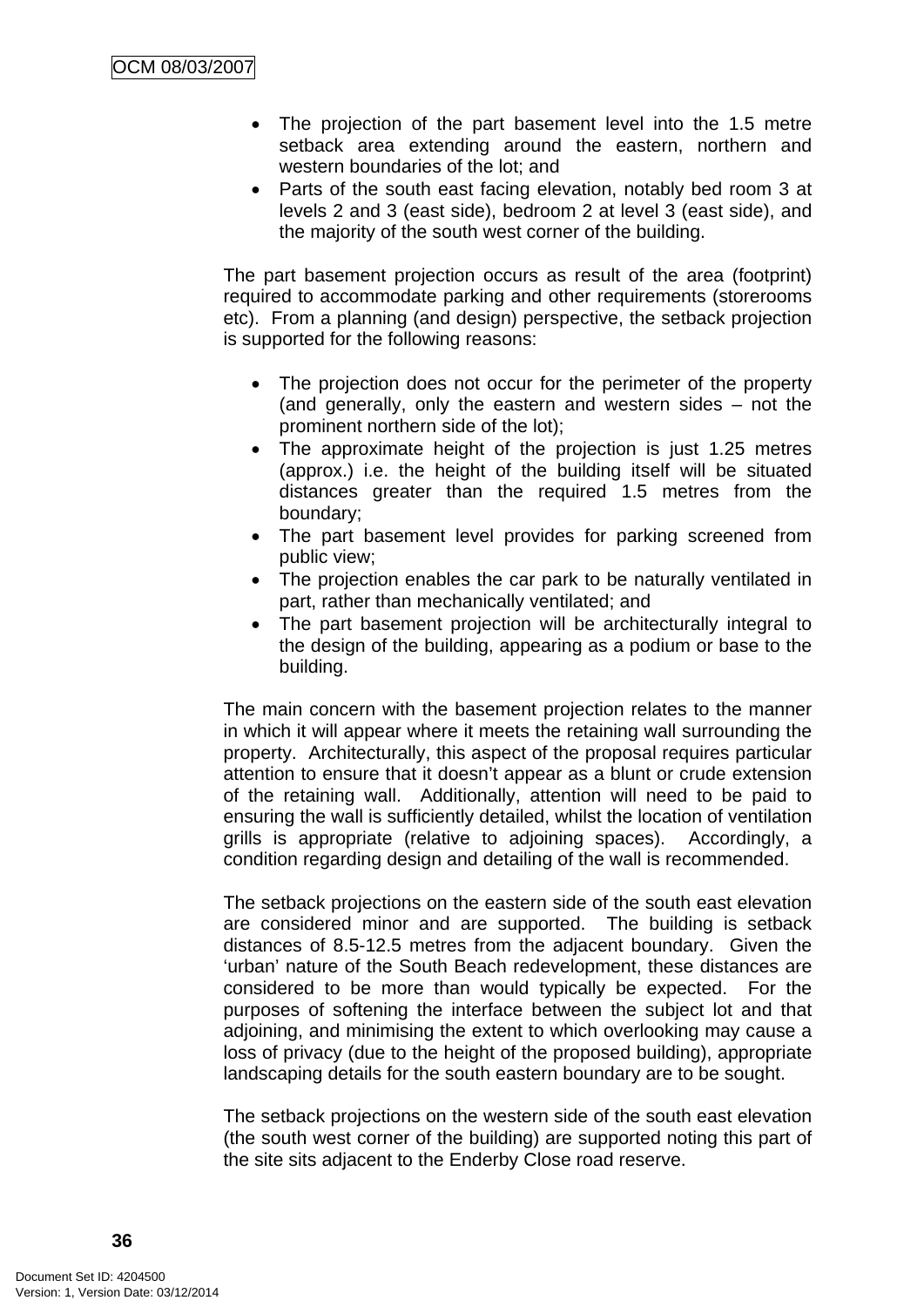- The projection of the part basement level into the 1.5 metre setback area extending around the eastern, northern and western boundaries of the lot; and
- Parts of the south east facing elevation, notably bed room 3 at levels 2 and 3 (east side), bedroom 2 at level 3 (east side), and the majority of the south west corner of the building.

The part basement projection occurs as result of the area (footprint) required to accommodate parking and other requirements (storerooms etc). From a planning (and design) perspective, the setback projection is supported for the following reasons:

- The projection does not occur for the perimeter of the property (and generally, only the eastern and western sides – not the prominent northern side of the lot);
- The approximate height of the projection is just 1.25 metres (approx.) i.e. the height of the building itself will be situated distances greater than the required 1.5 metres from the boundary;
- The part basement level provides for parking screened from public view;
- The projection enables the car park to be naturally ventilated in part, rather than mechanically ventilated; and
- The part basement projection will be architecturally integral to the design of the building, appearing as a podium or base to the building.

The main concern with the basement projection relates to the manner in which it will appear where it meets the retaining wall surrounding the property. Architecturally, this aspect of the proposal requires particular attention to ensure that it doesn't appear as a blunt or crude extension of the retaining wall. Additionally, attention will need to be paid to ensuring the wall is sufficiently detailed, whilst the location of ventilation grills is appropriate (relative to adjoining spaces). Accordingly, a condition regarding design and detailing of the wall is recommended.

The setback projections on the eastern side of the south east elevation are considered minor and are supported. The building is setback distances of 8.5-12.5 metres from the adjacent boundary. Given the 'urban' nature of the South Beach redevelopment, these distances are considered to be more than would typically be expected. For the purposes of softening the interface between the subject lot and that adjoining, and minimising the extent to which overlooking may cause a loss of privacy (due to the height of the proposed building), appropriate landscaping details for the south eastern boundary are to be sought.

The setback projections on the western side of the south east elevation (the south west corner of the building) are supported noting this part of the site sits adjacent to the Enderby Close road reserve.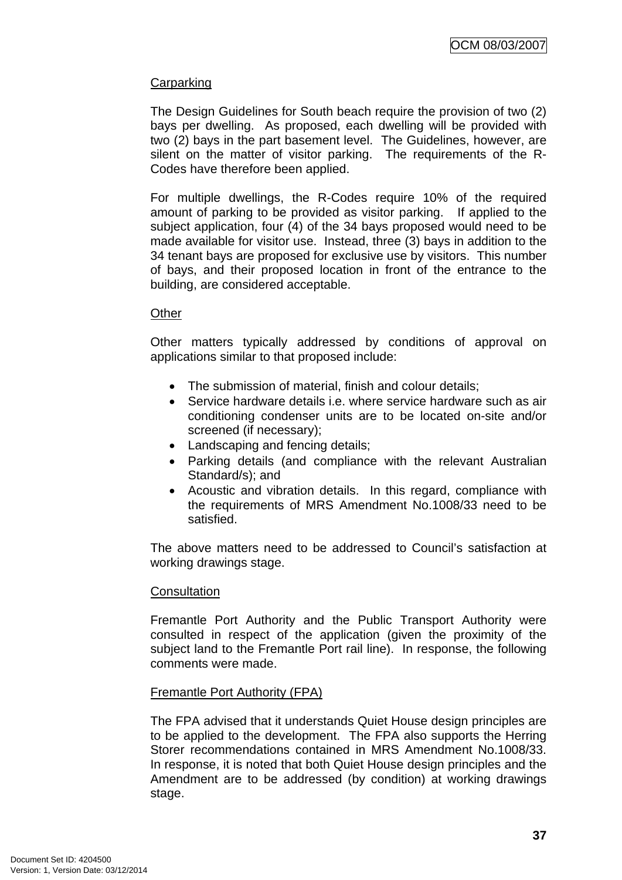Carparking

The Design Guidelines for South beach require the provision of two (2) bays per dwelling. As proposed, each dwelling will be provided with two (2) bays in the part basement level. The Guidelines, however, are silent on the matter of visitor parking. The requirements of the R-Codes have therefore been applied.

For multiple dwellings, the R-Codes require 10% of the required amount of parking to be provided as visitor parking. If applied to the subject application, four (4) of the 34 bays proposed would need to be made available for visitor use. Instead, three (3) bays in addition to the 34 tenant bays are proposed for exclusive use by visitors. This number of bays, and their proposed location in front of the entrance to the building, are considered acceptable.

Other

Other matters typically addressed by conditions of approval on applications similar to that proposed include:

- The submission of material, finish and colour details;
- Service hardware details i.e. where service hardware such as air conditioning condenser units are to be located on-site and/or screened (if necessary);
- Landscaping and fencing details;
- Parking details (and compliance with the relevant Australian Standard/s); and
- Acoustic and vibration details. In this regard, compliance with the requirements of MRS Amendment No.1008/33 need to be satisfied.

The above matters need to be addressed to Council's satisfaction at working drawings stage.

Consultation

Fremantle Port Authority and the Public Transport Authority were consulted in respect of the application (given the proximity of the subject land to the Fremantle Port rail line). In response, the following comments were made.

Fremantle Port Authority (FPA)

The FPA advised that it understands Quiet House design principles are to be applied to the development. The FPA also supports the Herring Storer recommendations contained in MRS Amendment No.1008/33. In response, it is noted that both Quiet House design principles and the Amendment are to be addressed (by condition) at working drawings stage.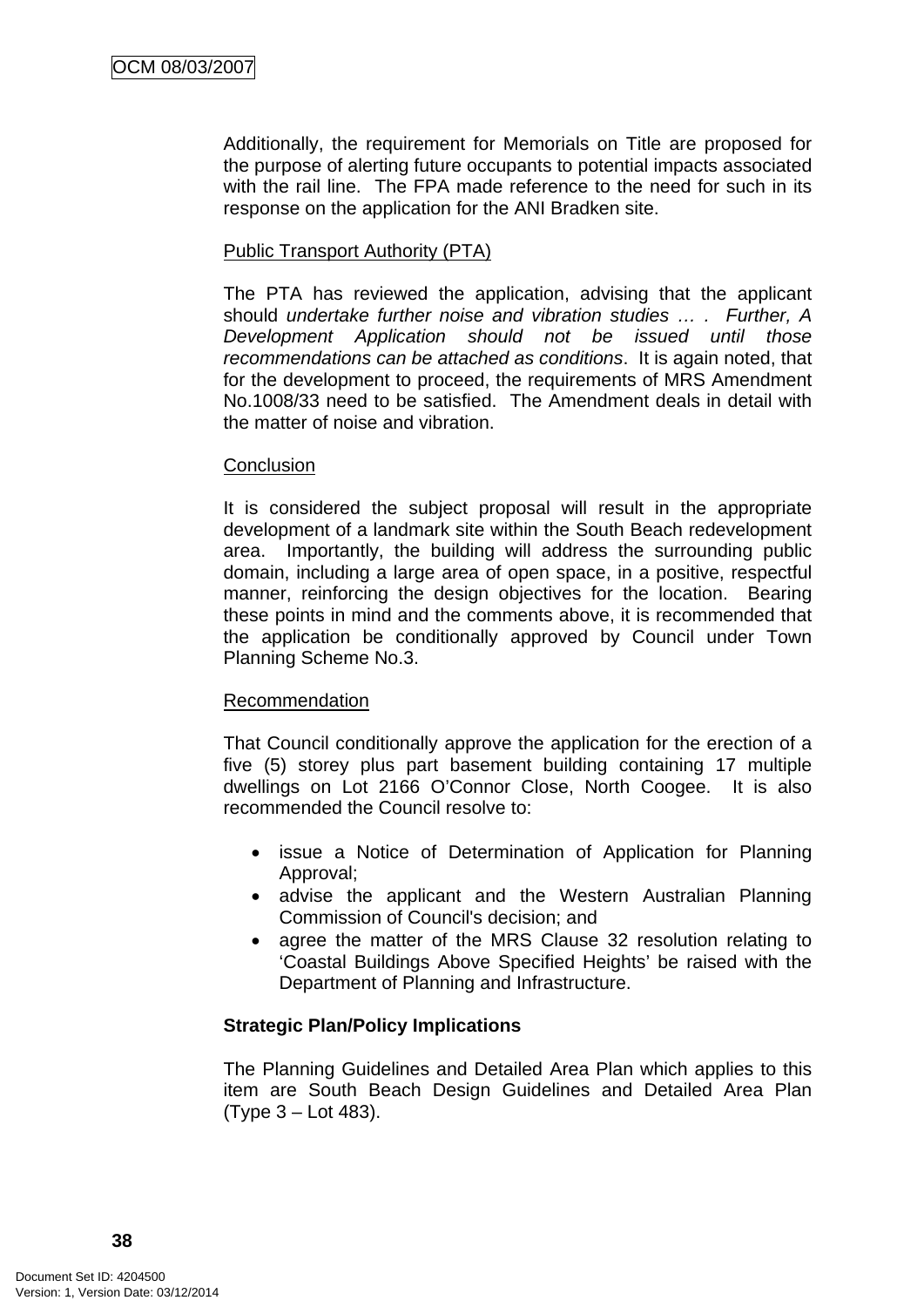Additionally, the requirement for Memorials on Title are proposed for the purpose of alerting future occupants to potential impacts associated with the rail line. The FPA made reference to the need for such in its response on the application for the ANI Bradken site.

Public Transport Authority (PTA)

The PTA has reviewed the application, advising that the applicant should *undertake further noise and vibration studies … . Further, A Development Application should not be issued until those recommendations can be attached as conditions*. It is again noted, that for the development to proceed, the requirements of MRS Amendment No.1008/33 need to be satisfied. The Amendment deals in detail with the matter of noise and vibration.

Conclusion

It is considered the subject proposal will result in the appropriate development of a landmark site within the South Beach redevelopment area. Importantly, the building will address the surrounding public domain, including a large area of open space, in a positive, respectful manner, reinforcing the design objectives for the location. Bearing these points in mind and the comments above, it is recommended that the application be conditionally approved by Council under Town Planning Scheme No.3.

Recommendation

That Council conditionally approve the application for the erection of a five (5) storey plus part basement building containing 17 multiple dwellings on Lot 2166 O'Connor Close, North Coogee. It is also recommended the Council resolve to:

- issue a Notice of Determination of Application for Planning Approval;
- advise the applicant and the Western Australian Planning Commission of Council's decision; and
- agree the matter of the MRS Clause 32 resolution relating to 'Coastal Buildings Above Specified Heights' be raised with the Department of Planning and Infrastructure.

**Strategic Plan/Policy Implications**

The Planning Guidelines and Detailed Area Plan which applies to this item are South Beach Design Guidelines and Detailed Area Plan (Type 3 – Lot 483).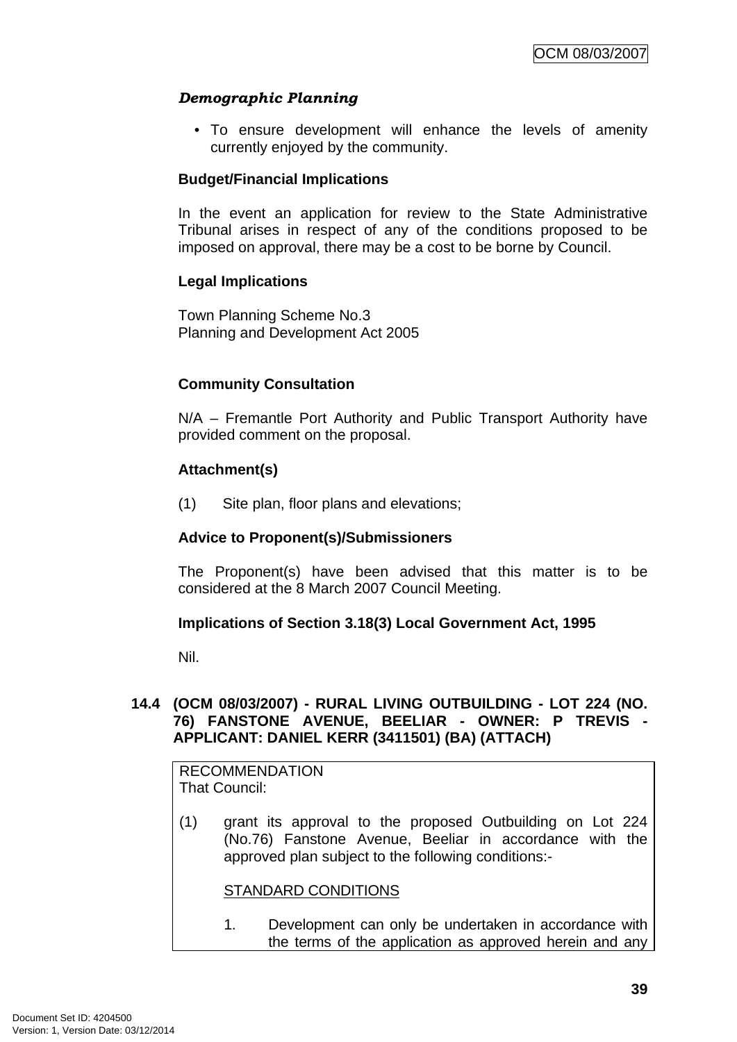***Demographic Planning***

- To ensure development will enhance the levels of amenity currently enjoyed by the community.

**Budget/Financial Implications**

In the event an application for review to the State Administrative Tribunal arises in respect of any of the conditions proposed to be imposed on approval, there may be a cost to be borne by Council.

**Legal Implications**

Town Planning Scheme No.3
Planning and Development Act 2005

**Community Consultation**

N/A – Fremantle Port Authority and Public Transport Authority have provided comment on the proposal.

**Attachment(s)**

(1) Site plan, floor plans and elevations;

**Advice to Proponent(s)/Submissioners**

The Proponent(s) have been advised that this matter is to be considered at the 8 March 2007 Council Meeting.

**Implications of Section 3.18(3) Local Government Act, 1995**

Nil.

## 14.4 (OCM 08/03/2007) - RURAL LIVING OUTBUILDING - LOT 224 (NO. 76) FANSTONE AVENUE, BEELIAR - OWNER: P TREVIS - APPLICANT: DANIEL KERR (3411501) (BA) (ATTACH)

RECOMMENDATION
That Council:

(1) grant its approval to the proposed Outbuilding on Lot 224 (No.76) Fanstone Avenue, Beeliar in accordance with the approved plan subject to the following conditions:-

STANDARD CONDITIONS

1. Development can only be undertaken in accordance with the terms of the application as approved herein and any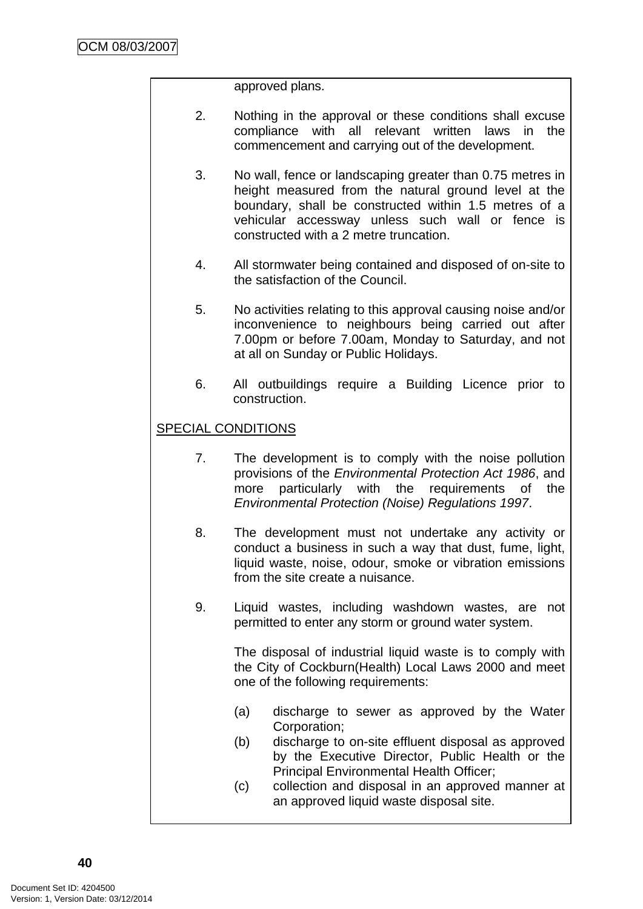approved plans.

2. Nothing in the approval or these conditions shall excuse compliance with all relevant written laws in the commencement and carrying out of the development.

3. No wall, fence or landscaping greater than 0.75 metres in height measured from the natural ground level at the boundary, shall be constructed within 1.5 metres of a vehicular accessway unless such wall or fence is constructed with a 2 metre truncation.

4. All stormwater being contained and disposed of on-site to the satisfaction of the Council.

5. No activities relating to this approval causing noise and/or inconvenience to neighbours being carried out after 7.00pm or before 7.00am, Monday to Saturday, and not at all on Sunday or Public Holidays.

6. All outbuildings require a Building Licence prior to construction.

SPECIAL CONDITIONS

7. The development is to comply with the noise pollution provisions of the *Environmental Protection Act 1986*, and more particularly with the requirements of the *Environmental Protection (Noise) Regulations 1997*.

8. The development must not undertake any activity or conduct a business in such a way that dust, fume, light, liquid waste, noise, odour, smoke or vibration emissions from the site create a nuisance.

9. Liquid wastes, including washdown wastes, are not permitted to enter any storm or ground water system.

   The disposal of industrial liquid waste is to comply with the City of Cockburn(Health) Local Laws 2000 and meet one of the following requirements:

   (a) discharge to sewer as approved by the Water Corporation;
   (b) discharge to on-site effluent disposal as approved by the Executive Director, Public Health or the Principal Environmental Health Officer;
   (c) collection and disposal in an approved manner at an approved liquid waste disposal site.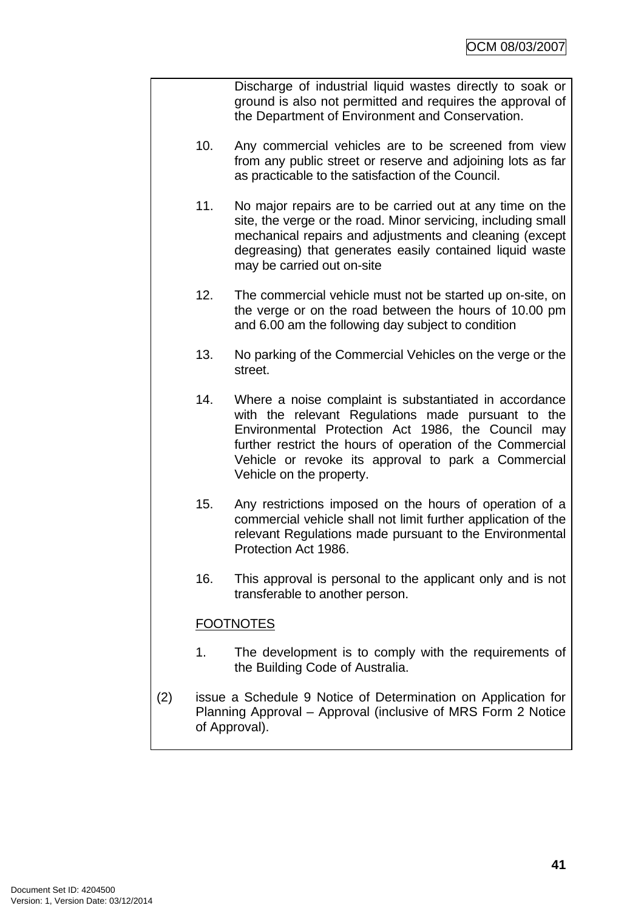Discharge of industrial liquid wastes directly to soak or ground is also not permitted and requires the approval of the Department of Environment and Conservation.

10. Any commercial vehicles are to be screened from view from any public street or reserve and adjoining lots as far as practicable to the satisfaction of the Council.

11. No major repairs are to be carried out at any time on the site, the verge or the road. Minor servicing, including small mechanical repairs and adjustments and cleaning (except degreasing) that generates easily contained liquid waste may be carried out on-site

12. The commercial vehicle must not be started up on-site, on the verge or on the road between the hours of 10.00 pm and 6.00 am the following day subject to condition

13. No parking of the Commercial Vehicles on the verge or the street.

14. Where a noise complaint is substantiated in accordance with the relevant Regulations made pursuant to the Environmental Protection Act 1986, the Council may further restrict the hours of operation of the Commercial Vehicle or revoke its approval to park a Commercial Vehicle on the property.

15. Any restrictions imposed on the hours of operation of a commercial vehicle shall not limit further application of the relevant Regulations made pursuant to the Environmental Protection Act 1986.

16. This approval is personal to the applicant only and is not transferable to another person.

FOOTNOTES

1. The development is to comply with the requirements of the Building Code of Australia.

(2) issue a Schedule 9 Notice of Determination on Application for Planning Approval – Approval (inclusive of MRS Form 2 Notice of Approval).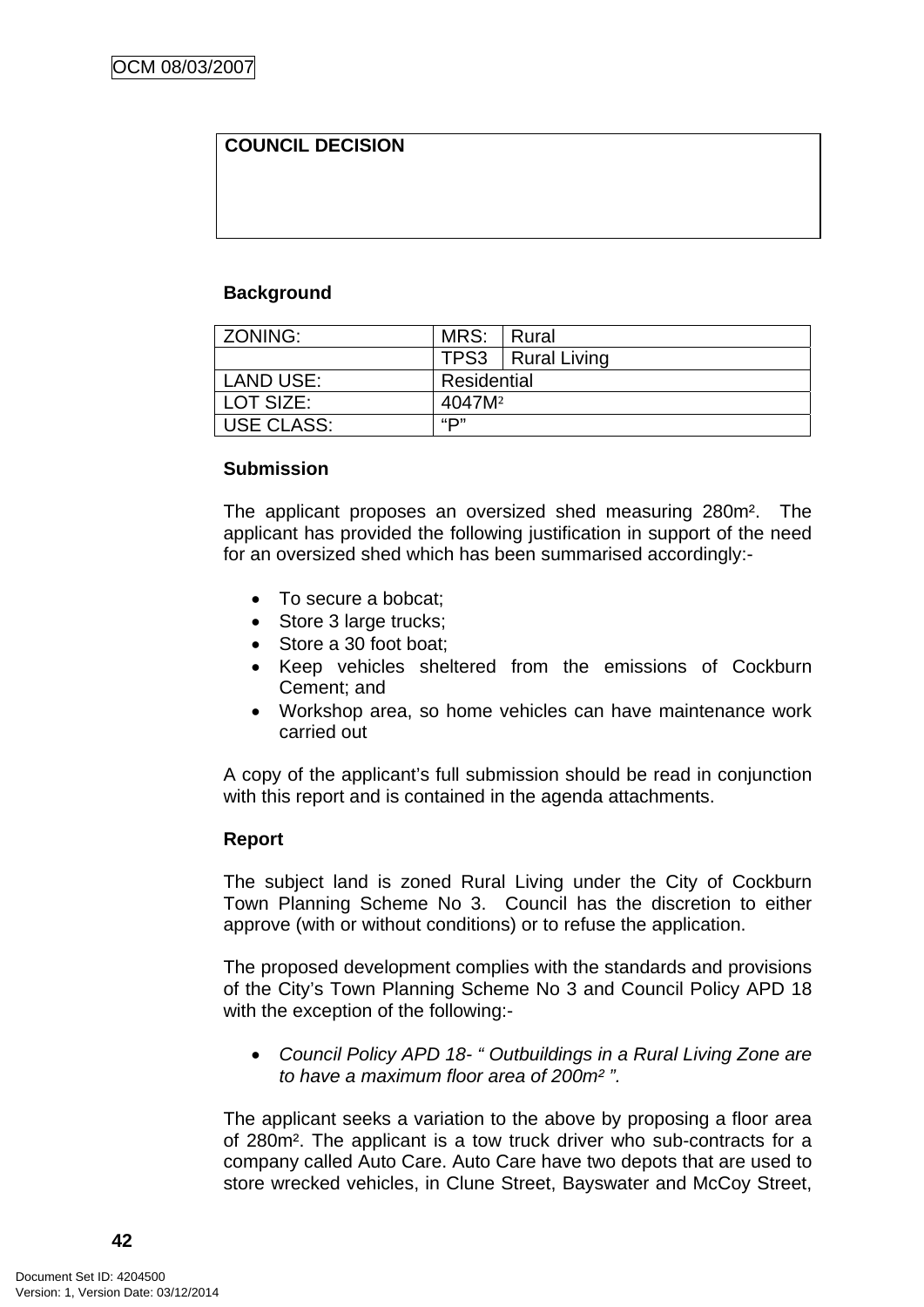| COUNCIL DECISION |
| --- |
| |

**Background**

| ZONING: | MRS: | Rural |
| --- | --- | --- |
| | TPS3 | Rural Living |
| LAND USE: | Residential | |
| LOT SIZE: | 4047M² | |
| USE CLASS: | "P" | |

**Submission**

The applicant proposes an oversized shed measuring 280m². The applicant has provided the following justification in support of the need for an oversized shed which has been summarised accordingly:-

- To secure a bobcat;
- Store 3 large trucks;
- Store a 30 foot boat;
- Keep vehicles sheltered from the emissions of Cockburn Cement; and
- Workshop area, so home vehicles can have maintenance work carried out

A copy of the applicant's full submission should be read in conjunction with this report and is contained in the agenda attachments.

**Report**

The subject land is zoned Rural Living under the City of Cockburn Town Planning Scheme No 3. Council has the discretion to either approve (with or without conditions) or to refuse the application.

The proposed development complies with the standards and provisions of the City's Town Planning Scheme No 3 and Council Policy APD 18 with the exception of the following:-

- *Council Policy APD 18- " Outbuildings in a Rural Living Zone are to have a maximum floor area of 200m² ".*

The applicant seeks a variation to the above by proposing a floor area of 280m². The applicant is a tow truck driver who sub-contracts for a company called Auto Care. Auto Care have two depots that are used to store wrecked vehicles, in Clune Street, Bayswater and McCoy Street,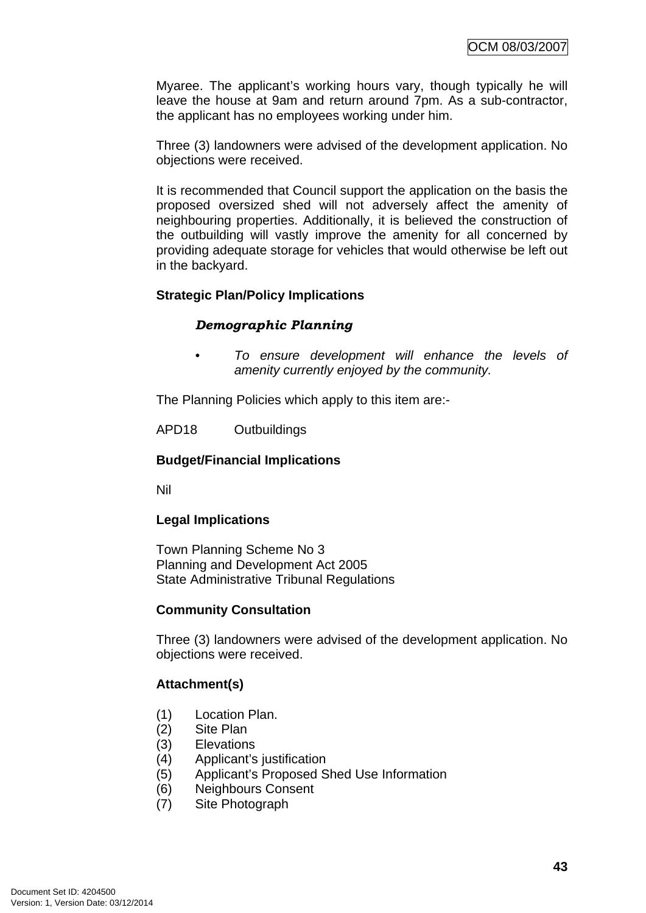Myaree. The applicant's working hours vary, though typically he will leave the house at 9am and return around 7pm. As a sub-contractor, the applicant has no employees working under him.

Three (3) landowners were advised of the development application. No objections were received.

It is recommended that Council support the application on the basis the proposed oversized shed will not adversely affect the amenity of neighbouring properties. Additionally, it is believed the construction of the outbuilding will vastly improve the amenity for all concerned by providing adequate storage for vehicles that would otherwise be left out in the backyard.

**Strategic Plan/Policy Implications**

***Demographic Planning***

- *To ensure development will enhance the levels of amenity currently enjoyed by the community.*

The Planning Policies which apply to this item are:-

APD18 Outbuildings

**Budget/Financial Implications**

Nil

**Legal Implications**

Town Planning Scheme No 3
Planning and Development Act 2005
State Administrative Tribunal Regulations

**Community Consultation**

Three (3) landowners were advised of the development application. No objections were received.

**Attachment(s)**

(1) Location Plan.
(2) Site Plan
(3) Elevations
(4) Applicant's justification
(5) Applicant's Proposed Shed Use Information
(6) Neighbours Consent
(7) Site Photograph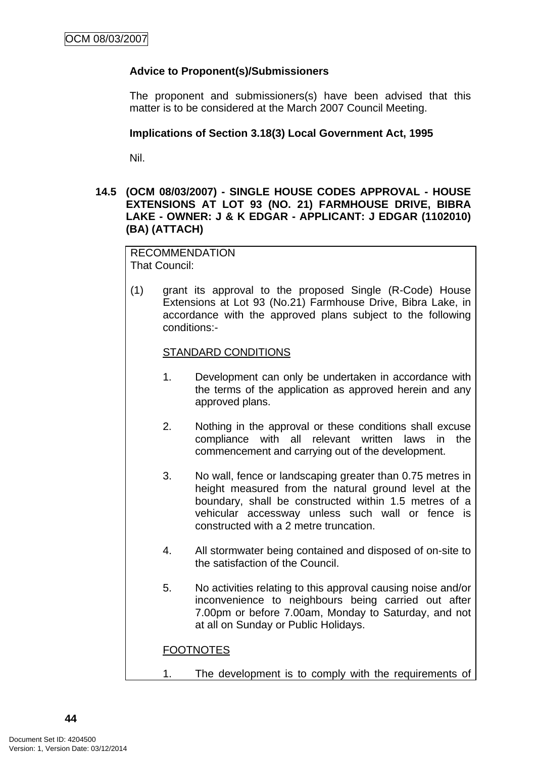**Advice to Proponent(s)/Submissioners**

The proponent and submissioners(s) have been advised that this matter is to be considered at the March 2007 Council Meeting.

**Implications of Section 3.18(3) Local Government Act, 1995**

Nil.

## 14.5 (OCM 08/03/2007) - SINGLE HOUSE CODES APPROVAL - HOUSE EXTENSIONS AT LOT 93 (NO. 21) FARMHOUSE DRIVE, BIBRA LAKE - OWNER: J & K EDGAR - APPLICANT: J EDGAR (1102010) (BA) (ATTACH)

RECOMMENDATION
That Council:

(1) grant its approval to the proposed Single (R-Code) House Extensions at Lot 93 (No.21) Farmhouse Drive, Bibra Lake, in accordance with the approved plans subject to the following conditions:-

STANDARD CONDITIONS

1. Development can only be undertaken in accordance with the terms of the application as approved herein and any approved plans.

2. Nothing in the approval or these conditions shall excuse compliance with all relevant written laws in the commencement and carrying out of the development.

3. No wall, fence or landscaping greater than 0.75 metres in height measured from the natural ground level at the boundary, shall be constructed within 1.5 metres of a vehicular accessway unless such wall or fence is constructed with a 2 metre truncation.

4. All stormwater being contained and disposed of on-site to the satisfaction of the Council.

5. No activities relating to this approval causing noise and/or inconvenience to neighbours being carried out after 7.00pm or before 7.00am, Monday to Saturday, and not at all on Sunday or Public Holidays.

FOOTNOTES

1. The development is to comply with the requirements of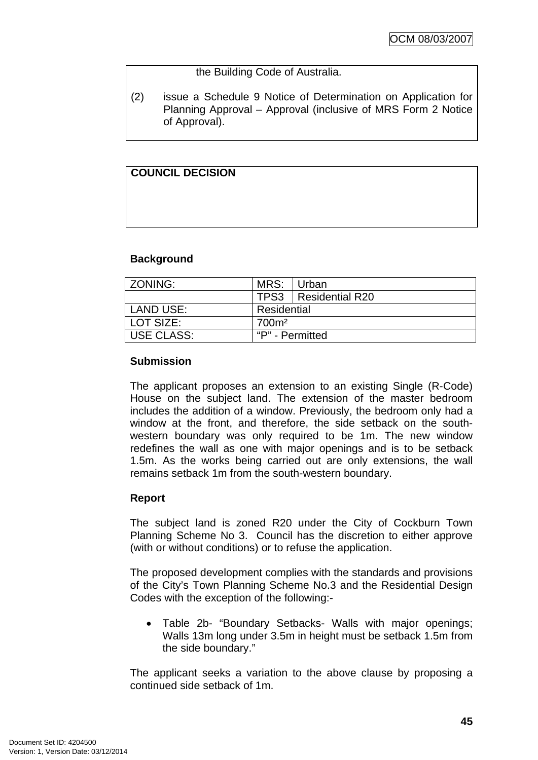the Building Code of Australia.

(2) issue a Schedule 9 Notice of Determination on Application for Planning Approval – Approval (inclusive of MRS Form 2 Notice of Approval).

**COUNCIL DECISION**

**Background**

| ZONING: | MRS: | Urban |
|---|---|---|
| | TPS3 | Residential R20 |
| LAND USE: | Residential | |
| LOT SIZE: | 700m² | |
| USE CLASS: | "P" - Permitted | |

**Submission**

The applicant proposes an extension to an existing Single (R-Code) House on the subject land. The extension of the master bedroom includes the addition of a window. Previously, the bedroom only had a window at the front, and therefore, the side setback on the south-western boundary was only required to be 1m. The new window redefines the wall as one with major openings and is to be setback 1.5m. As the works being carried out are only extensions, the wall remains setback 1m from the south-western boundary.

**Report**

The subject land is zoned R20 under the City of Cockburn Town Planning Scheme No 3. Council has the discretion to either approve (with or without conditions) or to refuse the application.

The proposed development complies with the standards and provisions of the City's Town Planning Scheme No.3 and the Residential Design Codes with the exception of the following:-

- Table 2b- "Boundary Setbacks- Walls with major openings; Walls 13m long under 3.5m in height must be setback 1.5m from the side boundary."

The applicant seeks a variation to the above clause by proposing a continued side setback of 1m.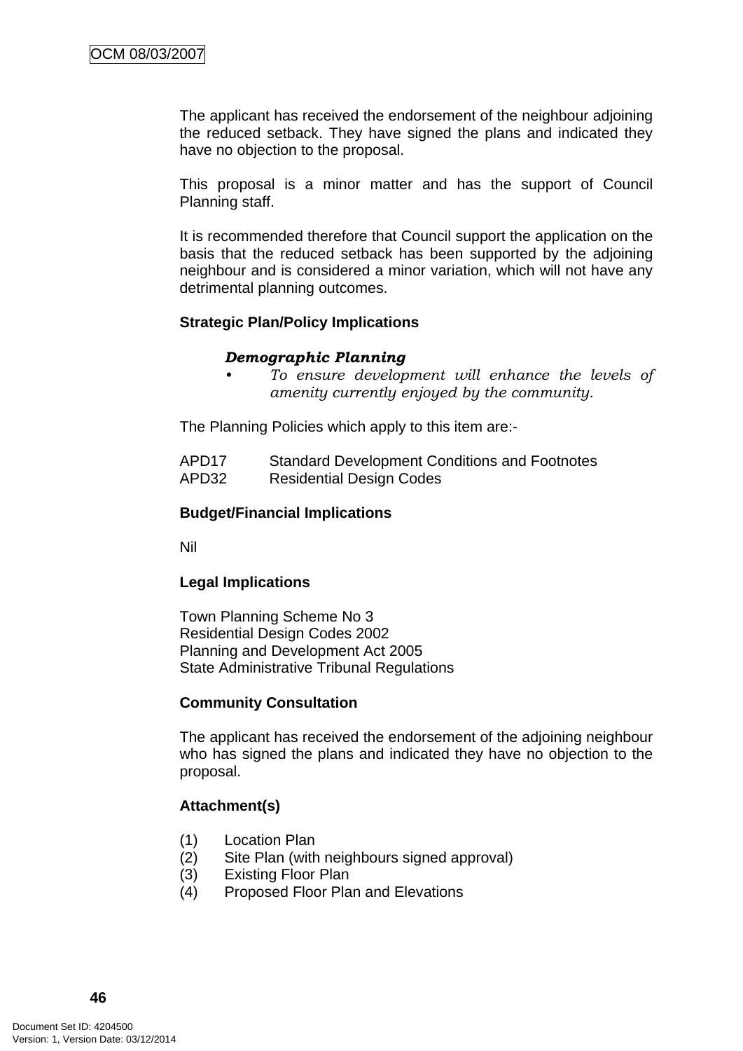The applicant has received the endorsement of the neighbour adjoining the reduced setback. They have signed the plans and indicated they have no objection to the proposal.

This proposal is a minor matter and has the support of Council Planning staff.

It is recommended therefore that Council support the application on the basis that the reduced setback has been supported by the adjoining neighbour and is considered a minor variation, which will not have any detrimental planning outcomes.

**Strategic Plan/Policy Implications**

***Demographic Planning***

- *To ensure development will enhance the levels of amenity currently enjoyed by the community.*

The Planning Policies which apply to this item are:-

APD17 Standard Development Conditions and Footnotes
APD32 Residential Design Codes

**Budget/Financial Implications**

Nil

**Legal Implications**

Town Planning Scheme No 3
Residential Design Codes 2002
Planning and Development Act 2005
State Administrative Tribunal Regulations

**Community Consultation**

The applicant has received the endorsement of the adjoining neighbour who has signed the plans and indicated they have no objection to the proposal.

**Attachment(s)**

(1) Location Plan
(2) Site Plan (with neighbours signed approval)
(3) Existing Floor Plan
(4) Proposed Floor Plan and Elevations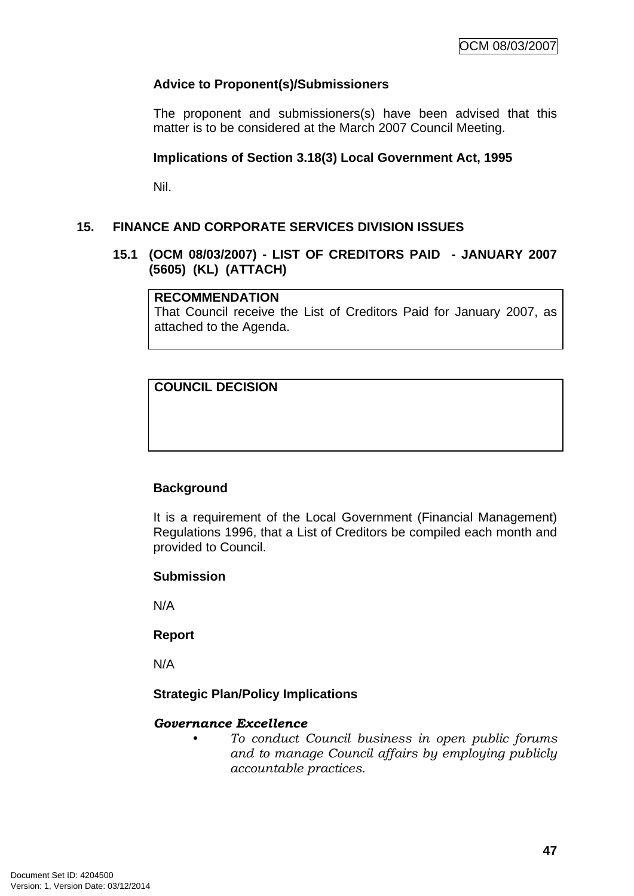**Advice to Proponent(s)/Submissioners**

The proponent and submissioners(s) have been advised that this matter is to be considered at the March 2007 Council Meeting.

**Implications of Section 3.18(3) Local Government Act, 1995**

Nil.

## 15. FINANCE AND CORPORATE SERVICES DIVISION ISSUES

### 15.1 (OCM 08/03/2007) - LIST OF CREDITORS PAID - JANUARY 2007 (5605) (KL) (ATTACH)

| **RECOMMENDATION** |
| --- |
| That Council receive the List of Creditors Paid for January 2007, as attached to the Agenda. |

| **COUNCIL DECISION** |
| --- |
| |

**Background**

It is a requirement of the Local Government (Financial Management) Regulations 1996, that a List of Creditors be compiled each month and provided to Council.

**Submission**

N/A

**Report**

N/A

**Strategic Plan/Policy Implications**

***Governance Excellence***

- *To conduct Council business in open public forums and to manage Council affairs by employing publicly accountable practices.*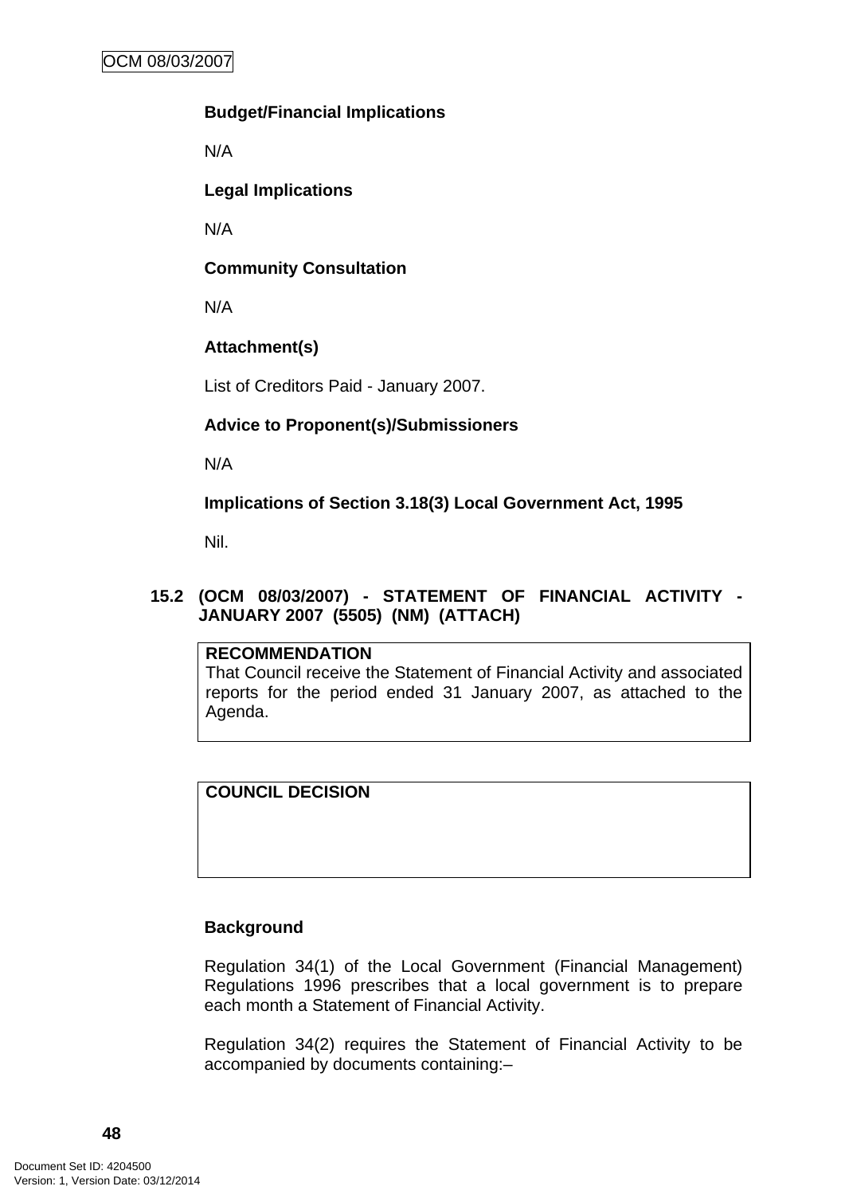**Budget/Financial Implications**

N/A

**Legal Implications**

N/A

**Community Consultation**

N/A

**Attachment(s)**

List of Creditors Paid - January 2007.

**Advice to Proponent(s)/Submissioners**

N/A

**Implications of Section 3.18(3) Local Government Act, 1995**

Nil.

## 15.2 (OCM 08/03/2007) - STATEMENT OF FINANCIAL ACTIVITY - JANUARY 2007 (5505) (NM) (ATTACH)

| **RECOMMENDATION** |
|---|
| That Council receive the Statement of Financial Activity and associated reports for the period ended 31 January 2007, as attached to the Agenda. |

| **COUNCIL DECISION** |
|---|
| |

**Background**

Regulation 34(1) of the Local Government (Financial Management) Regulations 1996 prescribes that a local government is to prepare each month a Statement of Financial Activity.

Regulation 34(2) requires the Statement of Financial Activity to be accompanied by documents containing:–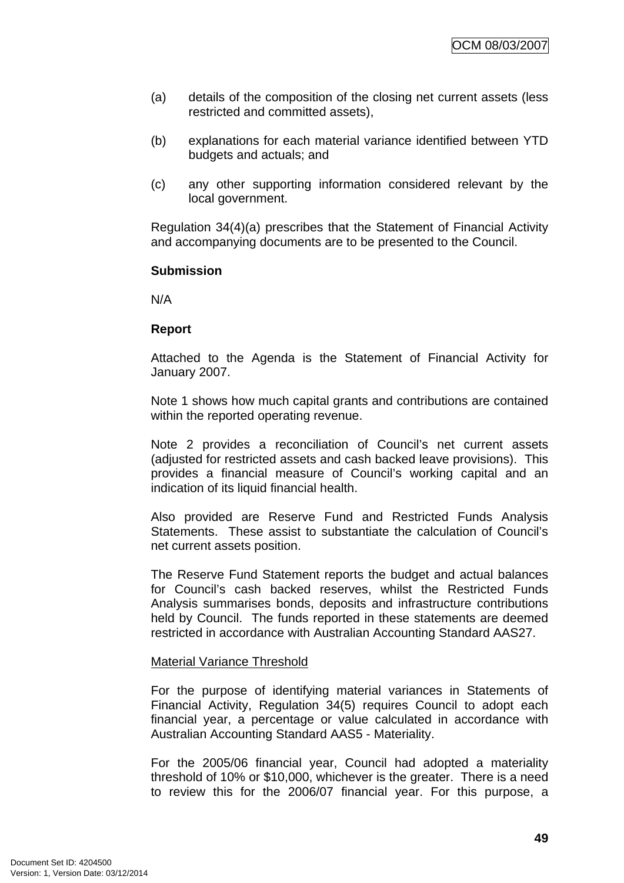(a) details of the composition of the closing net current assets (less restricted and committed assets),

(b) explanations for each material variance identified between YTD budgets and actuals; and

(c) any other supporting information considered relevant by the local government.

Regulation 34(4)(a) prescribes that the Statement of Financial Activity and accompanying documents are to be presented to the Council.

**Submission**

N/A

**Report**

Attached to the Agenda is the Statement of Financial Activity for January 2007.

Note 1 shows how much capital grants and contributions are contained within the reported operating revenue.

Note 2 provides a reconciliation of Council's net current assets (adjusted for restricted assets and cash backed leave provisions). This provides a financial measure of Council's working capital and an indication of its liquid financial health.

Also provided are Reserve Fund and Restricted Funds Analysis Statements. These assist to substantiate the calculation of Council's net current assets position.

The Reserve Fund Statement reports the budget and actual balances for Council's cash backed reserves, whilst the Restricted Funds Analysis summarises bonds, deposits and infrastructure contributions held by Council. The funds reported in these statements are deemed restricted in accordance with Australian Accounting Standard AAS27.

Material Variance Threshold

For the purpose of identifying material variances in Statements of Financial Activity, Regulation 34(5) requires Council to adopt each financial year, a percentage or value calculated in accordance with Australian Accounting Standard AAS5 - Materiality.

For the 2005/06 financial year, Council had adopted a materiality threshold of 10% or $10,000, whichever is the greater. There is a need to review this for the 2006/07 financial year. For this purpose, a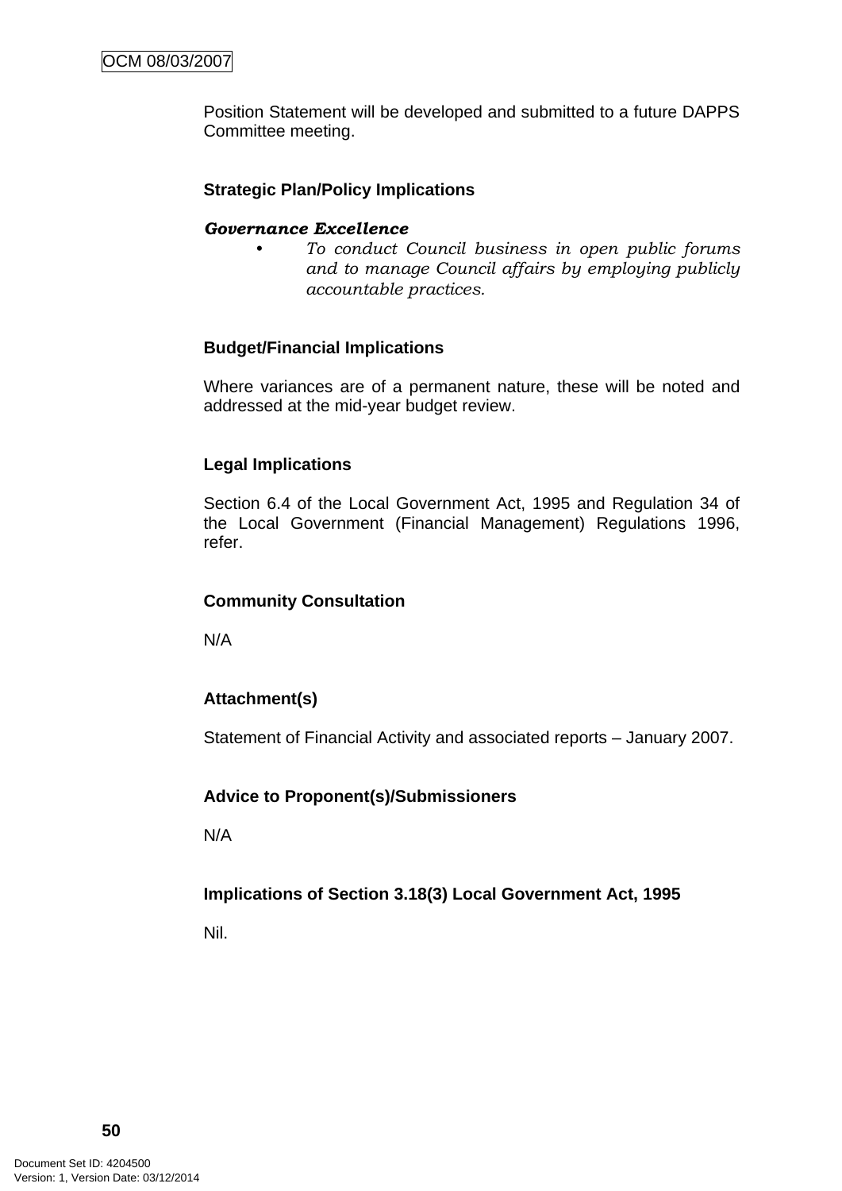Position Statement will be developed and submitted to a future DAPPS Committee meeting.

**Strategic Plan/Policy Implications**

***Governance Excellence***

- *To conduct Council business in open public forums and to manage Council affairs by employing publicly accountable practices.*

**Budget/Financial Implications**

Where variances are of a permanent nature, these will be noted and addressed at the mid-year budget review.

**Legal Implications**

Section 6.4 of the Local Government Act, 1995 and Regulation 34 of the Local Government (Financial Management) Regulations 1996, refer.

**Community Consultation**

N/A

**Attachment(s)**

Statement of Financial Activity and associated reports – January 2007.

**Advice to Proponent(s)/Submissioners**

N/A

**Implications of Section 3.18(3) Local Government Act, 1995**

Nil.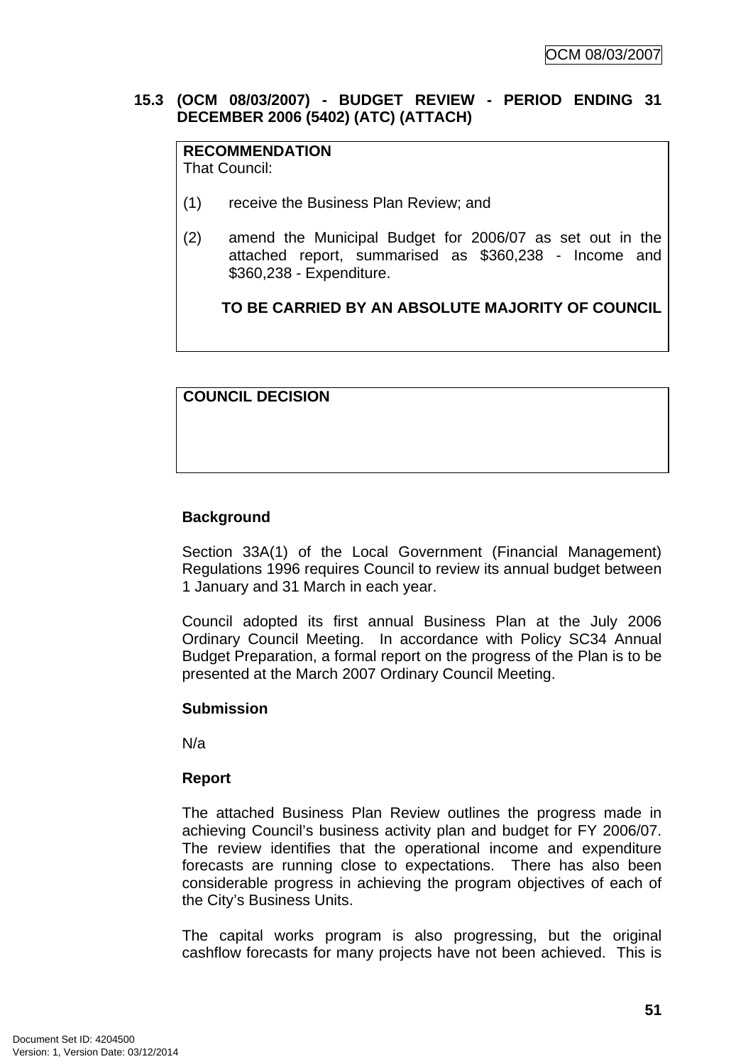### 15.3 (OCM 08/03/2007) - BUDGET REVIEW - PERIOD ENDING 31 DECEMBER 2006 (5402) (ATC) (ATTACH)

**RECOMMENDATION**
That Council:

(1) receive the Business Plan Review; and

(2) amend the Municipal Budget for 2006/07 as set out in the attached report, summarised as $360,238 - Income and $360,238 - Expenditure.

**TO BE CARRIED BY AN ABSOLUTE MAJORITY OF COUNCIL**

**COUNCIL DECISION**

**Background**

Section 33A(1) of the Local Government (Financial Management) Regulations 1996 requires Council to review its annual budget between 1 January and 31 March in each year.

Council adopted its first annual Business Plan at the July 2006 Ordinary Council Meeting. In accordance with Policy SC34 Annual Budget Preparation, a formal report on the progress of the Plan is to be presented at the March 2007 Ordinary Council Meeting.

**Submission**

N/a

**Report**

The attached Business Plan Review outlines the progress made in achieving Council's business activity plan and budget for FY 2006/07. The review identifies that the operational income and expenditure forecasts are running close to expectations. There has also been considerable progress in achieving the program objectives of each of the City's Business Units.

The capital works program is also progressing, but the original cashflow forecasts for many projects have not been achieved. This is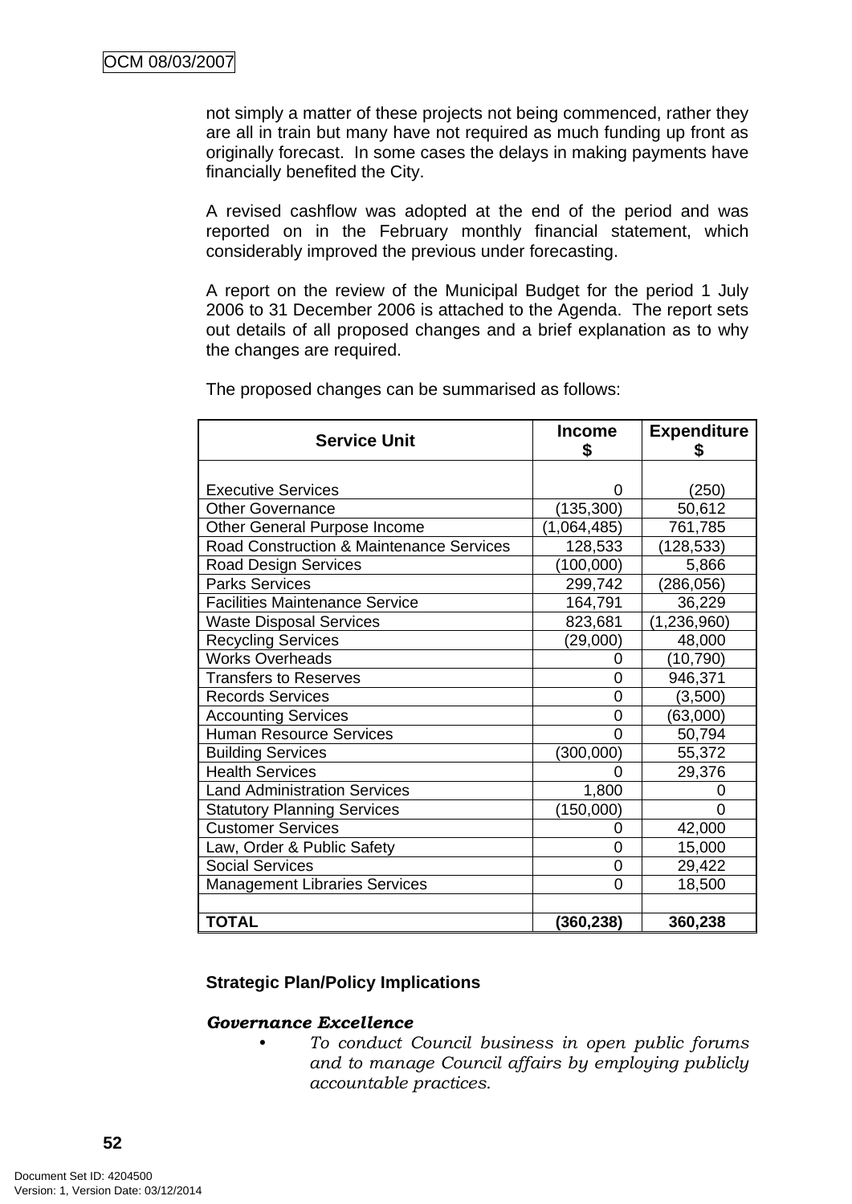not simply a matter of these projects not being commenced, rather they are all in train but many have not required as much funding up front as originally forecast. In some cases the delays in making payments have financially benefited the City.

A revised cashflow was adopted at the end of the period and was reported on in the February monthly financial statement, which considerably improved the previous under forecasting.

A report on the review of the Municipal Budget for the period 1 July 2006 to 31 December 2006 is attached to the Agenda. The report sets out details of all proposed changes and a brief explanation as to why the changes are required.

The proposed changes can be summarised as follows:

| Service Unit | Income $ | Expenditure $ |
|---|---|---|
| Executive Services | 0 | (250) |
| Other Governance | (135,300) | 50,612 |
| Other General Purpose Income | (1,064,485) | 761,785 |
| Road Construction & Maintenance Services | 128,533 | (128,533) |
| Road Design Services | (100,000) | 5,866 |
| Parks Services | 299,742 | (286,056) |
| Facilities Maintenance Service | 164,791 | 36,229 |
| Waste Disposal Services | 823,681 | (1,236,960) |
| Recycling Services | (29,000) | 48,000 |
| Works Overheads | 0 | (10,790) |
| Transfers to Reserves | 0 | 946,371 |
| Records Services | 0 | (3,500) |
| Accounting Services | 0 | (63,000) |
| Human Resource Services | 0 | 50,794 |
| Building Services | (300,000) | 55,372 |
| Health Services | 0 | 29,376 |
| Land Administration Services | 1,800 | 0 |
| Statutory Planning Services | (150,000) | 0 |
| Customer Services | 0 | 42,000 |
| Law, Order & Public Safety | 0 | 15,000 |
| Social Services | 0 | 29,422 |
| Management Libraries Services | 0 | 18,500 |
| | | |
| **TOTAL** | **(360,238)** | **360,238** |

**Strategic Plan/Policy Implications**

***Governance Excellence***

- *To conduct Council business in open public forums and to manage Council affairs by employing publicly accountable practices.*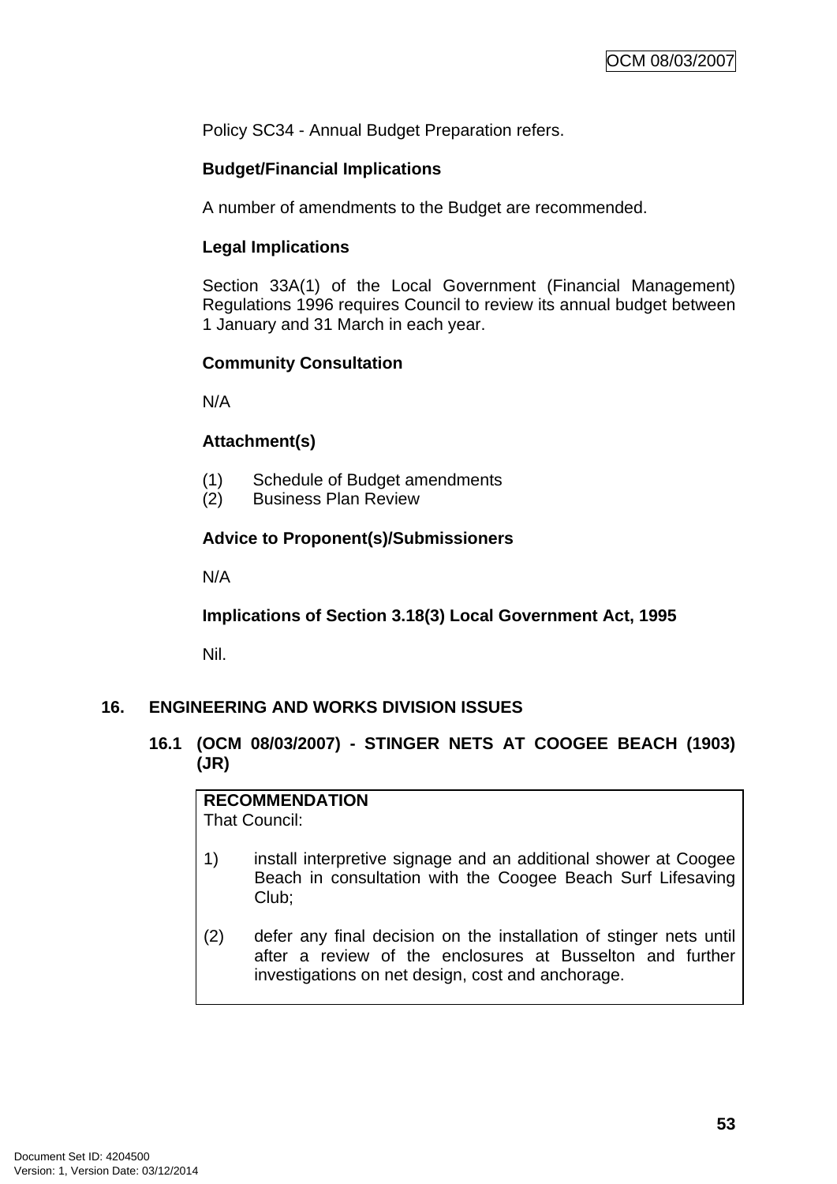Policy SC34 - Annual Budget Preparation refers.

**Budget/Financial Implications**

A number of amendments to the Budget are recommended.

**Legal Implications**

Section 33A(1) of the Local Government (Financial Management) Regulations 1996 requires Council to review its annual budget between 1 January and 31 March in each year.

**Community Consultation**

N/A

**Attachment(s)**

(1) Schedule of Budget amendments
(2) Business Plan Review

**Advice to Proponent(s)/Submissioners**

N/A

**Implications of Section 3.18(3) Local Government Act, 1995**

Nil.

## 16. ENGINEERING AND WORKS DIVISION ISSUES

### 16.1 (OCM 08/03/2007) - STINGER NETS AT COOGEE BEACH (1903) (JR)

**RECOMMENDATION**
That Council:

1) install interpretive signage and an additional shower at Coogee Beach in consultation with the Coogee Beach Surf Lifesaving Club;

(2) defer any final decision on the installation of stinger nets until after a review of the enclosures at Busselton and further investigations on net design, cost and anchorage.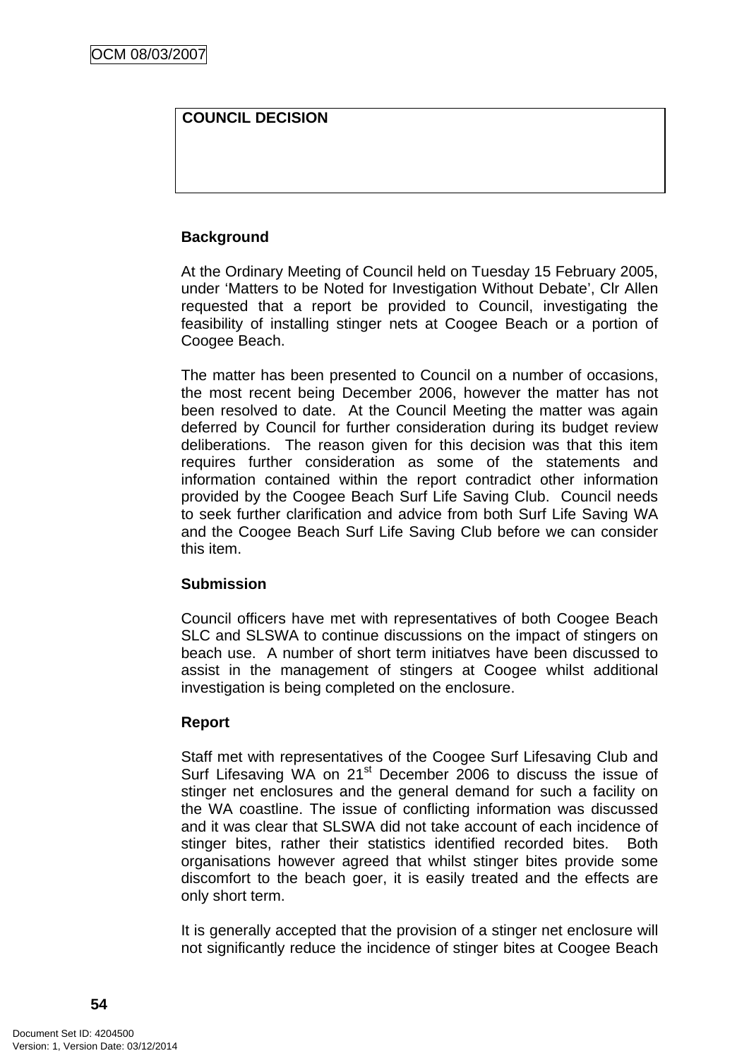**COUNCIL DECISION**

**Background**

At the Ordinary Meeting of Council held on Tuesday 15 February 2005, under 'Matters to be Noted for Investigation Without Debate', Clr Allen requested that a report be provided to Council, investigating the feasibility of installing stinger nets at Coogee Beach or a portion of Coogee Beach.

The matter has been presented to Council on a number of occasions, the most recent being December 2006, however the matter has not been resolved to date. At the Council Meeting the matter was again deferred by Council for further consideration during its budget review deliberations. The reason given for this decision was that this item requires further consideration as some of the statements and information contained within the report contradict other information provided by the Coogee Beach Surf Life Saving Club. Council needs to seek further clarification and advice from both Surf Life Saving WA and the Coogee Beach Surf Life Saving Club before we can consider this item.

**Submission**

Council officers have met with representatives of both Coogee Beach SLC and SLSWA to continue discussions on the impact of stingers on beach use. A number of short term initiatves have been discussed to assist in the management of stingers at Coogee whilst additional investigation is being completed on the enclosure.

**Report**

Staff met with representatives of the Coogee Surf Lifesaving Club and Surf Lifesaving WA on 21st December 2006 to discuss the issue of stinger net enclosures and the general demand for such a facility on the WA coastline. The issue of conflicting information was discussed and it was clear that SLSWA did not take account of each incidence of stinger bites, rather their statistics identified recorded bites. Both organisations however agreed that whilst stinger bites provide some discomfort to the beach goer, it is easily treated and the effects are only short term.

It is generally accepted that the provision of a stinger net enclosure will not significantly reduce the incidence of stinger bites at Coogee Beach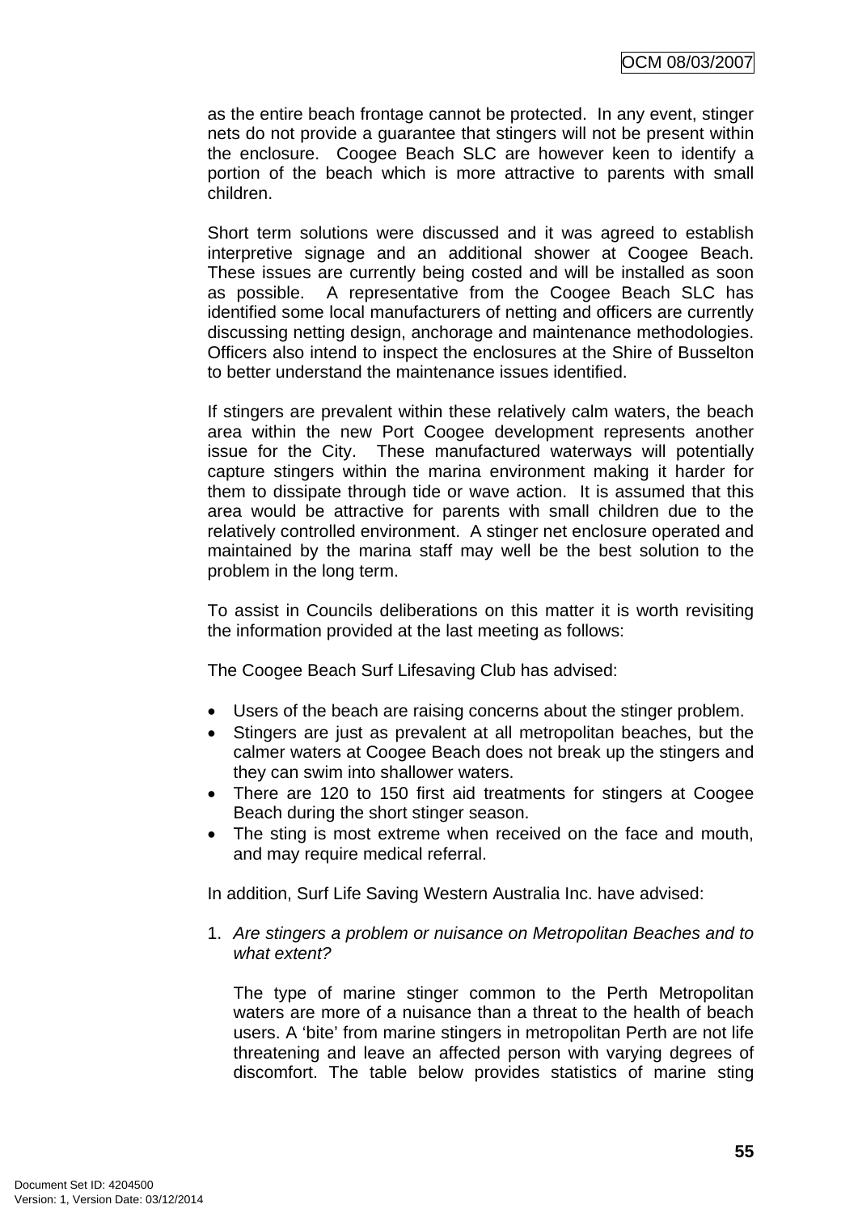as the entire beach frontage cannot be protected. In any event, stinger nets do not provide a guarantee that stingers will not be present within the enclosure. Coogee Beach SLC are however keen to identify a portion of the beach which is more attractive to parents with small children.

Short term solutions were discussed and it was agreed to establish interpretive signage and an additional shower at Coogee Beach. These issues are currently being costed and will be installed as soon as possible. A representative from the Coogee Beach SLC has identified some local manufacturers of netting and officers are currently discussing netting design, anchorage and maintenance methodologies. Officers also intend to inspect the enclosures at the Shire of Busselton to better understand the maintenance issues identified.

If stingers are prevalent within these relatively calm waters, the beach area within the new Port Coogee development represents another issue for the City. These manufactured waterways will potentially capture stingers within the marina environment making it harder for them to dissipate through tide or wave action. It is assumed that this area would be attractive for parents with small children due to the relatively controlled environment. A stinger net enclosure operated and maintained by the marina staff may well be the best solution to the problem in the long term.

To assist in Councils deliberations on this matter it is worth revisiting the information provided at the last meeting as follows:

The Coogee Beach Surf Lifesaving Club has advised:

- Users of the beach are raising concerns about the stinger problem.
- Stingers are just as prevalent at all metropolitan beaches, but the calmer waters at Coogee Beach does not break up the stingers and they can swim into shallower waters.
- There are 120 to 150 first aid treatments for stingers at Coogee Beach during the short stinger season.
- The sting is most extreme when received on the face and mouth, and may require medical referral.

In addition, Surf Life Saving Western Australia Inc. have advised:

1. *Are stingers a problem or nuisance on Metropolitan Beaches and to what extent?*

   The type of marine stinger common to the Perth Metropolitan waters are more of a nuisance than a threat to the health of beach users. A 'bite' from marine stingers in metropolitan Perth are not life threatening and leave an affected person with varying degrees of discomfort. The table below provides statistics of marine sting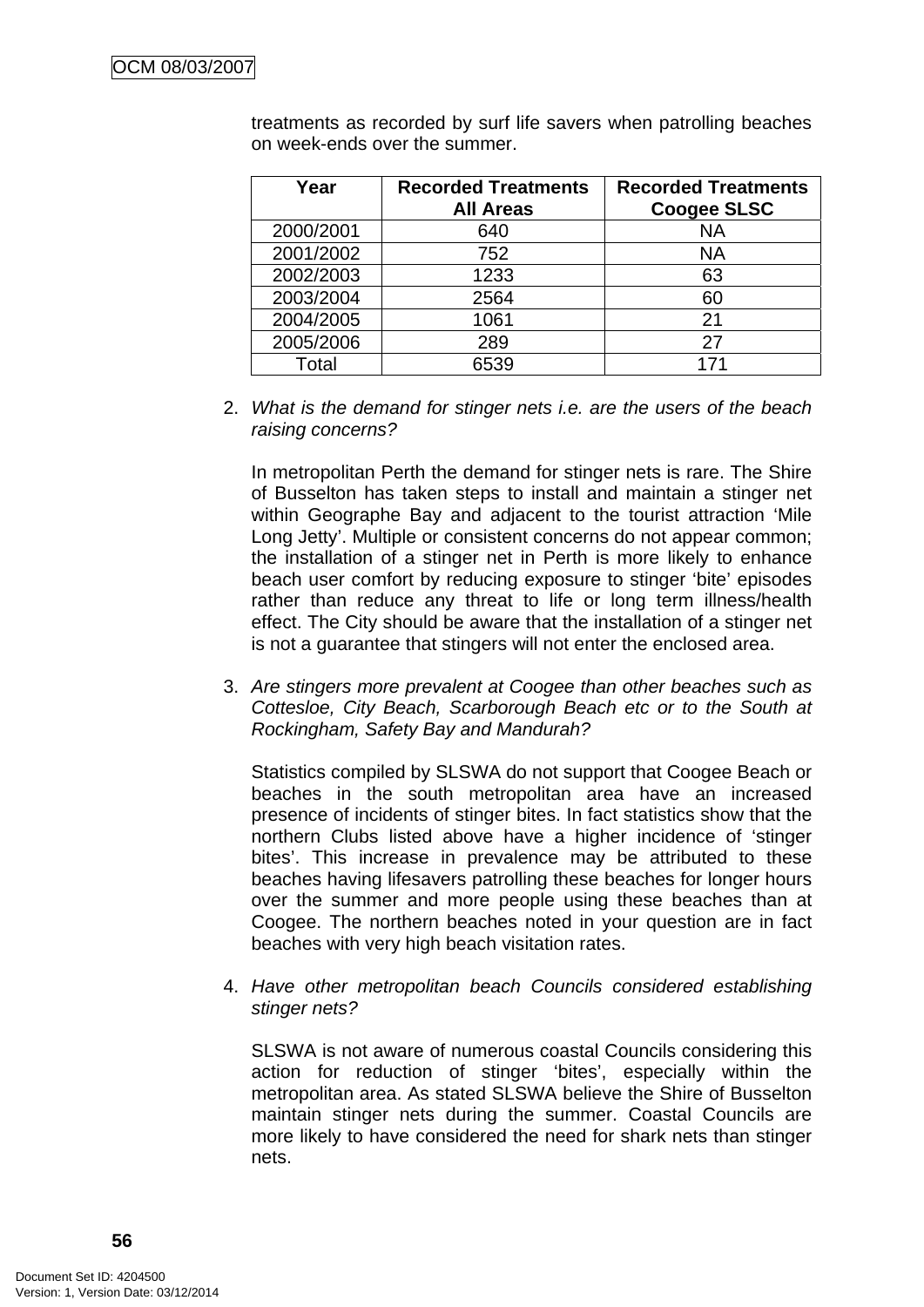treatments as recorded by surf life savers when patrolling beaches on week-ends over the summer.

| Year | Recorded Treatments All Areas | Recorded Treatments Coogee SLSC |
|---|---|---|
| 2000/2001 | 640 | NA |
| 2001/2002 | 752 | NA |
| 2002/2003 | 1233 | 63 |
| 2003/2004 | 2564 | 60 |
| 2004/2005 | 1061 | 21 |
| 2005/2006 | 289 | 27 |
| Total | 6539 | 171 |

2. *What is the demand for stinger nets i.e. are the users of the beach raising concerns?*

   In metropolitan Perth the demand for stinger nets is rare. The Shire of Busselton has taken steps to install and maintain a stinger net within Geographe Bay and adjacent to the tourist attraction 'Mile Long Jetty'. Multiple or consistent concerns do not appear common; the installation of a stinger net in Perth is more likely to enhance beach user comfort by reducing exposure to stinger 'bite' episodes rather than reduce any threat to life or long term illness/health effect. The City should be aware that the installation of a stinger net is not a guarantee that stingers will not enter the enclosed area.

3. *Are stingers more prevalent at Coogee than other beaches such as Cottesloe, City Beach, Scarborough Beach etc or to the South at Rockingham, Safety Bay and Mandurah?*

   Statistics compiled by SLSWA do not support that Coogee Beach or beaches in the south metropolitan area have an increased presence of incidents of stinger bites. In fact statistics show that the northern Clubs listed above have a higher incidence of 'stinger bites'. This increase in prevalence may be attributed to these beaches having lifesavers patrolling these beaches for longer hours over the summer and more people using these beaches than at Coogee. The northern beaches noted in your question are in fact beaches with very high beach visitation rates.

4. *Have other metropolitan beach Councils considered establishing stinger nets?*

   SLSWA is not aware of numerous coastal Councils considering this action for reduction of stinger 'bites', especially within the metropolitan area. As stated SLSWA believe the Shire of Busselton maintain stinger nets during the summer. Coastal Councils are more likely to have considered the need for shark nets than stinger nets.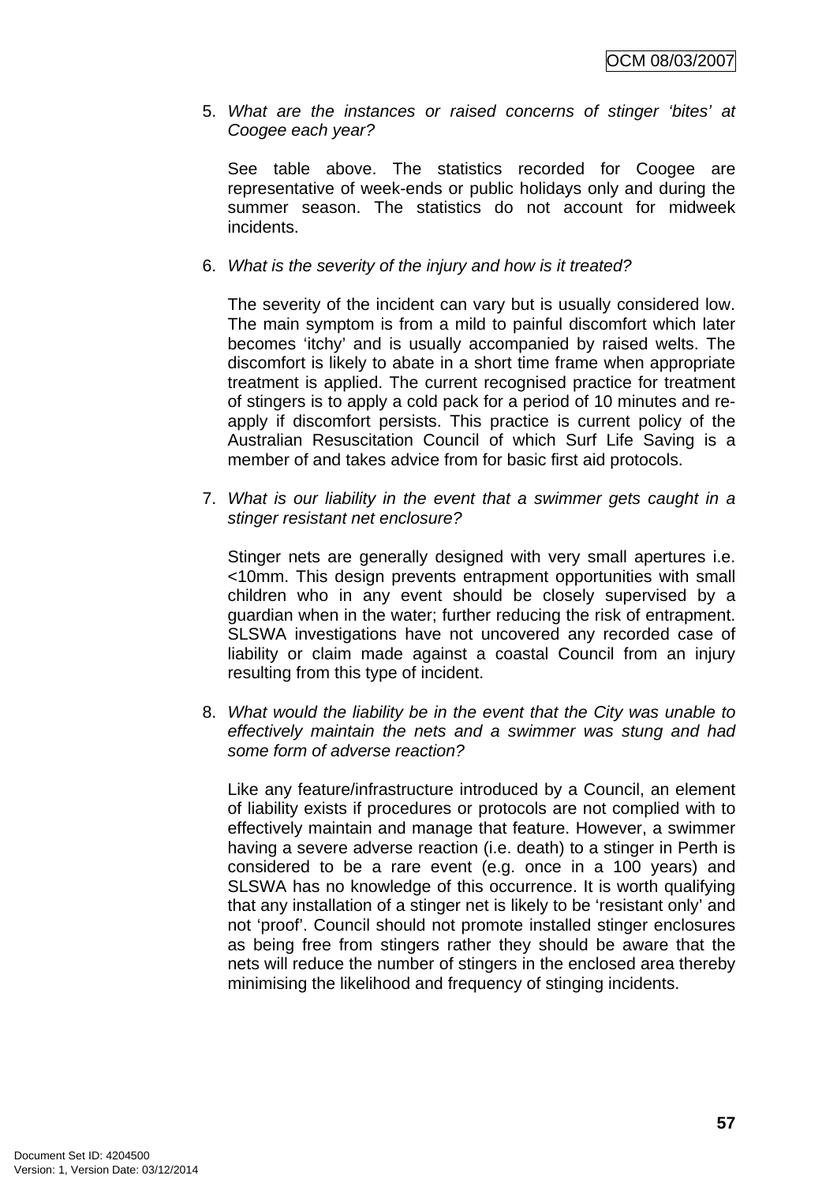5. *What are the instances or raised concerns of stinger 'bites' at Coogee each year?*

   See table above. The statistics recorded for Coogee are representative of week-ends or public holidays only and during the summer season. The statistics do not account for midweek incidents.

6. *What is the severity of the injury and how is it treated?*

   The severity of the incident can vary but is usually considered low. The main symptom is from a mild to painful discomfort which later becomes 'itchy' and is usually accompanied by raised welts. The discomfort is likely to abate in a short time frame when appropriate treatment is applied. The current recognised practice for treatment of stingers is to apply a cold pack for a period of 10 minutes and re-apply if discomfort persists. This practice is current policy of the Australian Resuscitation Council of which Surf Life Saving is a member of and takes advice from for basic first aid protocols.

7. *What is our liability in the event that a swimmer gets caught in a stinger resistant net enclosure?*

   Stinger nets are generally designed with very small apertures i.e. <10mm. This design prevents entrapment opportunities with small children who in any event should be closely supervised by a guardian when in the water; further reducing the risk of entrapment. SLSWA investigations have not uncovered any recorded case of liability or claim made against a coastal Council from an injury resulting from this type of incident.

8. *What would the liability be in the event that the City was unable to effectively maintain the nets and a swimmer was stung and had some form of adverse reaction?*

   Like any feature/infrastructure introduced by a Council, an element of liability exists if procedures or protocols are not complied with to effectively maintain and manage that feature. However, a swimmer having a severe adverse reaction (i.e. death) to a stinger in Perth is considered to be a rare event (e.g. once in a 100 years) and SLSWA has no knowledge of this occurrence. It is worth qualifying that any installation of a stinger net is likely to be 'resistant only' and not 'proof'. Council should not promote installed stinger enclosures as being free from stingers rather they should be aware that the nets will reduce the number of stingers in the enclosed area thereby minimising the likelihood and frequency of stinging incidents.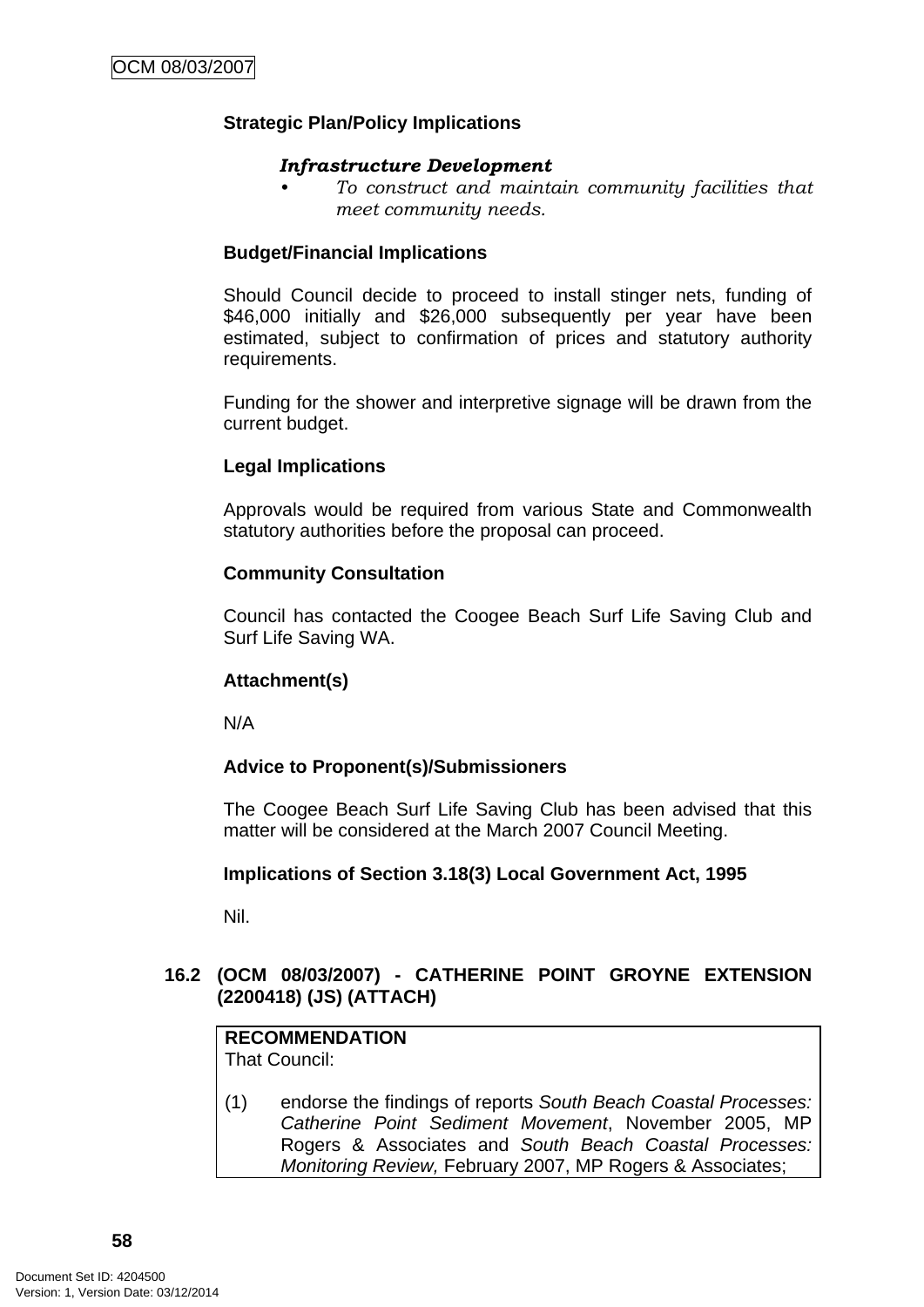**Strategic Plan/Policy Implications**

***Infrastructure Development***

- *To construct and maintain community facilities that meet community needs.*

**Budget/Financial Implications**

Should Council decide to proceed to install stinger nets, funding of $46,000 initially and $26,000 subsequently per year have been estimated, subject to confirmation of prices and statutory authority requirements.

Funding for the shower and interpretive signage will be drawn from the current budget.

**Legal Implications**

Approvals would be required from various State and Commonwealth statutory authorities before the proposal can proceed.

**Community Consultation**

Council has contacted the Coogee Beach Surf Life Saving Club and Surf Life Saving WA.

**Attachment(s)**

N/A

**Advice to Proponent(s)/Submissioners**

The Coogee Beach Surf Life Saving Club has been advised that this matter will be considered at the March 2007 Council Meeting.

**Implications of Section 3.18(3) Local Government Act, 1995**

Nil.

## 16.2 (OCM 08/03/2007) - CATHERINE POINT GROYNE EXTENSION (2200418) (JS) (ATTACH)

**RECOMMENDATION**
That Council:

(1) endorse the findings of reports *South Beach Coastal Processes: Catherine Point Sediment Movement*, November 2005, MP Rogers & Associates and *South Beach Coastal Processes: Monitoring Review,* February 2007, MP Rogers & Associates;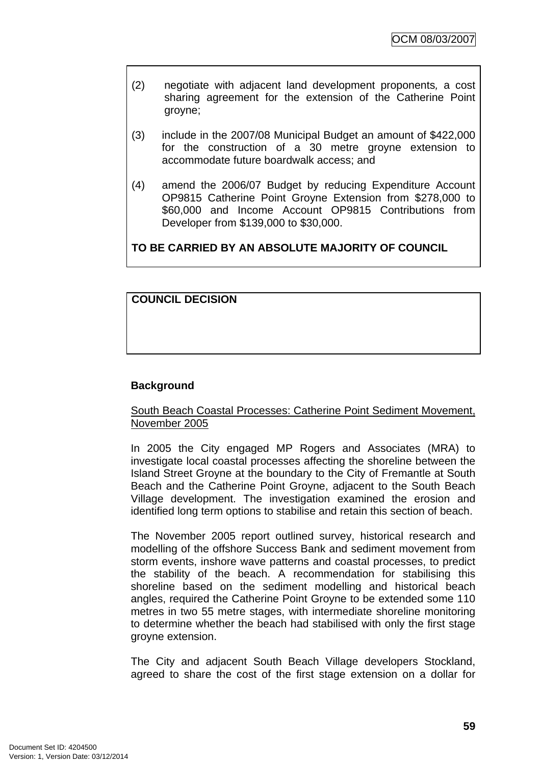(2) negotiate with adjacent land development proponents, a cost sharing agreement for the extension of the Catherine Point groyne;

(3) include in the 2007/08 Municipal Budget an amount of $422,000 for the construction of a 30 metre groyne extension to accommodate future boardwalk access; and

(4) amend the 2006/07 Budget by reducing Expenditure Account OP9815 Catherine Point Groyne Extension from $278,000 to $60,000 and Income Account OP9815 Contributions from Developer from $139,000 to $30,000.

**TO BE CARRIED BY AN ABSOLUTE MAJORITY OF COUNCIL**

**COUNCIL DECISION**

**Background**

South Beach Coastal Processes: Catherine Point Sediment Movement, November 2005

In 2005 the City engaged MP Rogers and Associates (MRA) to investigate local coastal processes affecting the shoreline between the Island Street Groyne at the boundary to the City of Fremantle at South Beach and the Catherine Point Groyne, adjacent to the South Beach Village development. The investigation examined the erosion and identified long term options to stabilise and retain this section of beach.

The November 2005 report outlined survey, historical research and modelling of the offshore Success Bank and sediment movement from storm events, inshore wave patterns and coastal processes, to predict the stability of the beach. A recommendation for stabilising this shoreline based on the sediment modelling and historical beach angles, required the Catherine Point Groyne to be extended some 110 metres in two 55 metre stages, with intermediate shoreline monitoring to determine whether the beach had stabilised with only the first stage groyne extension.

The City and adjacent South Beach Village developers Stockland, agreed to share the cost of the first stage extension on a dollar for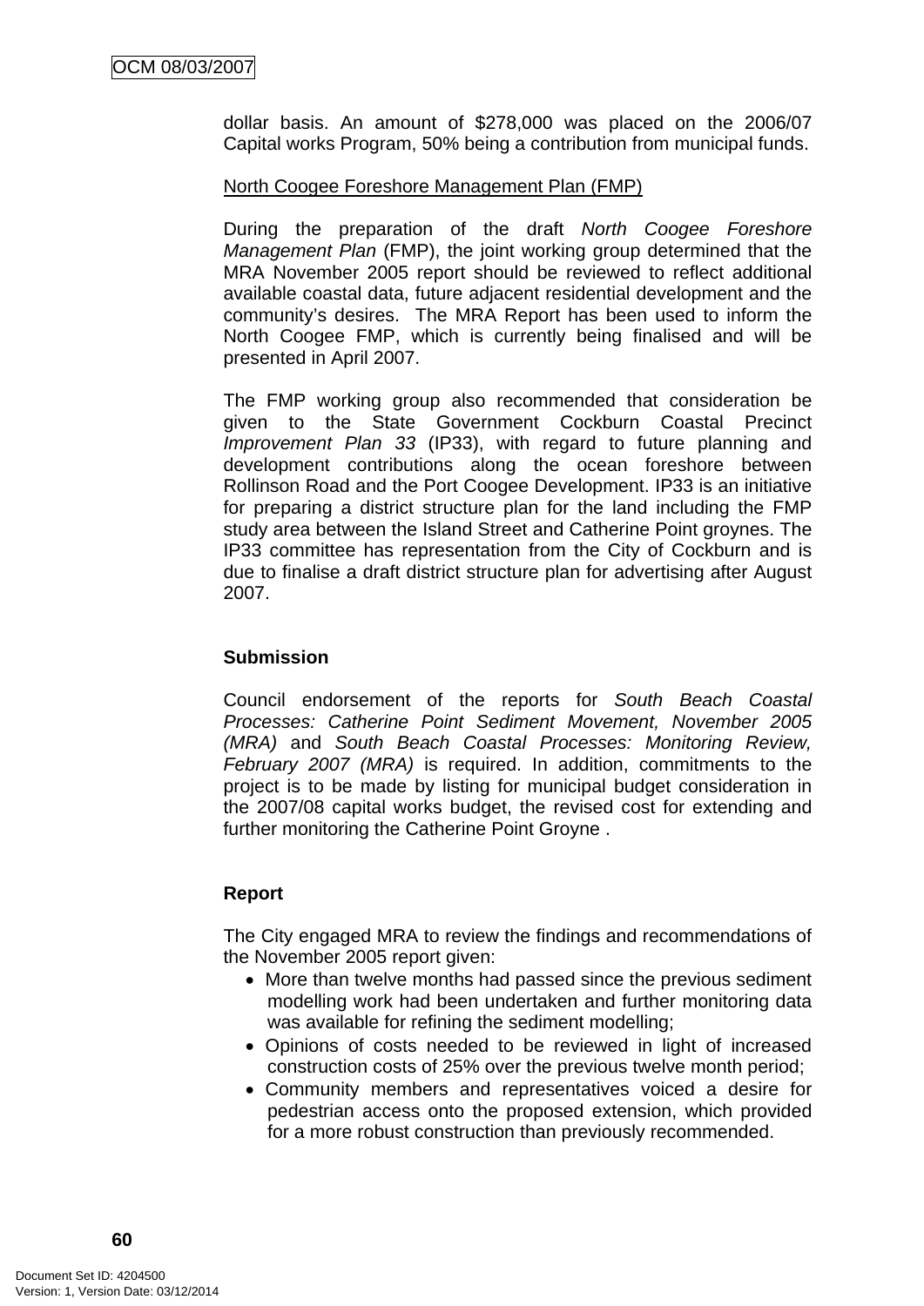dollar basis. An amount of $278,000 was placed on the 2006/07 Capital works Program, 50% being a contribution from municipal funds.

North Coogee Foreshore Management Plan (FMP)

During the preparation of the draft *North Coogee Foreshore Management Plan* (FMP), the joint working group determined that the MRA November 2005 report should be reviewed to reflect additional available coastal data, future adjacent residential development and the community's desires. The MRA Report has been used to inform the North Coogee FMP, which is currently being finalised and will be presented in April 2007.

The FMP working group also recommended that consideration be given to the State Government Cockburn Coastal Precinct *Improvement Plan 33* (IP33), with regard to future planning and development contributions along the ocean foreshore between Rollinson Road and the Port Coogee Development. IP33 is an initiative for preparing a district structure plan for the land including the FMP study area between the Island Street and Catherine Point groynes. The IP33 committee has representation from the City of Cockburn and is due to finalise a draft district structure plan for advertising after August 2007.

**Submission**

Council endorsement of the reports for *South Beach Coastal Processes: Catherine Point Sediment Movement, November 2005 (MRA)* and *South Beach Coastal Processes: Monitoring Review, February 2007 (MRA)* is required. In addition, commitments to the project is to be made by listing for municipal budget consideration in the 2007/08 capital works budget, the revised cost for extending and further monitoring the Catherine Point Groyne .

**Report**

The City engaged MRA to review the findings and recommendations of the November 2005 report given:

- More than twelve months had passed since the previous sediment modelling work had been undertaken and further monitoring data was available for refining the sediment modelling;
- Opinions of costs needed to be reviewed in light of increased construction costs of 25% over the previous twelve month period;
- Community members and representatives voiced a desire for pedestrian access onto the proposed extension, which provided for a more robust construction than previously recommended.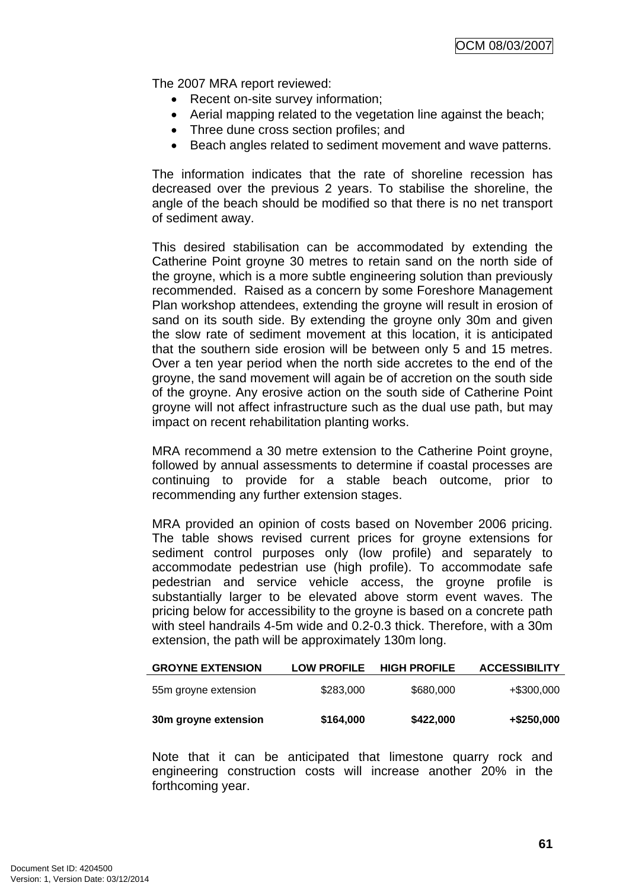The 2007 MRA report reviewed:

- Recent on-site survey information;
- Aerial mapping related to the vegetation line against the beach;
- Three dune cross section profiles; and
- Beach angles related to sediment movement and wave patterns.

The information indicates that the rate of shoreline recession has decreased over the previous 2 years. To stabilise the shoreline, the angle of the beach should be modified so that there is no net transport of sediment away.

This desired stabilisation can be accommodated by extending the Catherine Point groyne 30 metres to retain sand on the north side of the groyne, which is a more subtle engineering solution than previously recommended. Raised as a concern by some Foreshore Management Plan workshop attendees, extending the groyne will result in erosion of sand on its south side. By extending the groyne only 30m and given the slow rate of sediment movement at this location, it is anticipated that the southern side erosion will be between only 5 and 15 metres. Over a ten year period when the north side accretes to the end of the groyne, the sand movement will again be of accretion on the south side of the groyne. Any erosive action on the south side of Catherine Point groyne will not affect infrastructure such as the dual use path, but may impact on recent rehabilitation planting works.

MRA recommend a 30 metre extension to the Catherine Point groyne, followed by annual assessments to determine if coastal processes are continuing to provide for a stable beach outcome, prior to recommending any further extension stages.

MRA provided an opinion of costs based on November 2006 pricing. The table shows revised current prices for groyne extensions for sediment control purposes only (low profile) and separately to accommodate pedestrian use (high profile). To accommodate safe pedestrian and service vehicle access, the groyne profile is substantially larger to be elevated above storm event waves. The pricing below for accessibility to the groyne is based on a concrete path with steel handrails 4-5m wide and 0.2-0.3 thick. Therefore, with a 30m extension, the path will be approximately 130m long.

| GROYNE EXTENSION | LOW PROFILE | HIGH PROFILE | ACCESSIBILITY |
|---|---|---|---|
| 55m groyne extension | $283,000 | $680,000 | +$300,000 |
| **30m groyne extension** | **$164,000** | **$422,000** | **+$250,000** |

Note that it can be anticipated that limestone quarry rock and engineering construction costs will increase another 20% in the forthcoming year.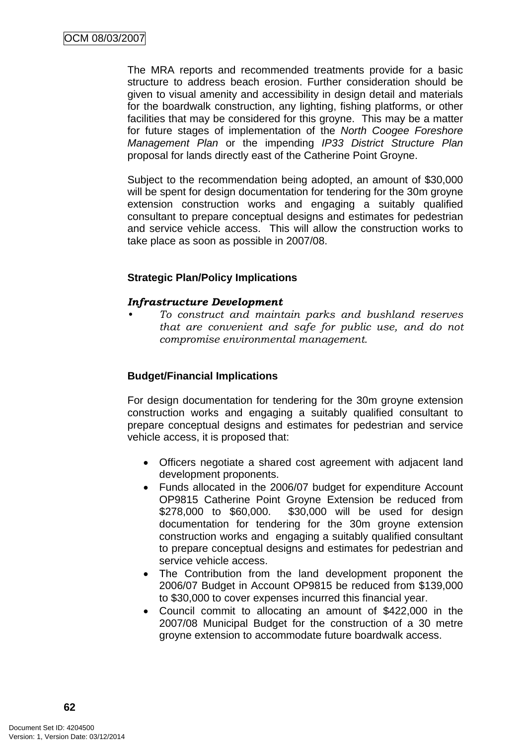The MRA reports and recommended treatments provide for a basic structure to address beach erosion. Further consideration should be given to visual amenity and accessibility in design detail and materials for the boardwalk construction, any lighting, fishing platforms, or other facilities that may be considered for this groyne. This may be a matter for future stages of implementation of the *North Coogee Foreshore Management Plan* or the impending *IP33 District Structure Plan* proposal for lands directly east of the Catherine Point Groyne.

Subject to the recommendation being adopted, an amount of $30,000 will be spent for design documentation for tendering for the 30m groyne extension construction works and engaging a suitably qualified consultant to prepare conceptual designs and estimates for pedestrian and service vehicle access. This will allow the construction works to take place as soon as possible in 2007/08.

**Strategic Plan/Policy Implications**

***Infrastructure Development***

- *To construct and maintain parks and bushland reserves that are convenient and safe for public use, and do not compromise environmental management.*

**Budget/Financial Implications**

For design documentation for tendering for the 30m groyne extension construction works and engaging a suitably qualified consultant to prepare conceptual designs and estimates for pedestrian and service vehicle access, it is proposed that:

- Officers negotiate a shared cost agreement with adjacent land development proponents.
- Funds allocated in the 2006/07 budget for expenditure Account OP9815 Catherine Point Groyne Extension be reduced from $278,000 to $60,000. $30,000 will be used for design documentation for tendering for the 30m groyne extension construction works and engaging a suitably qualified consultant to prepare conceptual designs and estimates for pedestrian and service vehicle access.
- The Contribution from the land development proponent the 2006/07 Budget in Account OP9815 be reduced from $139,000 to $30,000 to cover expenses incurred this financial year.
- Council commit to allocating an amount of $422,000 in the 2007/08 Municipal Budget for the construction of a 30 metre groyne extension to accommodate future boardwalk access.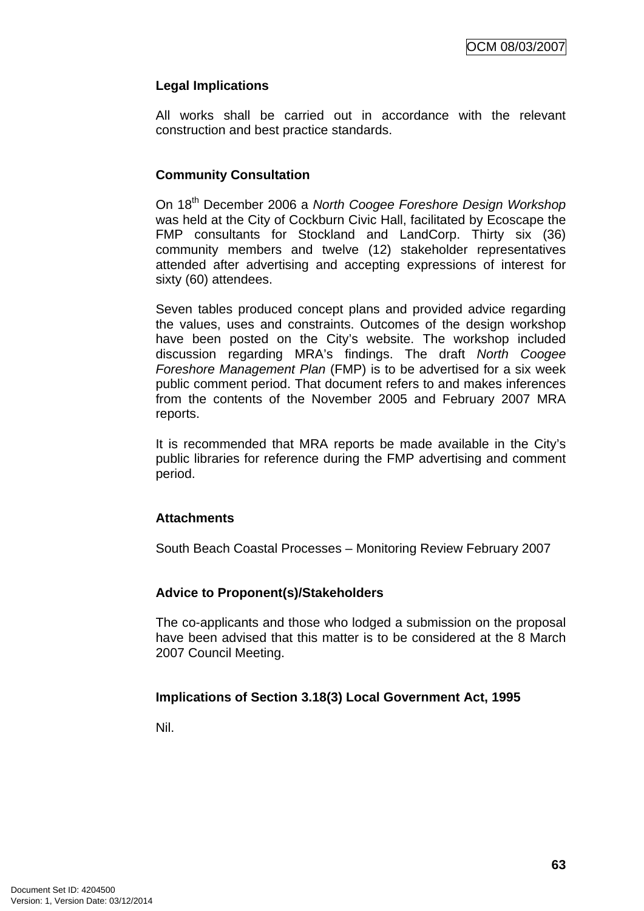**Legal Implications**

All works shall be carried out in accordance with the relevant construction and best practice standards.

**Community Consultation**

On 18th December 2006 a *North Coogee Foreshore Design Workshop* was held at the City of Cockburn Civic Hall, facilitated by Ecoscape the FMP consultants for Stockland and LandCorp. Thirty six (36) community members and twelve (12) stakeholder representatives attended after advertising and accepting expressions of interest for sixty (60) attendees.

Seven tables produced concept plans and provided advice regarding the values, uses and constraints. Outcomes of the design workshop have been posted on the City's website. The workshop included discussion regarding MRA's findings. The draft *North Coogee Foreshore Management Plan* (FMP) is to be advertised for a six week public comment period. That document refers to and makes inferences from the contents of the November 2005 and February 2007 MRA reports.

It is recommended that MRA reports be made available in the City's public libraries for reference during the FMP advertising and comment period.

**Attachments**

South Beach Coastal Processes – Monitoring Review February 2007

**Advice to Proponent(s)/Stakeholders**

The co-applicants and those who lodged a submission on the proposal have been advised that this matter is to be considered at the 8 March 2007 Council Meeting.

**Implications of Section 3.18(3) Local Government Act, 1995**

Nil.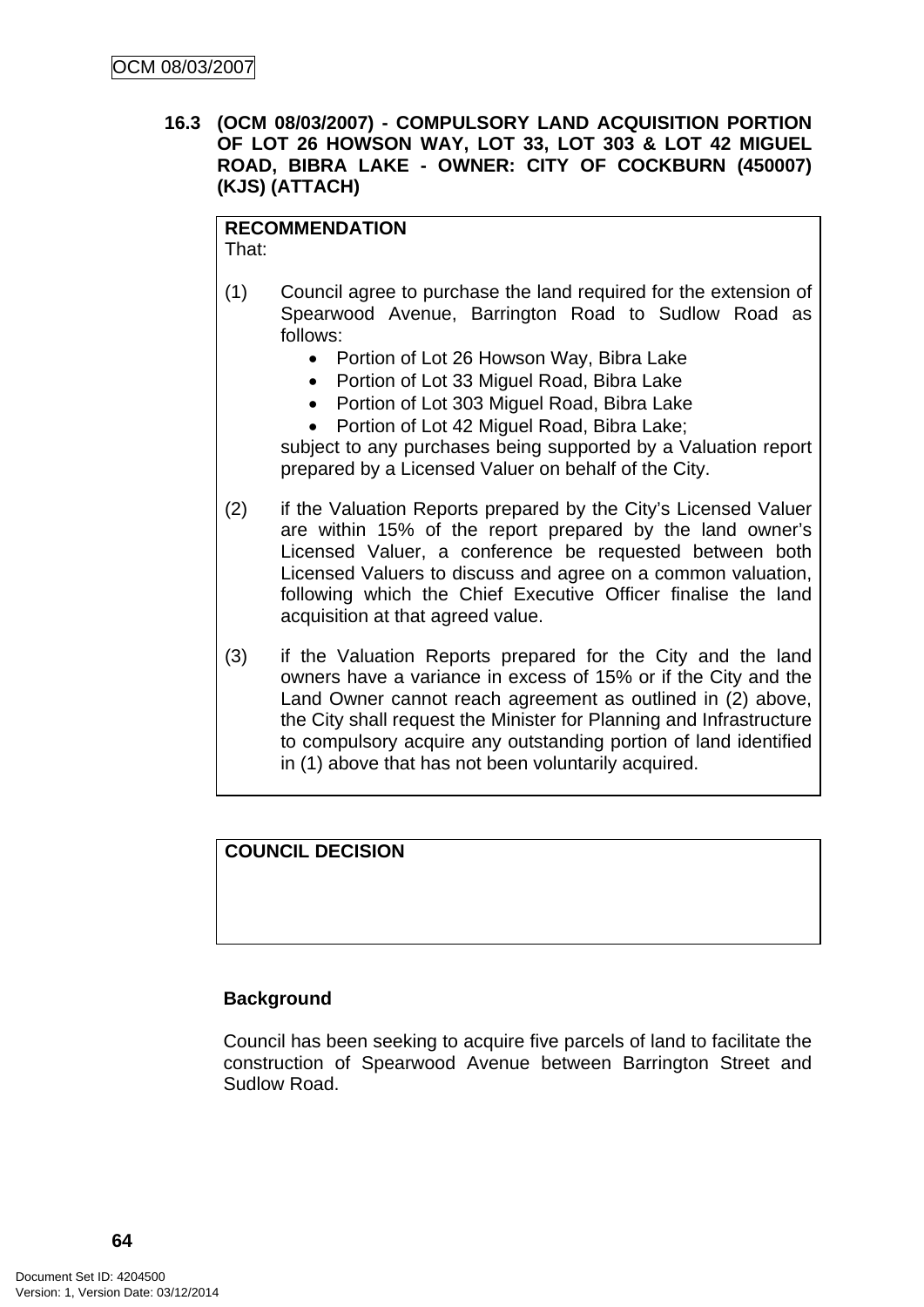### 16.3 (OCM 08/03/2007) - COMPULSORY LAND ACQUISITION PORTION OF LOT 26 HOWSON WAY, LOT 33, LOT 303 & LOT 42 MIGUEL ROAD, BIBRA LAKE - OWNER: CITY OF COCKBURN (450007) (KJS) (ATTACH)

**RECOMMENDATION**
That:

(1) Council agree to purchase the land required for the extension of Spearwood Avenue, Barrington Road to Sudlow Road as follows:
- Portion of Lot 26 Howson Way, Bibra Lake
- Portion of Lot 33 Miguel Road, Bibra Lake
- Portion of Lot 303 Miguel Road, Bibra Lake
- Portion of Lot 42 Miguel Road, Bibra Lake;

subject to any purchases being supported by a Valuation report prepared by a Licensed Valuer on behalf of the City.

(2) if the Valuation Reports prepared by the City's Licensed Valuer are within 15% of the report prepared by the land owner's Licensed Valuer, a conference be requested between both Licensed Valuers to discuss and agree on a common valuation, following which the Chief Executive Officer finalise the land acquisition at that agreed value.

(3) if the Valuation Reports prepared for the City and the land owners have a variance in excess of 15% or if the City and the Land Owner cannot reach agreement as outlined in (2) above, the City shall request the Minister for Planning and Infrastructure to compulsory acquire any outstanding portion of land identified in (1) above that has not been voluntarily acquired.

**COUNCIL DECISION**

**Background**

Council has been seeking to acquire five parcels of land to facilitate the construction of Spearwood Avenue between Barrington Street and Sudlow Road.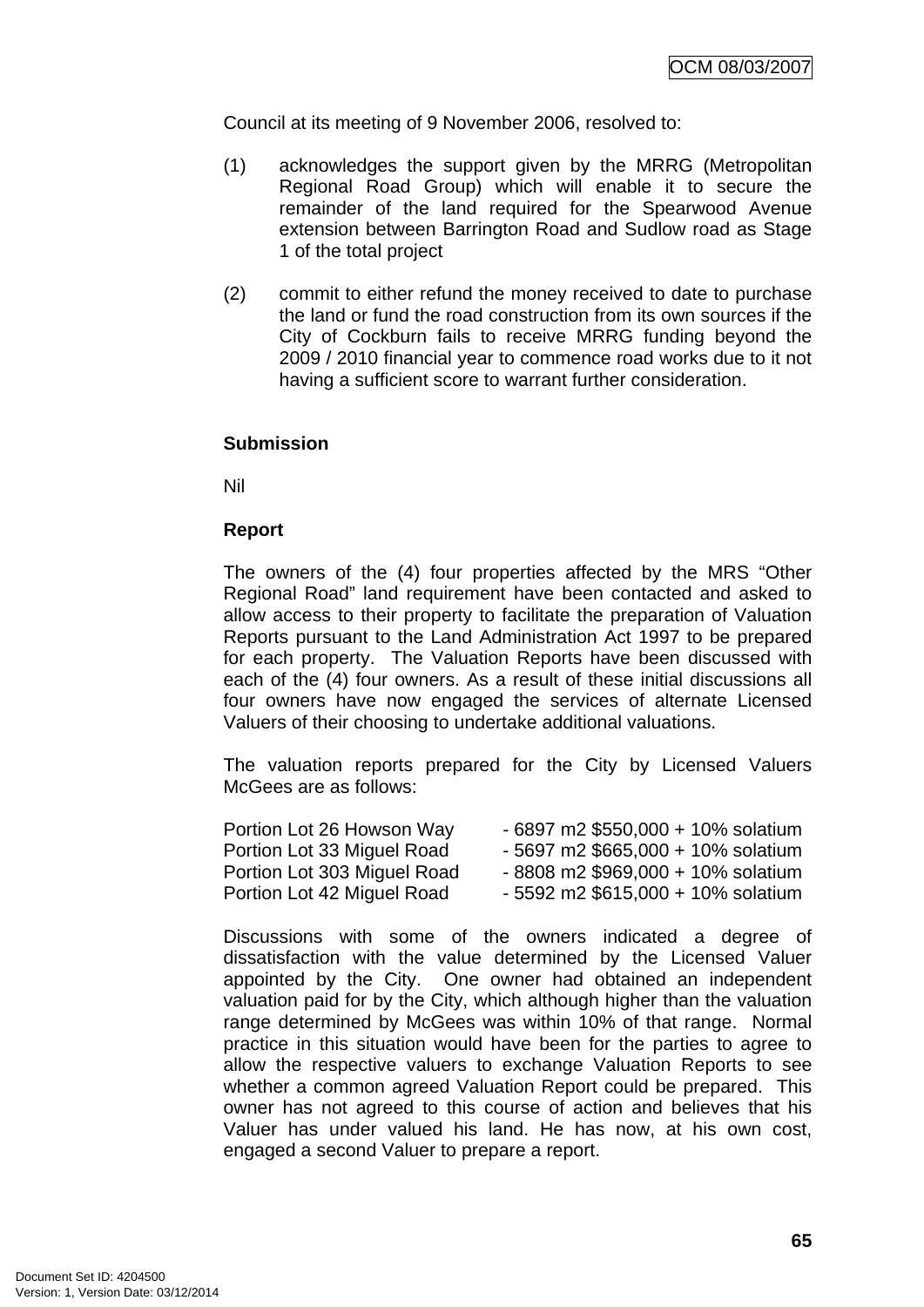Council at its meeting of 9 November 2006, resolved to:

(1) acknowledges the support given by the MRRG (Metropolitan Regional Road Group) which will enable it to secure the remainder of the land required for the Spearwood Avenue extension between Barrington Road and Sudlow road as Stage 1 of the total project

(2) commit to either refund the money received to date to purchase the land or fund the road construction from its own sources if the City of Cockburn fails to receive MRRG funding beyond the 2009 / 2010 financial year to commence road works due to it not having a sufficient score to warrant further consideration.

**Submission**

Nil

**Report**

The owners of the (4) four properties affected by the MRS "Other Regional Road" land requirement have been contacted and asked to allow access to their property to facilitate the preparation of Valuation Reports pursuant to the Land Administration Act 1997 to be prepared for each property. The Valuation Reports have been discussed with each of the (4) four owners. As a result of these initial discussions all four owners have now engaged the services of alternate Licensed Valuers of their choosing to undertake additional valuations.

The valuation reports prepared for the City by Licensed Valuers McGees are as follows:

Portion Lot 26 Howson Way - 6897 m2 $550,000 + 10% solatium
Portion Lot 33 Miguel Road - 5697 m2 $665,000 + 10% solatium
Portion Lot 303 Miguel Road - 8808 m2 $969,000 + 10% solatium
Portion Lot 42 Miguel Road - 5592 m2 $615,000 + 10% solatium

Discussions with some of the owners indicated a degree of dissatisfaction with the value determined by the Licensed Valuer appointed by the City. One owner had obtained an independent valuation paid for by the City, which although higher than the valuation range determined by McGees was within 10% of that range. Normal practice in this situation would have been for the parties to agree to allow the respective valuers to exchange Valuation Reports to see whether a common agreed Valuation Report could be prepared. This owner has not agreed to this course of action and believes that his Valuer has under valued his land. He has now, at his own cost, engaged a second Valuer to prepare a report.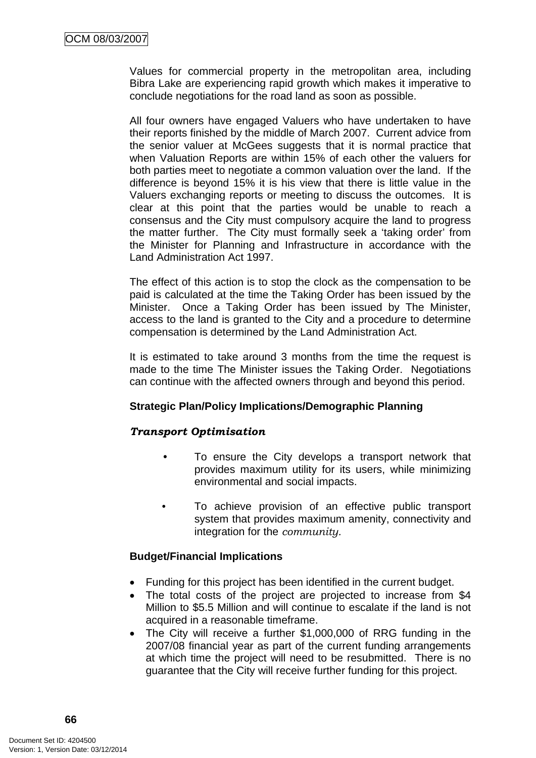Values for commercial property in the metropolitan area, including Bibra Lake are experiencing rapid growth which makes it imperative to conclude negotiations for the road land as soon as possible.

All four owners have engaged Valuers who have undertaken to have their reports finished by the middle of March 2007. Current advice from the senior valuer at McGees suggests that it is normal practice that when Valuation Reports are within 15% of each other the valuers for both parties meet to negotiate a common valuation over the land. If the difference is beyond 15% it is his view that there is little value in the Valuers exchanging reports or meeting to discuss the outcomes. It is clear at this point that the parties would be unable to reach a consensus and the City must compulsory acquire the land to progress the matter further. The City must formally seek a 'taking order' from the Minister for Planning and Infrastructure in accordance with the Land Administration Act 1997.

The effect of this action is to stop the clock as the compensation to be paid is calculated at the time the Taking Order has been issued by the Minister. Once a Taking Order has been issued by The Minister, access to the land is granted to the City and a procedure to determine compensation is determined by the Land Administration Act.

It is estimated to take around 3 months from the time the request is made to the time The Minister issues the Taking Order. Negotiations can continue with the affected owners through and beyond this period.

**Strategic Plan/Policy Implications/Demographic Planning**

***Transport Optimisation***

- To ensure the City develops a transport network that provides maximum utility for its users, while minimizing environmental and social impacts.
- To achieve provision of an effective public transport system that provides maximum amenity, connectivity and integration for the *community.*

**Budget/Financial Implications**

- Funding for this project has been identified in the current budget.
- The total costs of the project are projected to increase from $4 Million to $5.5 Million and will continue to escalate if the land is not acquired in a reasonable timeframe.
- The City will receive a further $1,000,000 of RRG funding in the 2007/08 financial year as part of the current funding arrangements at which time the project will need to be resubmitted. There is no guarantee that the City will receive further funding for this project.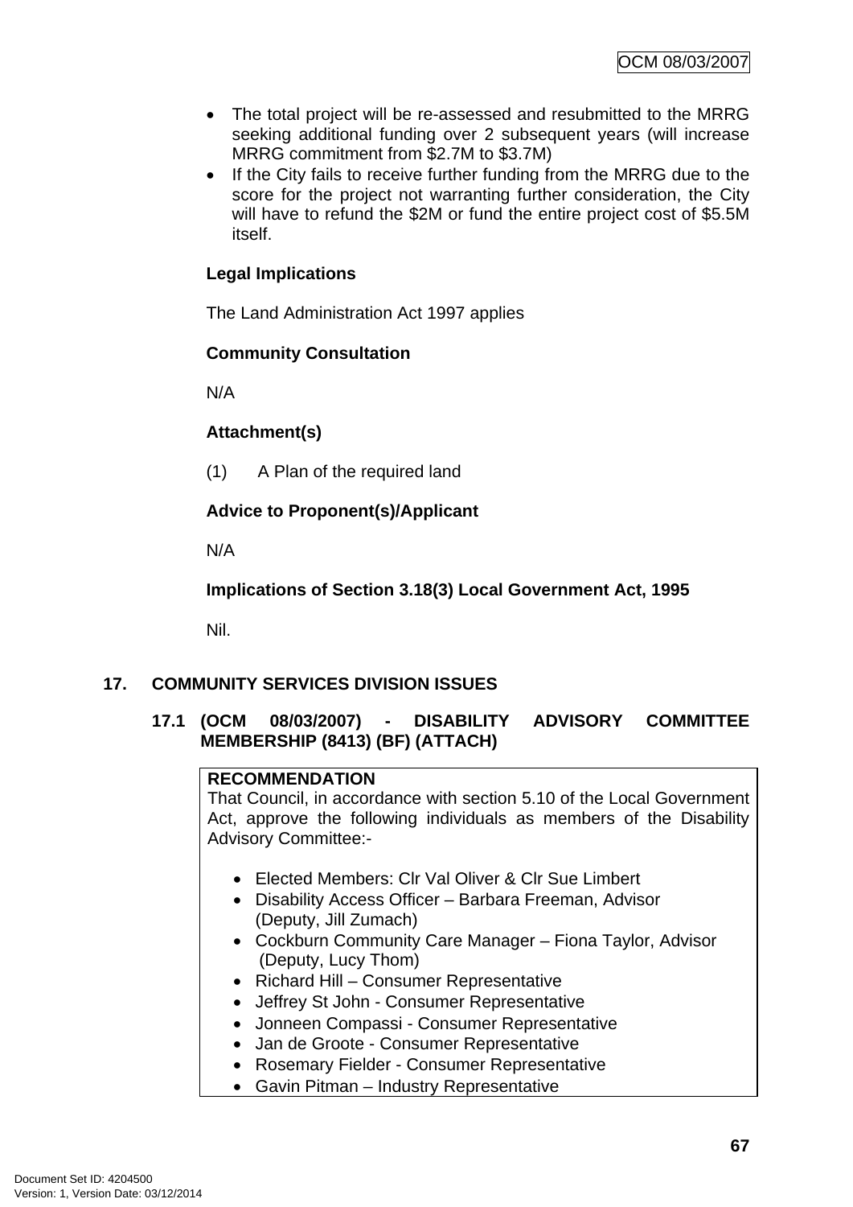- The total project will be re-assessed and resubmitted to the MRRG seeking additional funding over 2 subsequent years (will increase MRRG commitment from $2.7M to $3.7M)
- If the City fails to receive further funding from the MRRG due to the score for the project not warranting further consideration, the City will have to refund the $2M or fund the entire project cost of $5.5M itself.

**Legal Implications**

The Land Administration Act 1997 applies

**Community Consultation**

N/A

**Attachment(s)**

(1) A Plan of the required land

**Advice to Proponent(s)/Applicant**

N/A

**Implications of Section 3.18(3) Local Government Act, 1995**

Nil.

## 17. COMMUNITY SERVICES DIVISION ISSUES

### 17.1 (OCM 08/03/2007) - DISABILITY ADVISORY COMMITTEE MEMBERSHIP (8413) (BF) (ATTACH)

**RECOMMENDATION**
That Council, in accordance with section 5.10 of the Local Government Act, approve the following individuals as members of the Disability Advisory Committee:-

- Elected Members: Clr Val Oliver & Clr Sue Limbert
- Disability Access Officer – Barbara Freeman, Advisor (Deputy, Jill Zumach)
- Cockburn Community Care Manager – Fiona Taylor, Advisor (Deputy, Lucy Thom)
- Richard Hill – Consumer Representative
- Jeffrey St John - Consumer Representative
- Jonneen Compassi - Consumer Representative
- Jan de Groote - Consumer Representative
- Rosemary Fielder - Consumer Representative
- Gavin Pitman – Industry Representative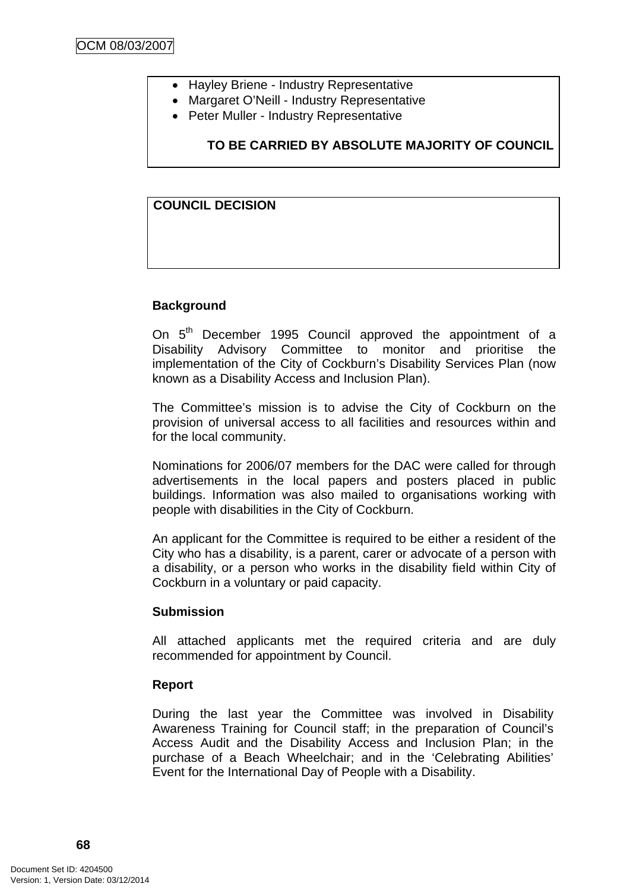- Hayley Briene - Industry Representative
- Margaret O'Neill - Industry Representative
- Peter Muller - Industry Representative

**TO BE CARRIED BY ABSOLUTE MAJORITY OF COUNCIL**

**COUNCIL DECISION**

**Background**

On 5th December 1995 Council approved the appointment of a Disability Advisory Committee to monitor and prioritise the implementation of the City of Cockburn's Disability Services Plan (now known as a Disability Access and Inclusion Plan).

The Committee's mission is to advise the City of Cockburn on the provision of universal access to all facilities and resources within and for the local community.

Nominations for 2006/07 members for the DAC were called for through advertisements in the local papers and posters placed in public buildings. Information was also mailed to organisations working with people with disabilities in the City of Cockburn.

An applicant for the Committee is required to be either a resident of the City who has a disability, is a parent, carer or advocate of a person with a disability, or a person who works in the disability field within City of Cockburn in a voluntary or paid capacity.

**Submission**

All attached applicants met the required criteria and are duly recommended for appointment by Council.

**Report**

During the last year the Committee was involved in Disability Awareness Training for Council staff; in the preparation of Council's Access Audit and the Disability Access and Inclusion Plan; in the purchase of a Beach Wheelchair; and in the 'Celebrating Abilities' Event for the International Day of People with a Disability.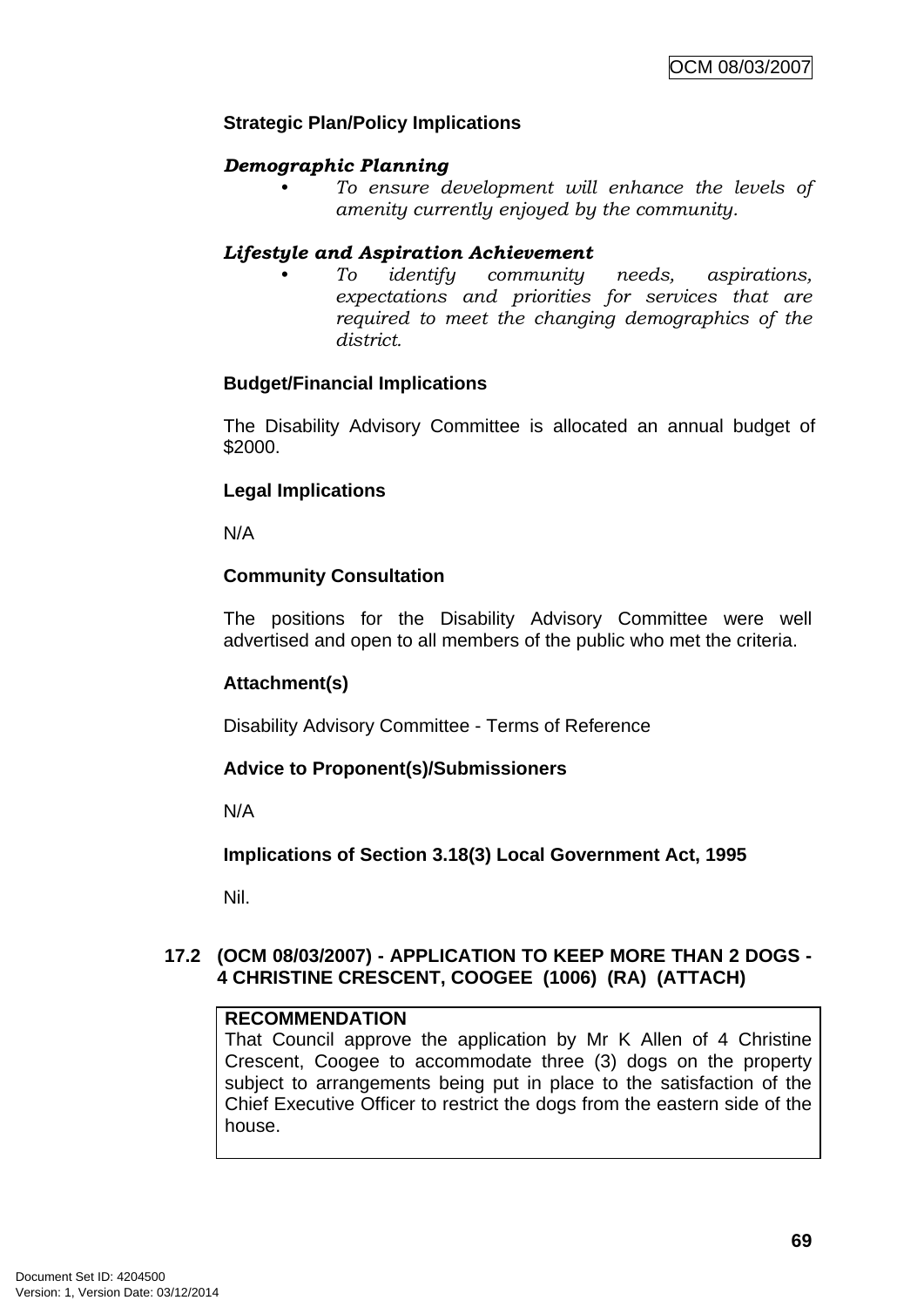**Strategic Plan/Policy Implications**

***Demographic Planning***

- *To ensure development will enhance the levels of amenity currently enjoyed by the community.*

***Lifestyle and Aspiration Achievement***

- *To identify community needs, aspirations, expectations and priorities for services that are required to meet the changing demographics of the district.*

**Budget/Financial Implications**

The Disability Advisory Committee is allocated an annual budget of $2000.

**Legal Implications**

N/A

**Community Consultation**

The positions for the Disability Advisory Committee were well advertised and open to all members of the public who met the criteria.

**Attachment(s)**

Disability Advisory Committee - Terms of Reference

**Advice to Proponent(s)/Submissioners**

N/A

**Implications of Section 3.18(3) Local Government Act, 1995**

Nil.

## 17.2 (OCM 08/03/2007) - APPLICATION TO KEEP MORE THAN 2 DOGS - 4 CHRISTINE CRESCENT, COOGEE (1006) (RA) (ATTACH)

**RECOMMENDATION**

That Council approve the application by Mr K Allen of 4 Christine Crescent, Coogee to accommodate three (3) dogs on the property subject to arrangements being put in place to the satisfaction of the Chief Executive Officer to restrict the dogs from the eastern side of the house.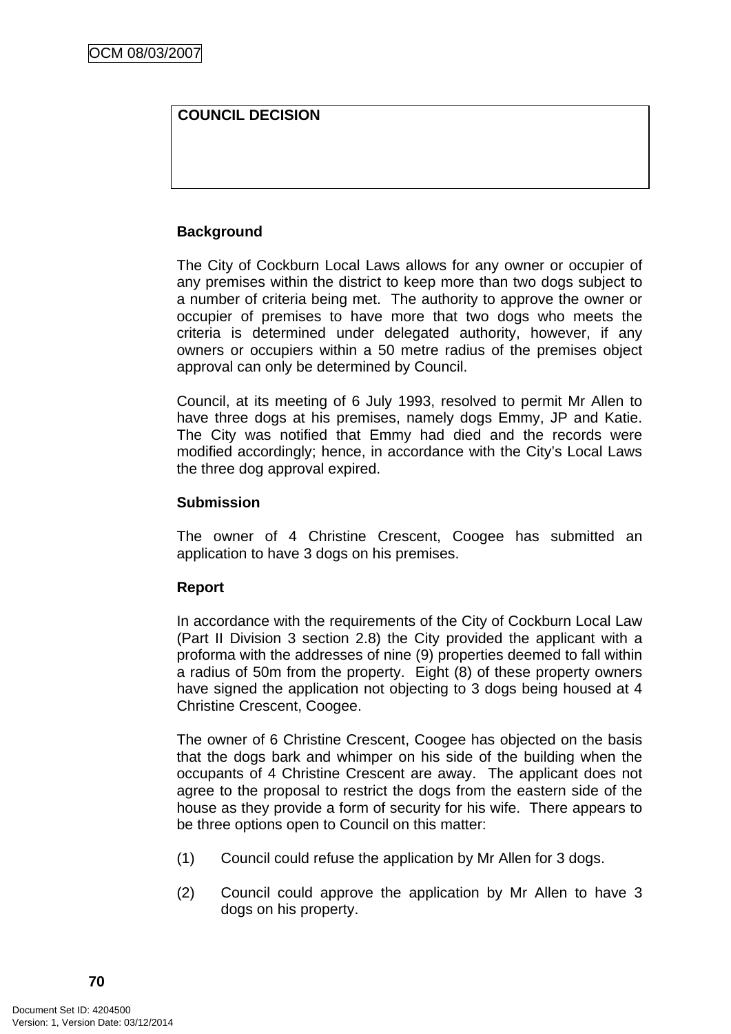| COUNCIL DECISION |
|---|
| |

**Background**

The City of Cockburn Local Laws allows for any owner or occupier of any premises within the district to keep more than two dogs subject to a number of criteria being met. The authority to approve the owner or occupier of premises to have more that two dogs who meets the criteria is determined under delegated authority, however, if any owners or occupiers within a 50 metre radius of the premises object approval can only be determined by Council.

Council, at its meeting of 6 July 1993, resolved to permit Mr Allen to have three dogs at his premises, namely dogs Emmy, JP and Katie. The City was notified that Emmy had died and the records were modified accordingly; hence, in accordance with the City's Local Laws the three dog approval expired.

**Submission**

The owner of 4 Christine Crescent, Coogee has submitted an application to have 3 dogs on his premises.

**Report**

In accordance with the requirements of the City of Cockburn Local Law (Part II Division 3 section 2.8) the City provided the applicant with a proforma with the addresses of nine (9) properties deemed to fall within a radius of 50m from the property. Eight (8) of these property owners have signed the application not objecting to 3 dogs being housed at 4 Christine Crescent, Coogee.

The owner of 6 Christine Crescent, Coogee has objected on the basis that the dogs bark and whimper on his side of the building when the occupants of 4 Christine Crescent are away. The applicant does not agree to the proposal to restrict the dogs from the eastern side of the house as they provide a form of security for his wife. There appears to be three options open to Council on this matter:

(1) Council could refuse the application by Mr Allen for 3 dogs.

(2) Council could approve the application by Mr Allen to have 3 dogs on his property.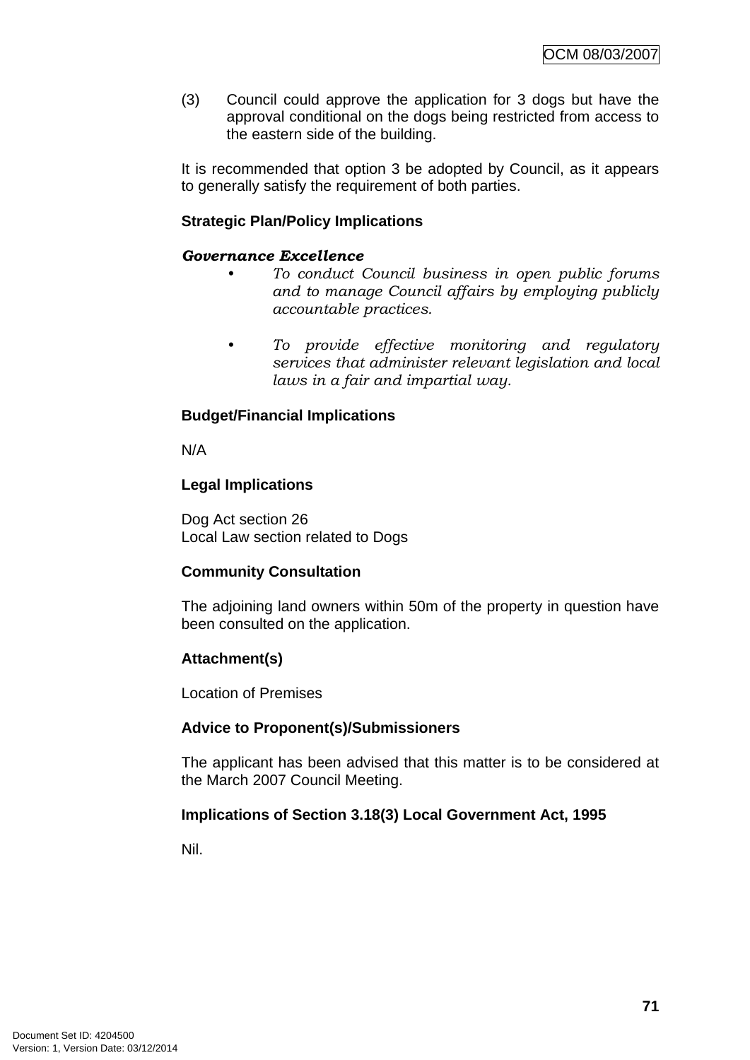(3) Council could approve the application for 3 dogs but have the approval conditional on the dogs being restricted from access to the eastern side of the building.

It is recommended that option 3 be adopted by Council, as it appears to generally satisfy the requirement of both parties.

**Strategic Plan/Policy Implications**

***Governance Excellence***

- *To conduct Council business in open public forums and to manage Council affairs by employing publicly accountable practices.*

- *To provide effective monitoring and regulatory services that administer relevant legislation and local laws in a fair and impartial way.*

**Budget/Financial Implications**

N/A

**Legal Implications**

Dog Act section 26
Local Law section related to Dogs

**Community Consultation**

The adjoining land owners within 50m of the property in question have been consulted on the application.

**Attachment(s)**

Location of Premises

**Advice to Proponent(s)/Submissioners**

The applicant has been advised that this matter is to be considered at the March 2007 Council Meeting.

**Implications of Section 3.18(3) Local Government Act, 1995**

Nil.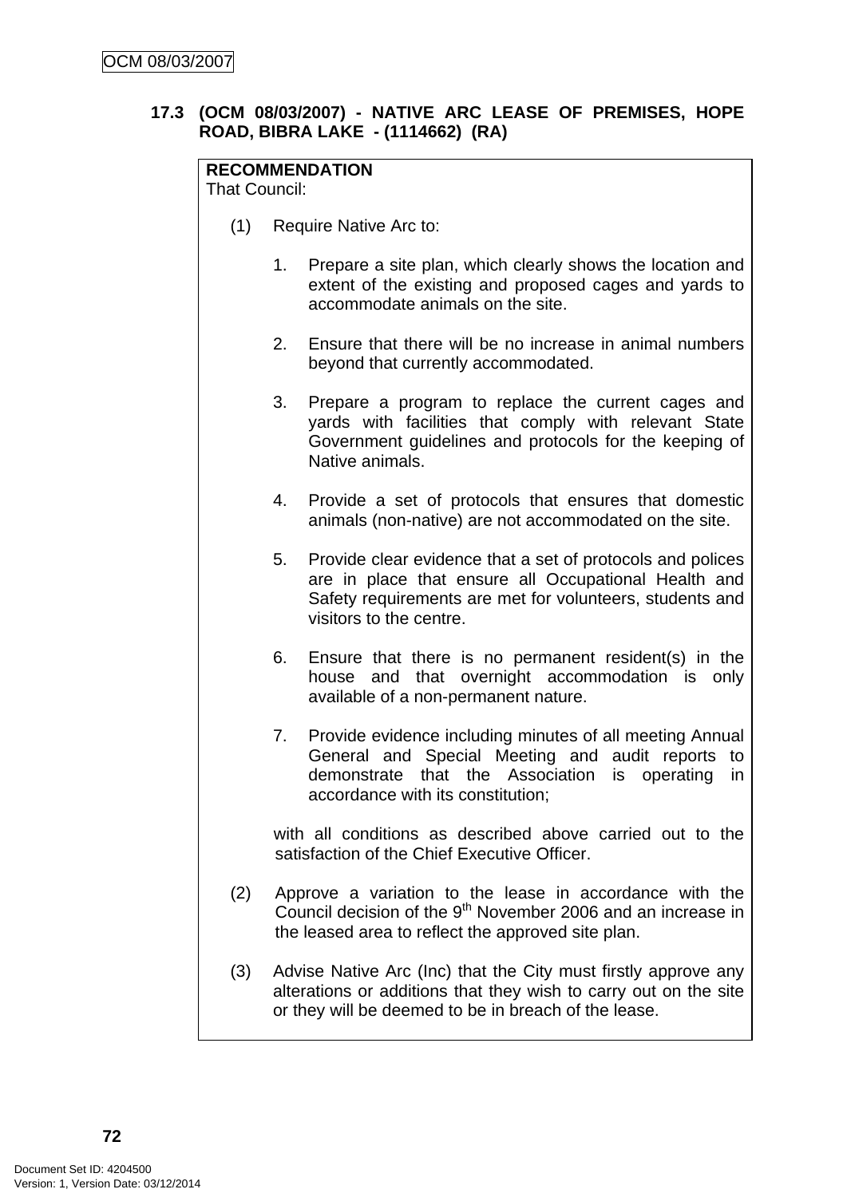### 17.3 (OCM 08/03/2007) - NATIVE ARC LEASE OF PREMISES, HOPE ROAD, BIBRA LAKE - (1114662) (RA)

**RECOMMENDATION**
That Council:

(1) Require Native Arc to:

1. Prepare a site plan, which clearly shows the location and extent of the existing and proposed cages and yards to accommodate animals on the site.

2. Ensure that there will be no increase in animal numbers beyond that currently accommodated.

3. Prepare a program to replace the current cages and yards with facilities that comply with relevant State Government guidelines and protocols for the keeping of Native animals.

4. Provide a set of protocols that ensures that domestic animals (non-native) are not accommodated on the site.

5. Provide clear evidence that a set of protocols and polices are in place that ensure all Occupational Health and Safety requirements are met for volunteers, students and visitors to the centre.

6. Ensure that there is no permanent resident(s) in the house and that overnight accommodation is only available of a non-permanent nature.

7. Provide evidence including minutes of all meeting Annual General and Special Meeting and audit reports to demonstrate that the Association is operating in accordance with its constitution;

with all conditions as described above carried out to the satisfaction of the Chief Executive Officer.

(2) Approve a variation to the lease in accordance with the Council decision of the 9th November 2006 and an increase in the leased area to reflect the approved site plan.

(3) Advise Native Arc (Inc) that the City must firstly approve any alterations or additions that they wish to carry out on the site or they will be deemed to be in breach of the lease.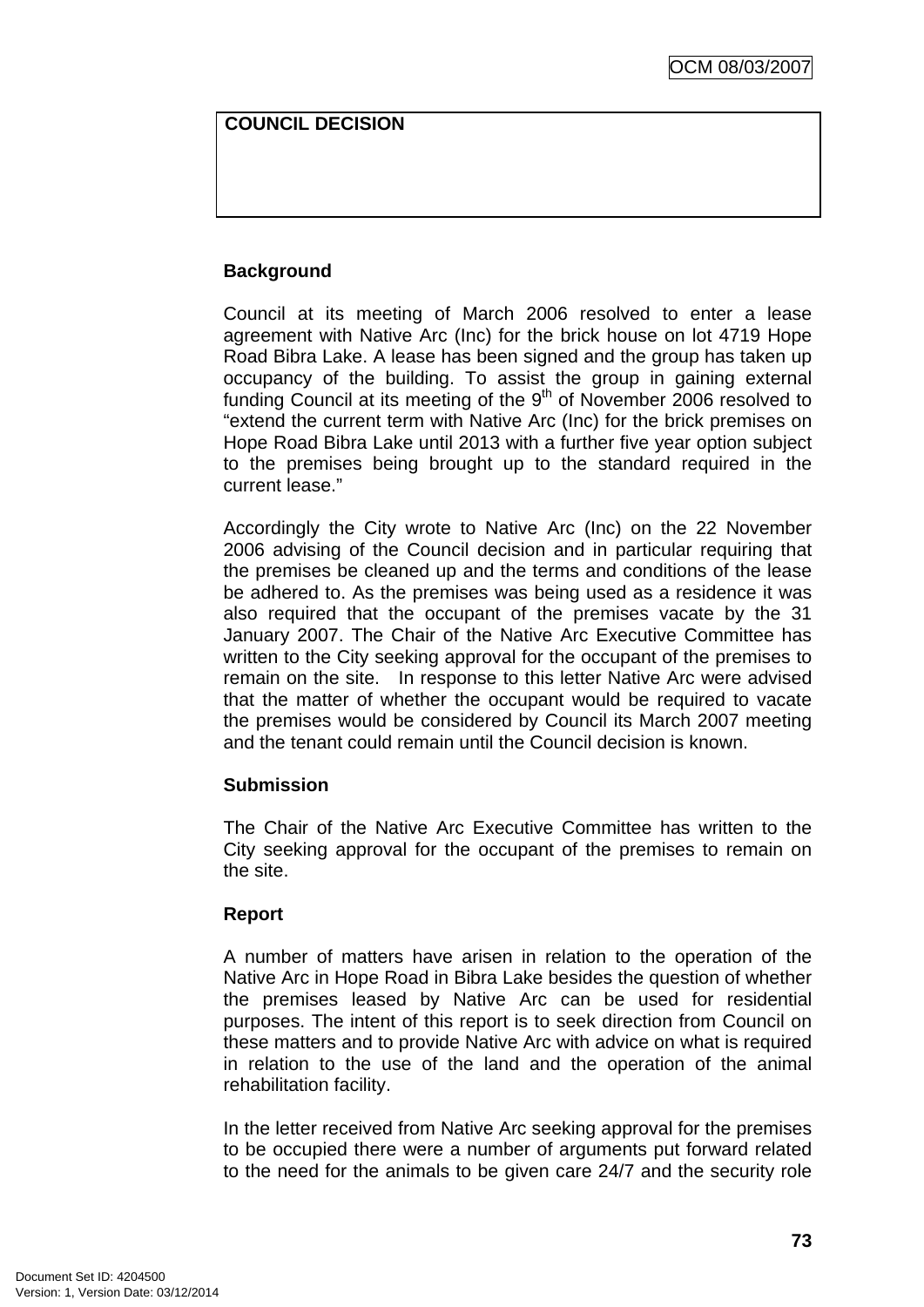| COUNCIL DECISION |
| --- |
| |

**Background**

Council at its meeting of March 2006 resolved to enter a lease agreement with Native Arc (Inc) for the brick house on lot 4719 Hope Road Bibra Lake. A lease has been signed and the group has taken up occupancy of the building. To assist the group in gaining external funding Council at its meeting of the 9th of November 2006 resolved to "extend the current term with Native Arc (Inc) for the brick premises on Hope Road Bibra Lake until 2013 with a further five year option subject to the premises being brought up to the standard required in the current lease."

Accordingly the City wrote to Native Arc (Inc) on the 22 November 2006 advising of the Council decision and in particular requiring that the premises be cleaned up and the terms and conditions of the lease be adhered to. As the premises was being used as a residence it was also required that the occupant of the premises vacate by the 31 January 2007. The Chair of the Native Arc Executive Committee has written to the City seeking approval for the occupant of the premises to remain on the site. In response to this letter Native Arc were advised that the matter of whether the occupant would be required to vacate the premises would be considered by Council its March 2007 meeting and the tenant could remain until the Council decision is known.

**Submission**

The Chair of the Native Arc Executive Committee has written to the City seeking approval for the occupant of the premises to remain on the site.

**Report**

A number of matters have arisen in relation to the operation of the Native Arc in Hope Road in Bibra Lake besides the question of whether the premises leased by Native Arc can be used for residential purposes. The intent of this report is to seek direction from Council on these matters and to provide Native Arc with advice on what is required in relation to the use of the land and the operation of the animal rehabilitation facility.

In the letter received from Native Arc seeking approval for the premises to be occupied there were a number of arguments put forward related to the need for the animals to be given care 24/7 and the security role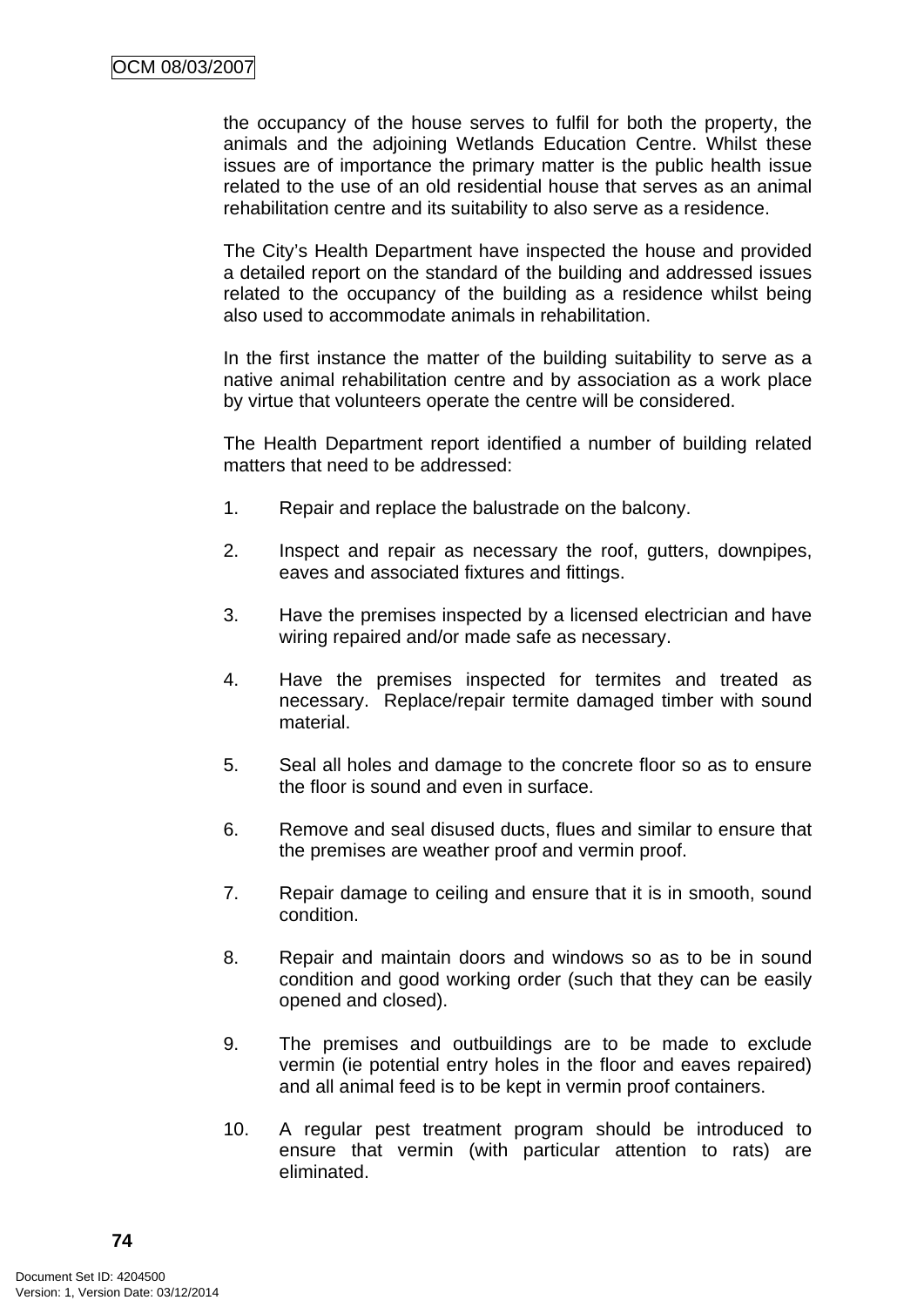the occupancy of the house serves to fulfil for both the property, the animals and the adjoining Wetlands Education Centre. Whilst these issues are of importance the primary matter is the public health issue related to the use of an old residential house that serves as an animal rehabilitation centre and its suitability to also serve as a residence.

The City's Health Department have inspected the house and provided a detailed report on the standard of the building and addressed issues related to the occupancy of the building as a residence whilst being also used to accommodate animals in rehabilitation.

In the first instance the matter of the building suitability to serve as a native animal rehabilitation centre and by association as a work place by virtue that volunteers operate the centre will be considered.

The Health Department report identified a number of building related matters that need to be addressed:

1. Repair and replace the balustrade on the balcony.

2. Inspect and repair as necessary the roof, gutters, downpipes, eaves and associated fixtures and fittings.

3. Have the premises inspected by a licensed electrician and have wiring repaired and/or made safe as necessary.

4. Have the premises inspected for termites and treated as necessary. Replace/repair termite damaged timber with sound material.

5. Seal all holes and damage to the concrete floor so as to ensure the floor is sound and even in surface.

6. Remove and seal disused ducts, flues and similar to ensure that the premises are weather proof and vermin proof.

7. Repair damage to ceiling and ensure that it is in smooth, sound condition.

8. Repair and maintain doors and windows so as to be in sound condition and good working order (such that they can be easily opened and closed).

9. The premises and outbuildings are to be made to exclude vermin (ie potential entry holes in the floor and eaves repaired) and all animal feed is to be kept in vermin proof containers.

10. A regular pest treatment program should be introduced to ensure that vermin (with particular attention to rats) are eliminated.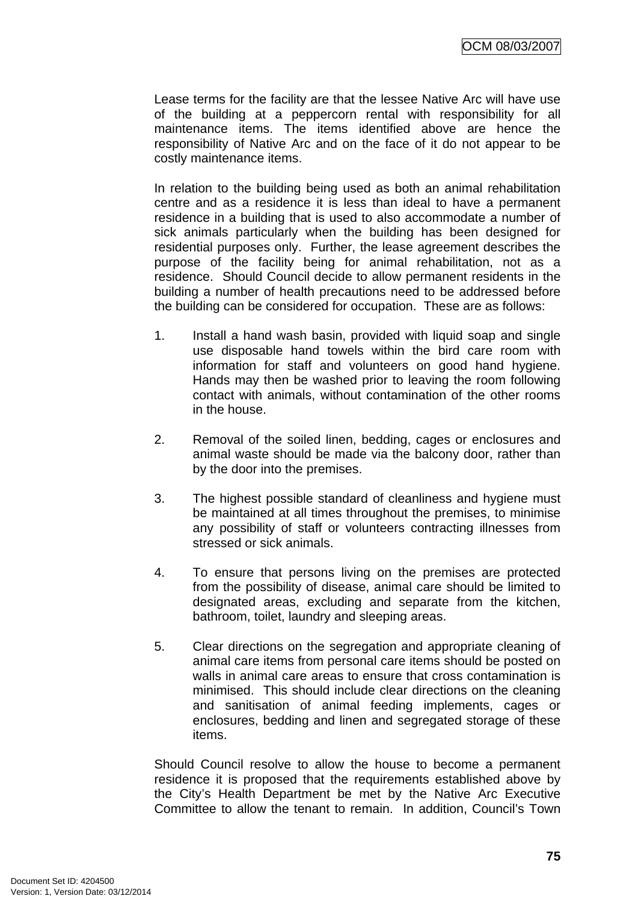Lease terms for the facility are that the lessee Native Arc will have use of the building at a peppercorn rental with responsibility for all maintenance items. The items identified above are hence the responsibility of Native Arc and on the face of it do not appear to be costly maintenance items.

In relation to the building being used as both an animal rehabilitation centre and as a residence it is less than ideal to have a permanent residence in a building that is used to also accommodate a number of sick animals particularly when the building has been designed for residential purposes only. Further, the lease agreement describes the purpose of the facility being for animal rehabilitation, not as a residence. Should Council decide to allow permanent residents in the building a number of health precautions need to be addressed before the building can be considered for occupation. These are as follows:

1. Install a hand wash basin, provided with liquid soap and single use disposable hand towels within the bird care room with information for staff and volunteers on good hand hygiene. Hands may then be washed prior to leaving the room following contact with animals, without contamination of the other rooms in the house.

2. Removal of the soiled linen, bedding, cages or enclosures and animal waste should be made via the balcony door, rather than by the door into the premises.

3. The highest possible standard of cleanliness and hygiene must be maintained at all times throughout the premises, to minimise any possibility of staff or volunteers contracting illnesses from stressed or sick animals.

4. To ensure that persons living on the premises are protected from the possibility of disease, animal care should be limited to designated areas, excluding and separate from the kitchen, bathroom, toilet, laundry and sleeping areas.

5. Clear directions on the segregation and appropriate cleaning of animal care items from personal care items should be posted on walls in animal care areas to ensure that cross contamination is minimised. This should include clear directions on the cleaning and sanitisation of animal feeding implements, cages or enclosures, bedding and linen and segregated storage of these items.

Should Council resolve to allow the house to become a permanent residence it is proposed that the requirements established above by the City's Health Department be met by the Native Arc Executive Committee to allow the tenant to remain. In addition, Council's Town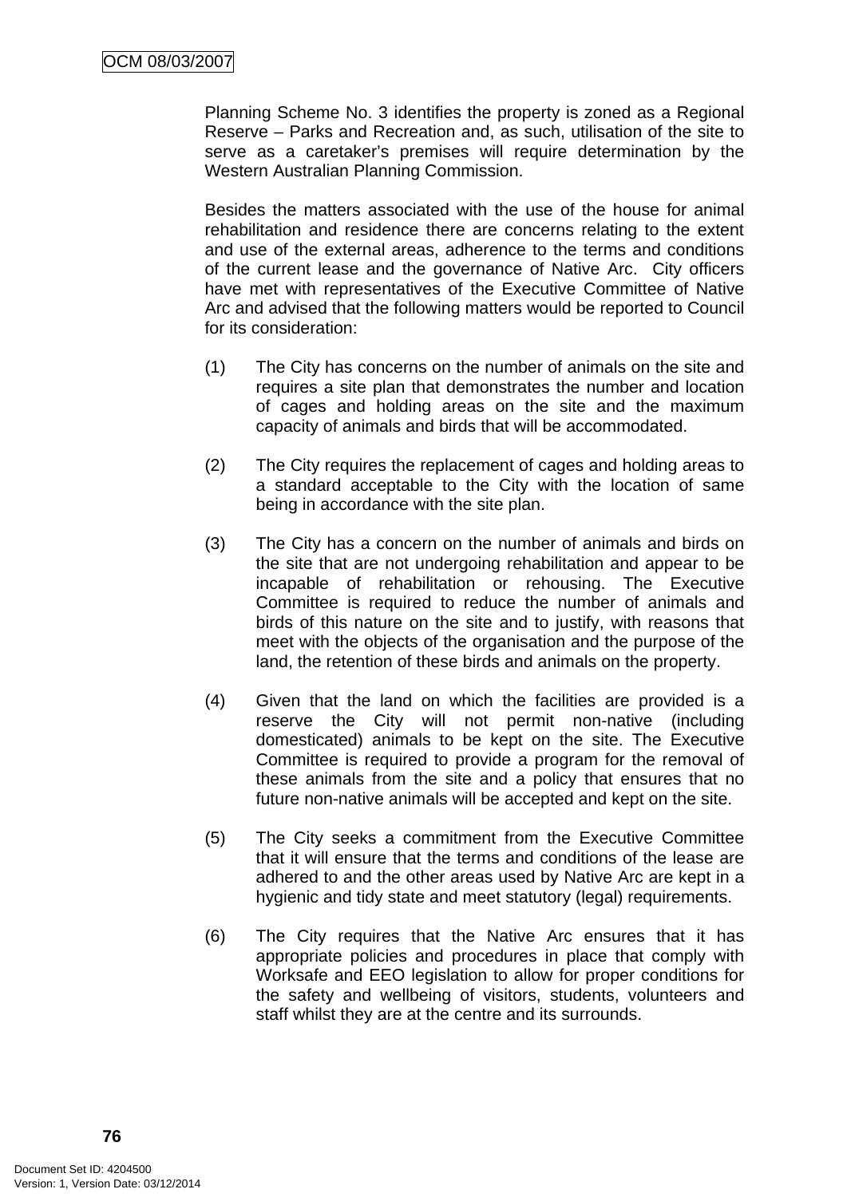Planning Scheme No. 3 identifies the property is zoned as a Regional Reserve – Parks and Recreation and, as such, utilisation of the site to serve as a caretaker's premises will require determination by the Western Australian Planning Commission.

Besides the matters associated with the use of the house for animal rehabilitation and residence there are concerns relating to the extent and use of the external areas, adherence to the terms and conditions of the current lease and the governance of Native Arc. City officers have met with representatives of the Executive Committee of Native Arc and advised that the following matters would be reported to Council for its consideration:

(1) The City has concerns on the number of animals on the site and requires a site plan that demonstrates the number and location of cages and holding areas on the site and the maximum capacity of animals and birds that will be accommodated.

(2) The City requires the replacement of cages and holding areas to a standard acceptable to the City with the location of same being in accordance with the site plan.

(3) The City has a concern on the number of animals and birds on the site that are not undergoing rehabilitation and appear to be incapable of rehabilitation or rehousing. The Executive Committee is required to reduce the number of animals and birds of this nature on the site and to justify, with reasons that meet with the objects of the organisation and the purpose of the land, the retention of these birds and animals on the property.

(4) Given that the land on which the facilities are provided is a reserve the City will not permit non-native (including domesticated) animals to be kept on the site. The Executive Committee is required to provide a program for the removal of these animals from the site and a policy that ensures that no future non-native animals will be accepted and kept on the site.

(5) The City seeks a commitment from the Executive Committee that it will ensure that the terms and conditions of the lease are adhered to and the other areas used by Native Arc are kept in a hygienic and tidy state and meet statutory (legal) requirements.

(6) The City requires that the Native Arc ensures that it has appropriate policies and procedures in place that comply with Worksafe and EEO legislation to allow for proper conditions for the safety and wellbeing of visitors, students, volunteers and staff whilst they are at the centre and its surrounds.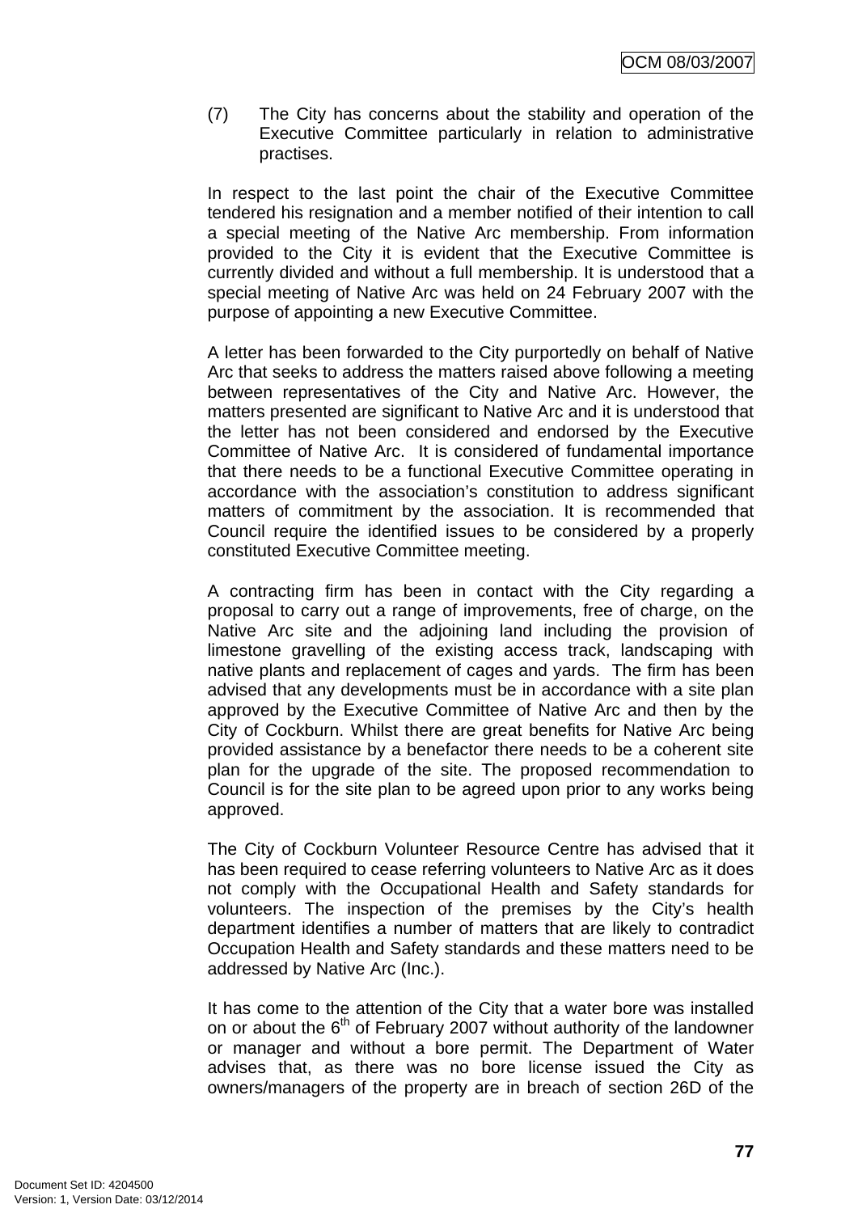(7) The City has concerns about the stability and operation of the Executive Committee particularly in relation to administrative practises.

In respect to the last point the chair of the Executive Committee tendered his resignation and a member notified of their intention to call a special meeting of the Native Arc membership. From information provided to the City it is evident that the Executive Committee is currently divided and without a full membership. It is understood that a special meeting of Native Arc was held on 24 February 2007 with the purpose of appointing a new Executive Committee.

A letter has been forwarded to the City purportedly on behalf of Native Arc that seeks to address the matters raised above following a meeting between representatives of the City and Native Arc. However, the matters presented are significant to Native Arc and it is understood that the letter has not been considered and endorsed by the Executive Committee of Native Arc. It is considered of fundamental importance that there needs to be a functional Executive Committee operating in accordance with the association's constitution to address significant matters of commitment by the association. It is recommended that Council require the identified issues to be considered by a properly constituted Executive Committee meeting.

A contracting firm has been in contact with the City regarding a proposal to carry out a range of improvements, free of charge, on the Native Arc site and the adjoining land including the provision of limestone gravelling of the existing access track, landscaping with native plants and replacement of cages and yards. The firm has been advised that any developments must be in accordance with a site plan approved by the Executive Committee of Native Arc and then by the City of Cockburn. Whilst there are great benefits for Native Arc being provided assistance by a benefactor there needs to be a coherent site plan for the upgrade of the site. The proposed recommendation to Council is for the site plan to be agreed upon prior to any works being approved.

The City of Cockburn Volunteer Resource Centre has advised that it has been required to cease referring volunteers to Native Arc as it does not comply with the Occupational Health and Safety standards for volunteers. The inspection of the premises by the City's health department identifies a number of matters that are likely to contradict Occupation Health and Safety standards and these matters need to be addressed by Native Arc (Inc.).

It has come to the attention of the City that a water bore was installed on or about the 6th of February 2007 without authority of the landowner or manager and without a bore permit. The Department of Water advises that, as there was no bore license issued the City as owners/managers of the property are in breach of section 26D of the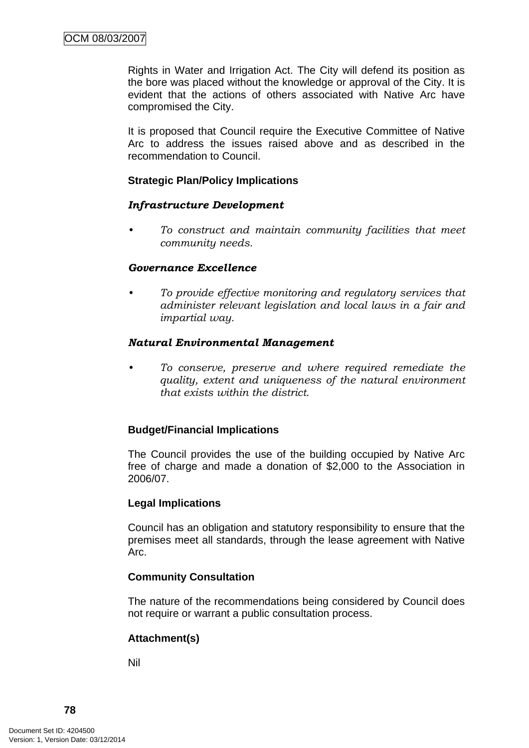Rights in Water and Irrigation Act. The City will defend its position as the bore was placed without the knowledge or approval of the City. It is evident that the actions of others associated with Native Arc have compromised the City.

It is proposed that Council require the Executive Committee of Native Arc to address the issues raised above and as described in the recommendation to Council.

**Strategic Plan/Policy Implications**

***Infrastructure Development***

- *To construct and maintain community facilities that meet community needs.*

***Governance Excellence***

- *To provide effective monitoring and regulatory services that administer relevant legislation and local laws in a fair and impartial way.*

***Natural Environmental Management***

- *To conserve, preserve and where required remediate the quality, extent and uniqueness of the natural environment that exists within the district.*

**Budget/Financial Implications**

The Council provides the use of the building occupied by Native Arc free of charge and made a donation of $2,000 to the Association in 2006/07.

**Legal Implications**

Council has an obligation and statutory responsibility to ensure that the premises meet all standards, through the lease agreement with Native Arc.

**Community Consultation**

The nature of the recommendations being considered by Council does not require or warrant a public consultation process.

**Attachment(s)**

Nil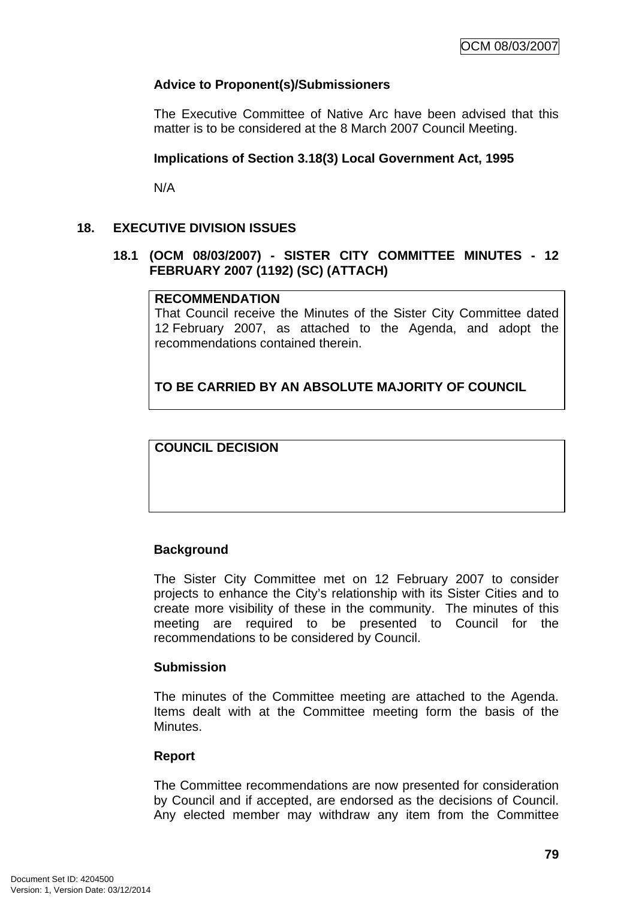**Advice to Proponent(s)/Submissioners**

The Executive Committee of Native Arc have been advised that this matter is to be considered at the 8 March 2007 Council Meeting.

**Implications of Section 3.18(3) Local Government Act, 1995**

N/A

## 18. EXECUTIVE DIVISION ISSUES

### 18.1 (OCM 08/03/2007) - SISTER CITY COMMITTEE MINUTES - 12 FEBRUARY 2007 (1192) (SC) (ATTACH)

**RECOMMENDATION**

That Council receive the Minutes of the Sister City Committee dated 12 February 2007, as attached to the Agenda, and adopt the recommendations contained therein.

**TO BE CARRIED BY AN ABSOLUTE MAJORITY OF COUNCIL**

**COUNCIL DECISION**

**Background**

The Sister City Committee met on 12 February 2007 to consider projects to enhance the City's relationship with its Sister Cities and to create more visibility of these in the community. The minutes of this meeting are required to be presented to Council for the recommendations to be considered by Council.

**Submission**

The minutes of the Committee meeting are attached to the Agenda. Items dealt with at the Committee meeting form the basis of the Minutes.

**Report**

The Committee recommendations are now presented for consideration by Council and if accepted, are endorsed as the decisions of Council. Any elected member may withdraw any item from the Committee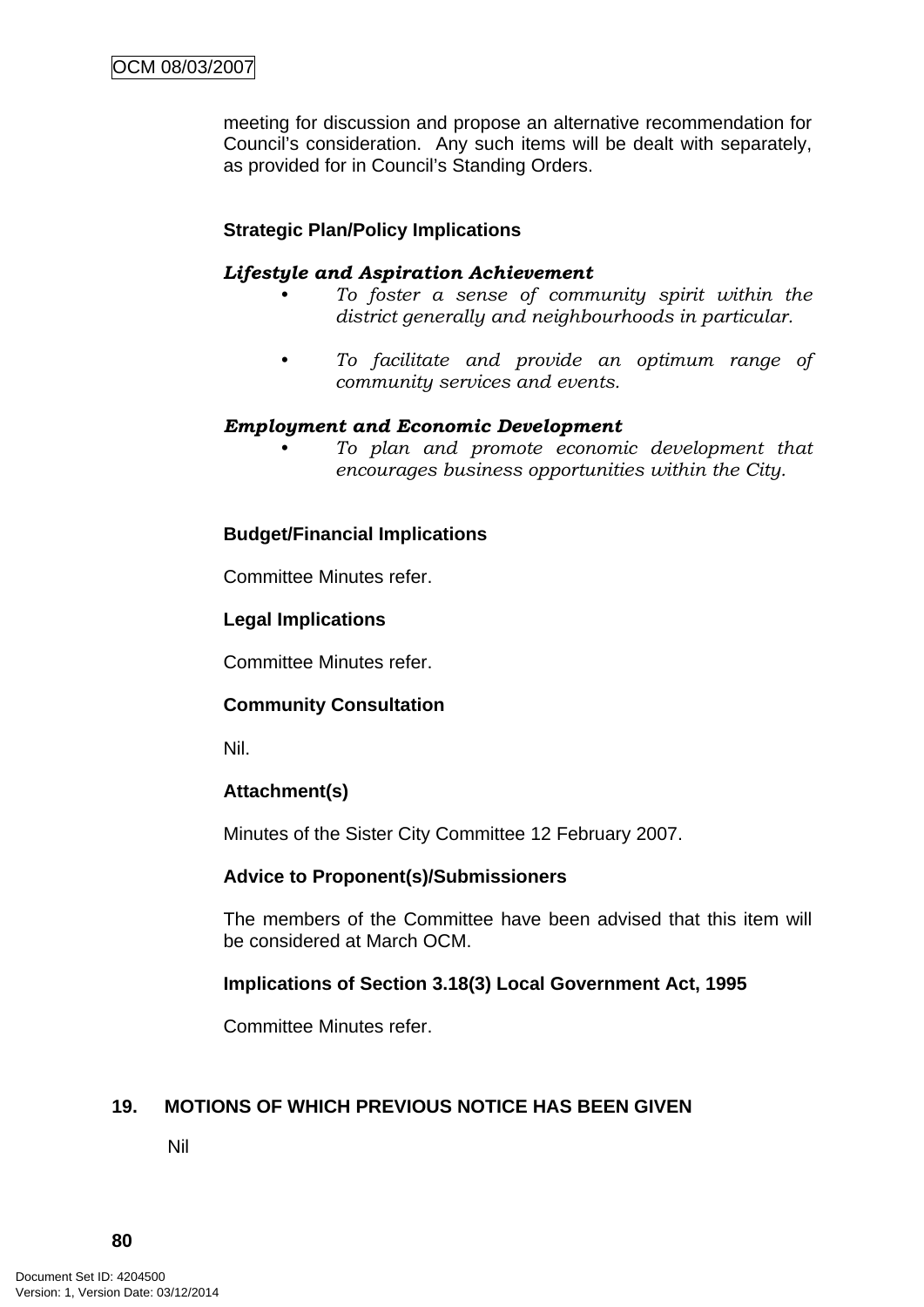meeting for discussion and propose an alternative recommendation for Council's consideration. Any such items will be dealt with separately, as provided for in Council's Standing Orders.

**Strategic Plan/Policy Implications**

***Lifestyle and Aspiration Achievement***

- *To foster a sense of community spirit within the district generally and neighbourhoods in particular.*
- *To facilitate and provide an optimum range of community services and events.*

***Employment and Economic Development***

- *To plan and promote economic development that encourages business opportunities within the City.*

**Budget/Financial Implications**

Committee Minutes refer.

**Legal Implications**

Committee Minutes refer.

**Community Consultation**

Nil.

**Attachment(s)**

Minutes of the Sister City Committee 12 February 2007.

**Advice to Proponent(s)/Submissioners**

The members of the Committee have been advised that this item will be considered at March OCM.

**Implications of Section 3.18(3) Local Government Act, 1995**

Committee Minutes refer.

## 19. MOTIONS OF WHICH PREVIOUS NOTICE HAS BEEN GIVEN

Nil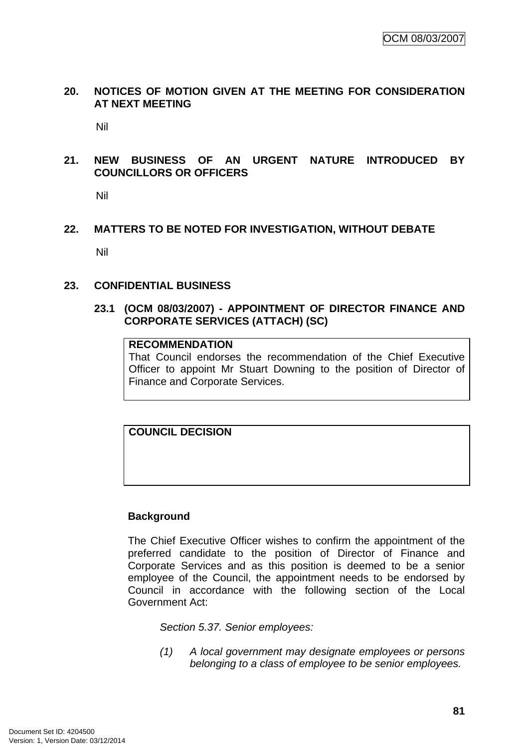## 20. NOTICES OF MOTION GIVEN AT THE MEETING FOR CONSIDERATION AT NEXT MEETING

Nil

## 21. NEW BUSINESS OF AN URGENT NATURE INTRODUCED BY COUNCILLORS OR OFFICERS

Nil

## 22. MATTERS TO BE NOTED FOR INVESTIGATION, WITHOUT DEBATE

Nil

## 23. CONFIDENTIAL BUSINESS

### 23.1 (OCM 08/03/2007) - APPOINTMENT OF DIRECTOR FINANCE AND CORPORATE SERVICES (ATTACH) (SC)

**RECOMMENDATION**
That Council endorses the recommendation of the Chief Executive Officer to appoint Mr Stuart Downing to the position of Director of Finance and Corporate Services.

**COUNCIL DECISION**

**Background**

The Chief Executive Officer wishes to confirm the appointment of the preferred candidate to the position of Director of Finance and Corporate Services and as this position is deemed to be a senior employee of the Council, the appointment needs to be endorsed by Council in accordance with the following section of the Local Government Act:

*Section 5.37. Senior employees:*

*(1) A local government may designate employees or persons belonging to a class of employee to be senior employees.*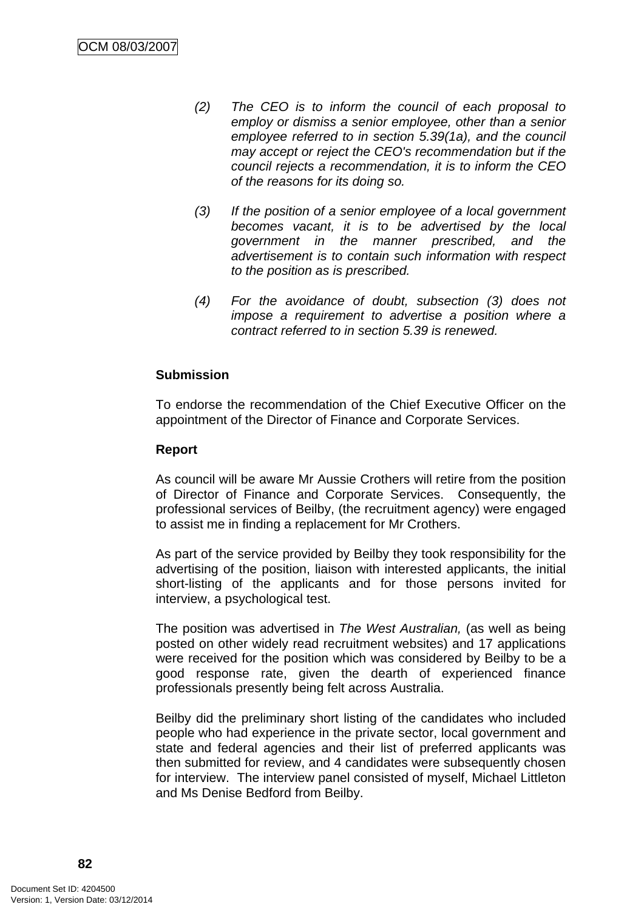*(2) The CEO is to inform the council of each proposal to employ or dismiss a senior employee, other than a senior employee referred to in section 5.39(1a), and the council may accept or reject the CEO's recommendation but if the council rejects a recommendation, it is to inform the CEO of the reasons for its doing so.*

*(3) If the position of a senior employee of a local government becomes vacant, it is to be advertised by the local government in the manner prescribed, and the advertisement is to contain such information with respect to the position as is prescribed.*

*(4) For the avoidance of doubt, subsection (3) does not impose a requirement to advertise a position where a contract referred to in section 5.39 is renewed.*

**Submission**

To endorse the recommendation of the Chief Executive Officer on the appointment of the Director of Finance and Corporate Services.

**Report**

As council will be aware Mr Aussie Crothers will retire from the position of Director of Finance and Corporate Services. Consequently, the professional services of Beilby, (the recruitment agency) were engaged to assist me in finding a replacement for Mr Crothers.

As part of the service provided by Beilby they took responsibility for the advertising of the position, liaison with interested applicants, the initial short-listing of the applicants and for those persons invited for interview, a psychological test.

The position was advertised in *The West Australian,* (as well as being posted on other widely read recruitment websites) and 17 applications were received for the position which was considered by Beilby to be a good response rate, given the dearth of experienced finance professionals presently being felt across Australia.

Beilby did the preliminary short listing of the candidates who included people who had experience in the private sector, local government and state and federal agencies and their list of preferred applicants was then submitted for review, and 4 candidates were subsequently chosen for interview. The interview panel consisted of myself, Michael Littleton and Ms Denise Bedford from Beilby.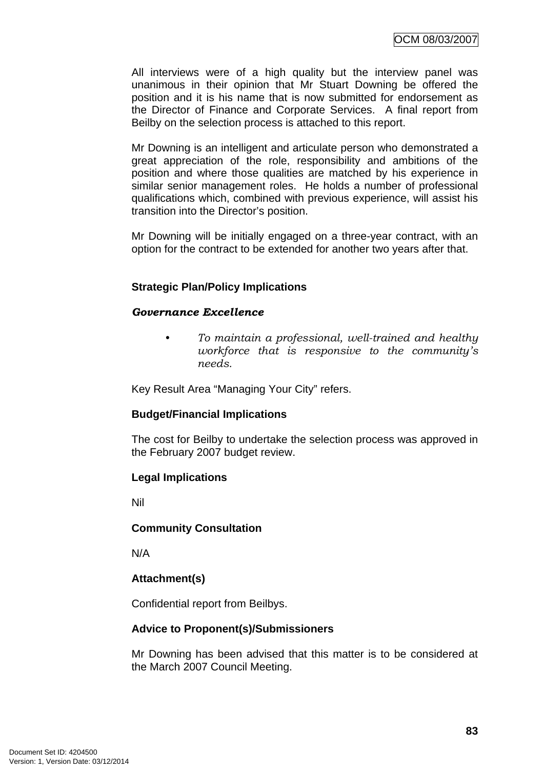All interviews were of a high quality but the interview panel was unanimous in their opinion that Mr Stuart Downing be offered the position and it is his name that is now submitted for endorsement as the Director of Finance and Corporate Services. A final report from Beilby on the selection process is attached to this report.

Mr Downing is an intelligent and articulate person who demonstrated a great appreciation of the role, responsibility and ambitions of the position and where those qualities are matched by his experience in similar senior management roles. He holds a number of professional qualifications which, combined with previous experience, will assist his transition into the Director's position.

Mr Downing will be initially engaged on a three-year contract, with an option for the contract to be extended for another two years after that.

**Strategic Plan/Policy Implications**

***Governance Excellence***

- *To maintain a professional, well-trained and healthy workforce that is responsive to the community's needs.*

Key Result Area "Managing Your City" refers.

**Budget/Financial Implications**

The cost for Beilby to undertake the selection process was approved in the February 2007 budget review.

**Legal Implications**

Nil

**Community Consultation**

N/A

**Attachment(s)**

Confidential report from Beilbys.

**Advice to Proponent(s)/Submissioners**

Mr Downing has been advised that this matter is to be considered at the March 2007 Council Meeting.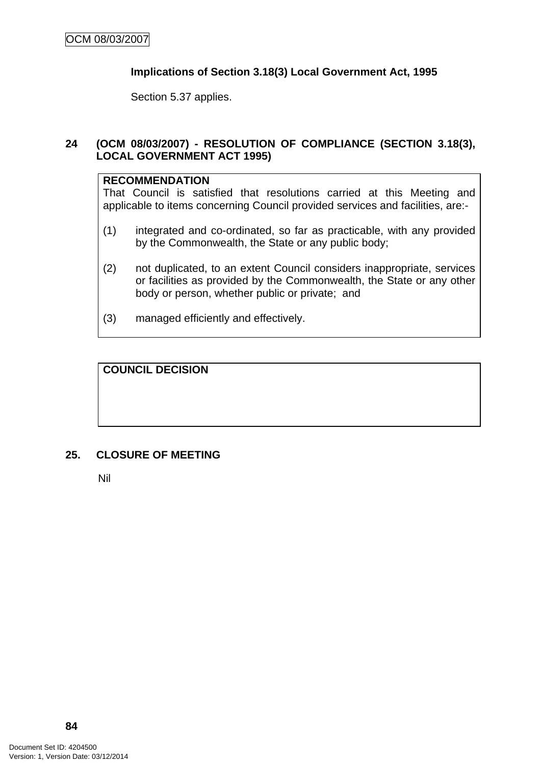**Implications of Section 3.18(3) Local Government Act, 1995**

Section 5.37 applies.

## 24 (OCM 08/03/2007) - RESOLUTION OF COMPLIANCE (SECTION 3.18(3), LOCAL GOVERNMENT ACT 1995)

**RECOMMENDATION**

That Council is satisfied that resolutions carried at this Meeting and applicable to items concerning Council provided services and facilities, are:-

(1) integrated and co-ordinated, so far as practicable, with any provided by the Commonwealth, the State or any public body;

(2) not duplicated, to an extent Council considers inappropriate, services or facilities as provided by the Commonwealth, the State or any other body or person, whether public or private; and

(3) managed efficiently and effectively.

**COUNCIL DECISION**

## 25. CLOSURE OF MEETING

Nil

Document Set ID: 4204500
Version: 1, Version Date: 03/12/2014